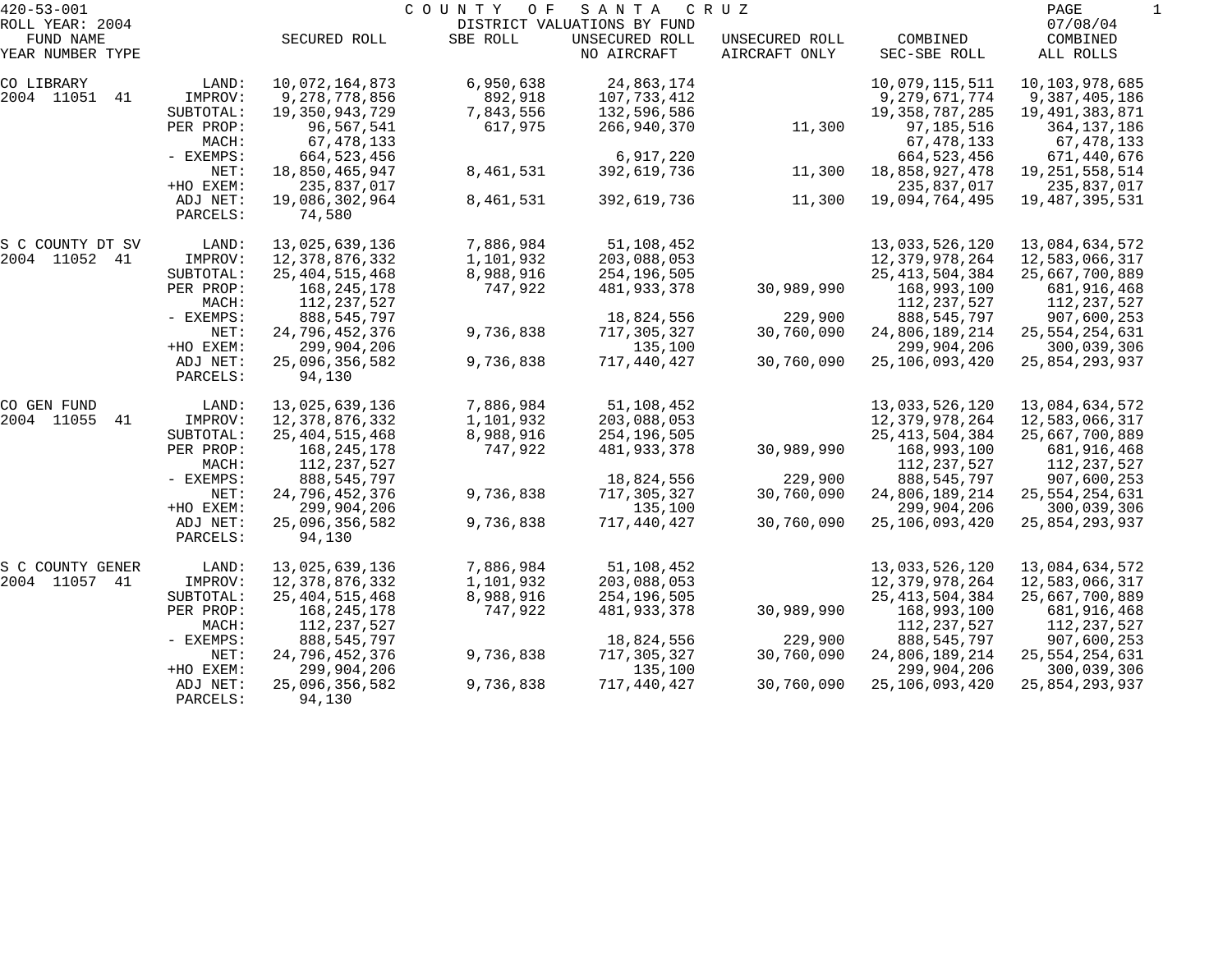420-53-001 COUNTY OF SANTA CRUZ
ROLL YEAR: 2004 DISTRICT VALUATIONS BY FUND 07/08/04

| FUND NAME YEAR NUMBER TYPE | | SECURED ROLL | SBE ROLL | UNSECURED ROLL NO AIRCRAFT | UNSECURED ROLL AIRCRAFT ONLY | COMBINED SEC-SBE ROLL | COMBINED ALL ROLLS |
|---|---|---|---|---|---|---|---|
| CO LIBRARY | LAND: | 10,072,164,873 | 6,950,638 | 24,863,174 | | 10,079,115,511 | 10,103,978,685 |
| 2004 11051 41 | IMPROV: | 9,278,778,856 | 892,918 | 107,733,412 | | 9,279,671,774 | 9,387,405,186 |
| | SUBTOTAL: | 19,350,943,729 | 7,843,556 | 132,596,586 | | 19,358,787,285 | 19,491,383,871 |
| | PER PROP: | 96,567,541 | 617,975 | 266,940,370 | 11,300 | 97,185,516 | 364,137,186 |
| | MACH: | 67,478,133 | | | | 67,478,133 | 67,478,133 |
| | - EXEMPS: | 664,523,456 | | 6,917,220 | | 664,523,456 | 671,440,676 |
| | NET: | 18,850,465,947 | 8,461,531 | 392,619,736 | 11,300 | 18,858,927,478 | 19,251,558,514 |
| | +HO EXEM: | 235,837,017 | | | | 235,837,017 | 235,837,017 |
| | ADJ NET: | 19,086,302,964 | 8,461,531 | 392,619,736 | 11,300 | 19,094,764,495 | 19,487,395,531 |
| | PARCELS: | 74,580 | | | | | |
| S C COUNTY DT SV | LAND: | 13,025,639,136 | 7,886,984 | 51,108,452 | | 13,033,526,120 | 13,084,634,572 |
| 2004 11052 41 | IMPROV: | 12,378,876,332 | 1,101,932 | 203,088,053 | | 12,379,978,264 | 12,583,066,317 |
| | SUBTOTAL: | 25,404,515,468 | 8,988,916 | 254,196,505 | | 25,413,504,384 | 25,667,700,889 |
| | PER PROP: | 168,245,178 | 747,922 | 481,933,378 | 30,989,990 | 168,993,100 | 681,916,468 |
| | MACH: | 112,237,527 | | | | 112,237,527 | 112,237,527 |
| | - EXEMPS: | 888,545,797 | | 18,824,556 | 229,900 | 888,545,797 | 907,600,253 |
| | NET: | 24,796,452,376 | 9,736,838 | 717,305,327 | 30,760,090 | 24,806,189,214 | 25,554,254,631 |
| | +HO EXEM: | 299,904,206 | | 135,100 | | 299,904,206 | 300,039,306 |
| | ADJ NET: | 25,096,356,582 | 9,736,838 | 717,440,427 | 30,760,090 | 25,106,093,420 | 25,854,293,937 |
| | PARCELS: | 94,130 | | | | | |
| CO GEN FUND | LAND: | 13,025,639,136 | 7,886,984 | 51,108,452 | | 13,033,526,120 | 13,084,634,572 |
| 2004 11055 41 | IMPROV: | 12,378,876,332 | 1,101,932 | 203,088,053 | | 12,379,978,264 | 12,583,066,317 |
| | SUBTOTAL: | 25,404,515,468 | 8,988,916 | 254,196,505 | | 25,413,504,384 | 25,667,700,889 |
| | PER PROP: | 168,245,178 | 747,922 | 481,933,378 | 30,989,990 | 168,993,100 | 681,916,468 |
| | MACH: | 112,237,527 | | | | 112,237,527 | 112,237,527 |
| | - EXEMPS: | 888,545,797 | | 18,824,556 | 229,900 | 888,545,797 | 907,600,253 |
| | NET: | 24,796,452,376 | 9,736,838 | 717,305,327 | 30,760,090 | 24,806,189,214 | 25,554,254,631 |
| | +HO EXEM: | 299,904,206 | | 135,100 | | 299,904,206 | 300,039,306 |
| | ADJ NET: | 25,096,356,582 | 9,736,838 | 717,440,427 | 30,760,090 | 25,106,093,420 | 25,854,293,937 |
| | PARCELS: | 94,130 | | | | | |
| S C COUNTY GENER | LAND: | 13,025,639,136 | 7,886,984 | 51,108,452 | | 13,033,526,120 | 13,084,634,572 |
| 2004 11057 41 | IMPROV: | 12,378,876,332 | 1,101,932 | 203,088,053 | | 12,379,978,264 | 12,583,066,317 |
| | SUBTOTAL: | 25,404,515,468 | 8,988,916 | 254,196,505 | | 25,413,504,384 | 25,667,700,889 |
| | PER PROP: | 168,245,178 | 747,922 | 481,933,378 | 30,989,990 | 168,993,100 | 681,916,468 |
| | MACH: | 112,237,527 | | | | 112,237,527 | 112,237,527 |
| | - EXEMPS: | 888,545,797 | | 18,824,556 | 229,900 | 888,545,797 | 907,600,253 |
| | NET: | 24,796,452,376 | 9,736,838 | 717,305,327 | 30,760,090 | 24,806,189,214 | 25,554,254,631 |
| | +HO EXEM: | 299,904,206 | | 135,100 | | 299,904,206 | 300,039,306 |
| | ADJ NET: | 25,096,356,582 | 9,736,838 | 717,440,427 | 30,760,090 | 25,106,093,420 | 25,854,293,937 |
| | PARCELS: | 94,130 | | | | | |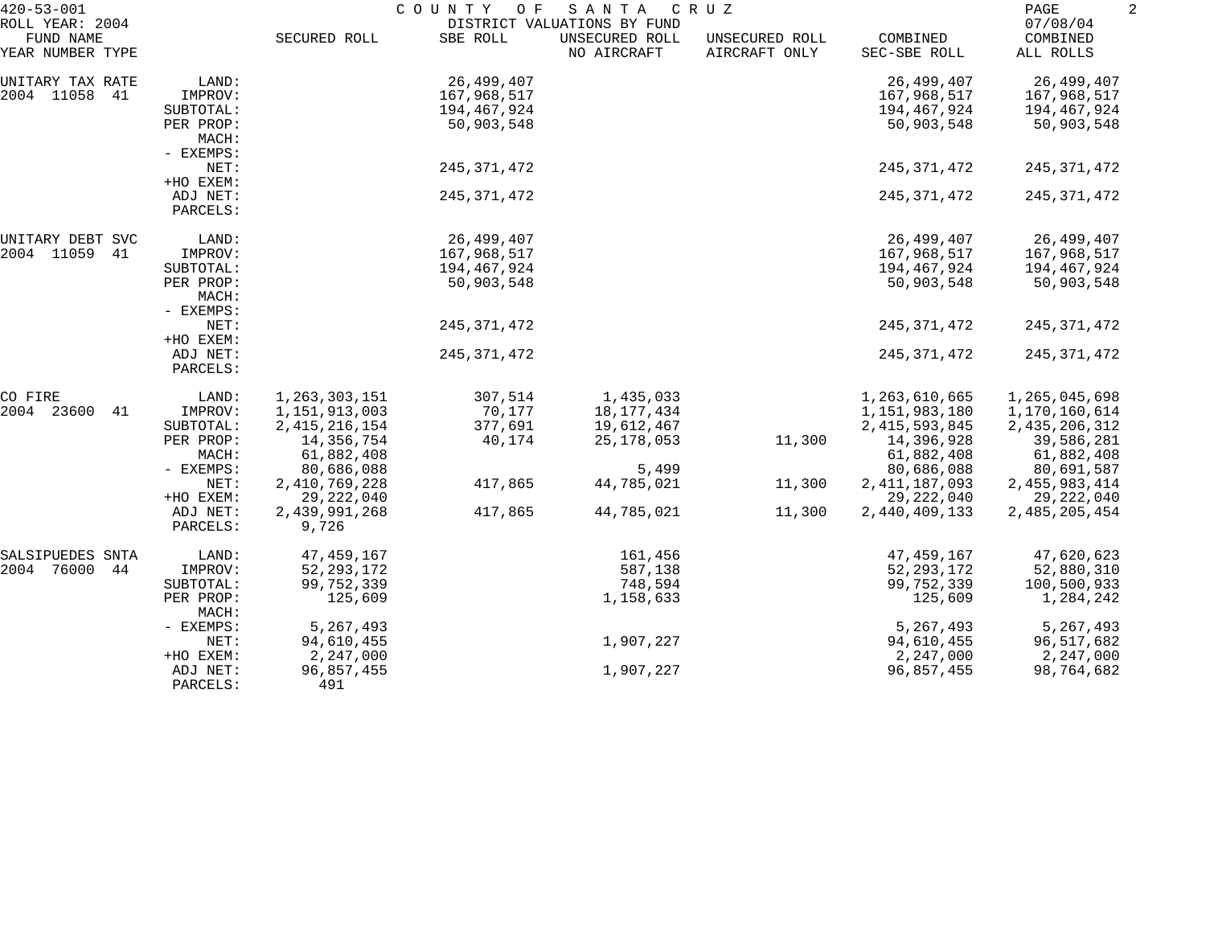420-53-001 COUNTY OF SANTA CRUZ

ROLL YEAR: 2004 DISTRICT VALUATIONS BY FUND 07/08/04

| FUND NAME YEAR NUMBER TYPE | | SECURED ROLL | SBE ROLL | UNSECURED ROLL NO AIRCRAFT | UNSECURED ROLL AIRCRAFT ONLY | COMBINED SEC-SBE ROLL | COMBINED ALL ROLLS |
|---|---|---|---|---|---|---|---|
| UNITARY TAX RATE | LAND: | | 26,499,407 | | | 26,499,407 | 26,499,407 |
| 2004 11058 41 | IMPROV: | | 167,968,517 | | | 167,968,517 | 167,968,517 |
| | SUBTOTAL: | | 194,467,924 | | | 194,467,924 | 194,467,924 |
| | PER PROP: | | 50,903,548 | | | 50,903,548 | 50,903,548 |
| | MACH: | | | | | | |
| | - EXEMPS: | | | | | | |
| | NET: | | 245,371,472 | | | 245,371,472 | 245,371,472 |
| | +HO EXEM: | | | | | | |
| | ADJ NET: | | 245,371,472 | | | 245,371,472 | 245,371,472 |
| | PARCELS: | | | | | | |
| UNITARY DEBT SVC | LAND: | | 26,499,407 | | | 26,499,407 | 26,499,407 |
| 2004 11059 41 | IMPROV: | | 167,968,517 | | | 167,968,517 | 167,968,517 |
| | SUBTOTAL: | | 194,467,924 | | | 194,467,924 | 194,467,924 |
| | PER PROP: | | 50,903,548 | | | 50,903,548 | 50,903,548 |
| | MACH: | | | | | | |
| | - EXEMPS: | | | | | | |
| | NET: | | 245,371,472 | | | 245,371,472 | 245,371,472 |
| | +HO EXEM: | | | | | | |
| | ADJ NET: | | 245,371,472 | | | 245,371,472 | 245,371,472 |
| | PARCELS: | | | | | | |
| CO FIRE | LAND: | 1,263,303,151 | 307,514 | 1,435,033 | | 1,263,610,665 | 1,265,045,698 |
| 2004 23600 41 | IMPROV: | 1,151,913,003 | 70,177 | 18,177,434 | | 1,151,983,180 | 1,170,160,614 |
| | SUBTOTAL: | 2,415,216,154 | 377,691 | 19,612,467 | | 2,415,593,845 | 2,435,206,312 |
| | PER PROP: | 14,356,754 | 40,174 | 25,178,053 | 11,300 | 14,396,928 | 39,586,281 |
| | MACH: | 61,882,408 | | | | 61,882,408 | 61,882,408 |
| | - EXEMPS: | 80,686,088 | | 5,499 | | 80,686,088 | 80,691,587 |
| | NET: | 2,410,769,228 | 417,865 | 44,785,021 | 11,300 | 2,411,187,093 | 2,455,983,414 |
| | +HO EXEM: | 29,222,040 | | | | 29,222,040 | 29,222,040 |
| | ADJ NET: | 2,439,991,268 | 417,865 | 44,785,021 | 11,300 | 2,440,409,133 | 2,485,205,454 |
| | PARCELS: | 9,726 | | | | | |
| SALSIPUEDES SNTA | LAND: | 47,459,167 | | 161,456 | | 47,459,167 | 47,620,623 |
| 2004 76000 44 | IMPROV: | 52,293,172 | | 587,138 | | 52,293,172 | 52,880,310 |
| | SUBTOTAL: | 99,752,339 | | 748,594 | | 99,752,339 | 100,500,933 |
| | PER PROP: | 125,609 | | 1,158,633 | | 125,609 | 1,284,242 |
| | MACH: | | | | | | |
| | - EXEMPS: | 5,267,493 | | | | 5,267,493 | 5,267,493 |
| | NET: | 94,610,455 | | 1,907,227 | | 94,610,455 | 96,517,682 |
| | +HO EXEM: | 2,247,000 | | | | 2,247,000 | 2,247,000 |
| | ADJ NET: | 96,857,455 | | 1,907,227 | | 96,857,455 | 98,764,682 |
| | PARCELS: | 491 | | | | | |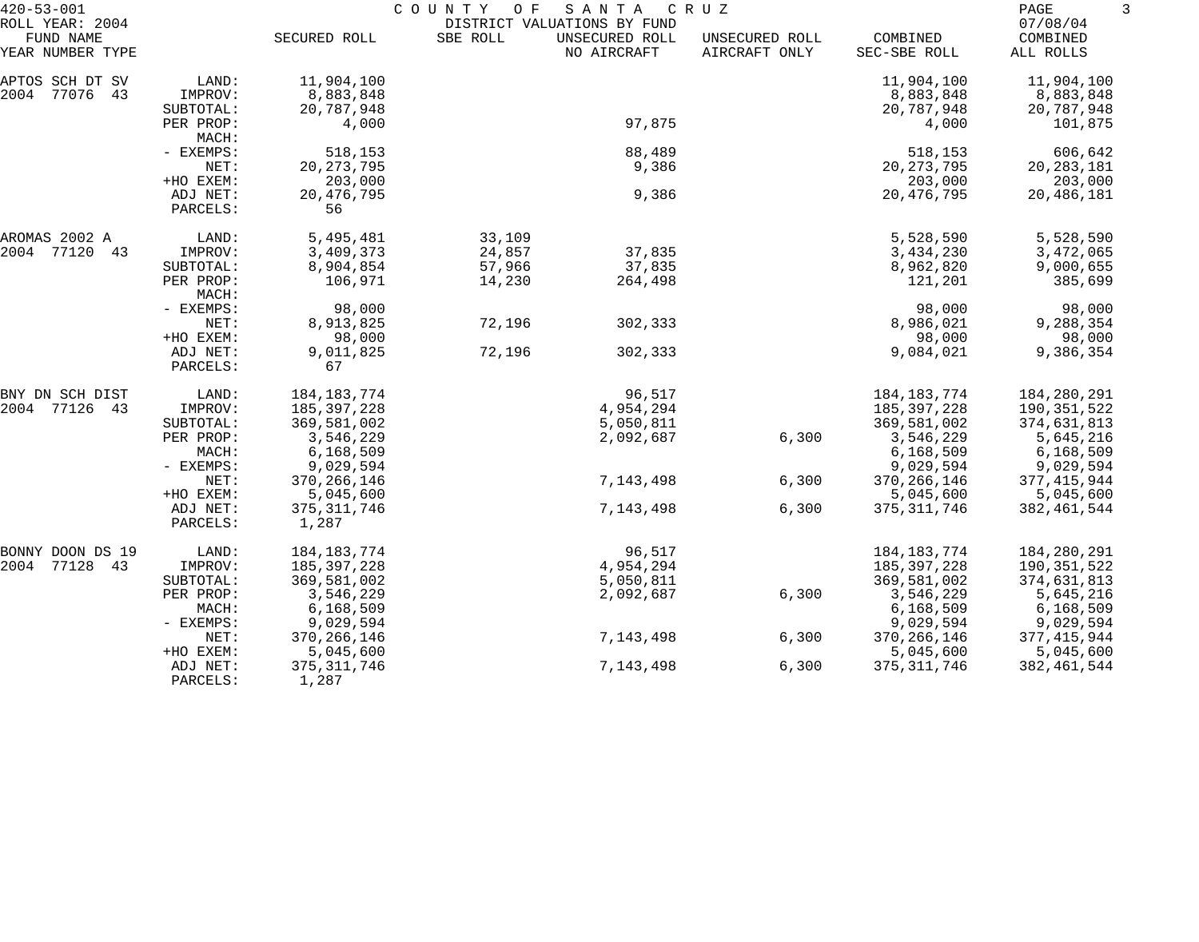420-53-001 COUNTY OF SANTA CRUZ
ROLL YEAR: 2004 DISTRICT VALUATIONS BY FUND 07/08/04

| FUND NAME YEAR NUMBER TYPE | | SECURED ROLL | SBE ROLL | UNSECURED ROLL NO AIRCRAFT | UNSECURED ROLL AIRCRAFT ONLY | COMBINED SEC-SBE ROLL | COMBINED ALL ROLLS |
|---|---|---|---|---|---|---|---|
| APTOS SCH DT SV | LAND: | 11,904,100 | | | | 11,904,100 | 11,904,100 |
| 2004 77076 43 | IMPROV: | 8,883,848 | | | | 8,883,848 | 8,883,848 |
| | SUBTOTAL: | 20,787,948 | | | | 20,787,948 | 20,787,948 |
| | PER PROP: | 4,000 | | 97,875 | | 4,000 | 101,875 |
| | MACH: | | | | | | |
| | - EXEMPS: | 518,153 | | 88,489 | | 518,153 | 606,642 |
| | NET: | 20,273,795 | | 9,386 | | 20,273,795 | 20,283,181 |
| | +HO EXEM: | 203,000 | | | | 203,000 | 203,000 |
| | ADJ NET: | 20,476,795 | | 9,386 | | 20,476,795 | 20,486,181 |
| | PARCELS: | 56 | | | | | |
| AROMAS 2002 A | LAND: | 5,495,481 | 33,109 | | | 5,528,590 | 5,528,590 |
| 2004 77120 43 | IMPROV: | 3,409,373 | 24,857 | 37,835 | | 3,434,230 | 3,472,065 |
| | SUBTOTAL: | 8,904,854 | 57,966 | 37,835 | | 8,962,820 | 9,000,655 |
| | PER PROP: | 106,971 | 14,230 | 264,498 | | 121,201 | 385,699 |
| | MACH: | | | | | | |
| | - EXEMPS: | 98,000 | | | | 98,000 | 98,000 |
| | NET: | 8,913,825 | 72,196 | 302,333 | | 8,986,021 | 9,288,354 |
| | +HO EXEM: | 98,000 | | | | 98,000 | 98,000 |
| | ADJ NET: | 9,011,825 | 72,196 | 302,333 | | 9,084,021 | 9,386,354 |
| | PARCELS: | 67 | | | | | |
| BNY DN SCH DIST | LAND: | 184,183,774 | | 96,517 | | 184,183,774 | 184,280,291 |
| 2004 77126 43 | IMPROV: | 185,397,228 | | 4,954,294 | | 185,397,228 | 190,351,522 |
| | SUBTOTAL: | 369,581,002 | | 5,050,811 | | 369,581,002 | 374,631,813 |
| | PER PROP: | 3,546,229 | | 2,092,687 | 6,300 | 3,546,229 | 5,645,216 |
| | MACH: | 6,168,509 | | | | 6,168,509 | 6,168,509 |
| | - EXEMPS: | 9,029,594 | | | | 9,029,594 | 9,029,594 |
| | NET: | 370,266,146 | | 7,143,498 | 6,300 | 370,266,146 | 377,415,944 |
| | +HO EXEM: | 5,045,600 | | | | 5,045,600 | 5,045,600 |
| | ADJ NET: | 375,311,746 | | 7,143,498 | 6,300 | 375,311,746 | 382,461,544 |
| | PARCELS: | 1,287 | | | | | |
| BONNY DOON DS 19 | LAND: | 184,183,774 | | 96,517 | | 184,183,774 | 184,280,291 |
| 2004 77128 43 | IMPROV: | 185,397,228 | | 4,954,294 | | 185,397,228 | 190,351,522 |
| | SUBTOTAL: | 369,581,002 | | 5,050,811 | | 369,581,002 | 374,631,813 |
| | PER PROP: | 3,546,229 | | 2,092,687 | 6,300 | 3,546,229 | 5,645,216 |
| | MACH: | 6,168,509 | | | | 6,168,509 | 6,168,509 |
| | - EXEMPS: | 9,029,594 | | | | 9,029,594 | 9,029,594 |
| | NET: | 370,266,146 | | 7,143,498 | 6,300 | 370,266,146 | 377,415,944 |
| | +HO EXEM: | 5,045,600 | | | | 5,045,600 | 5,045,600 |
| | ADJ NET: | 375,311,746 | | 7,143,498 | 6,300 | 375,311,746 | 382,461,544 |
| | PARCELS: | 1,287 | | | | | |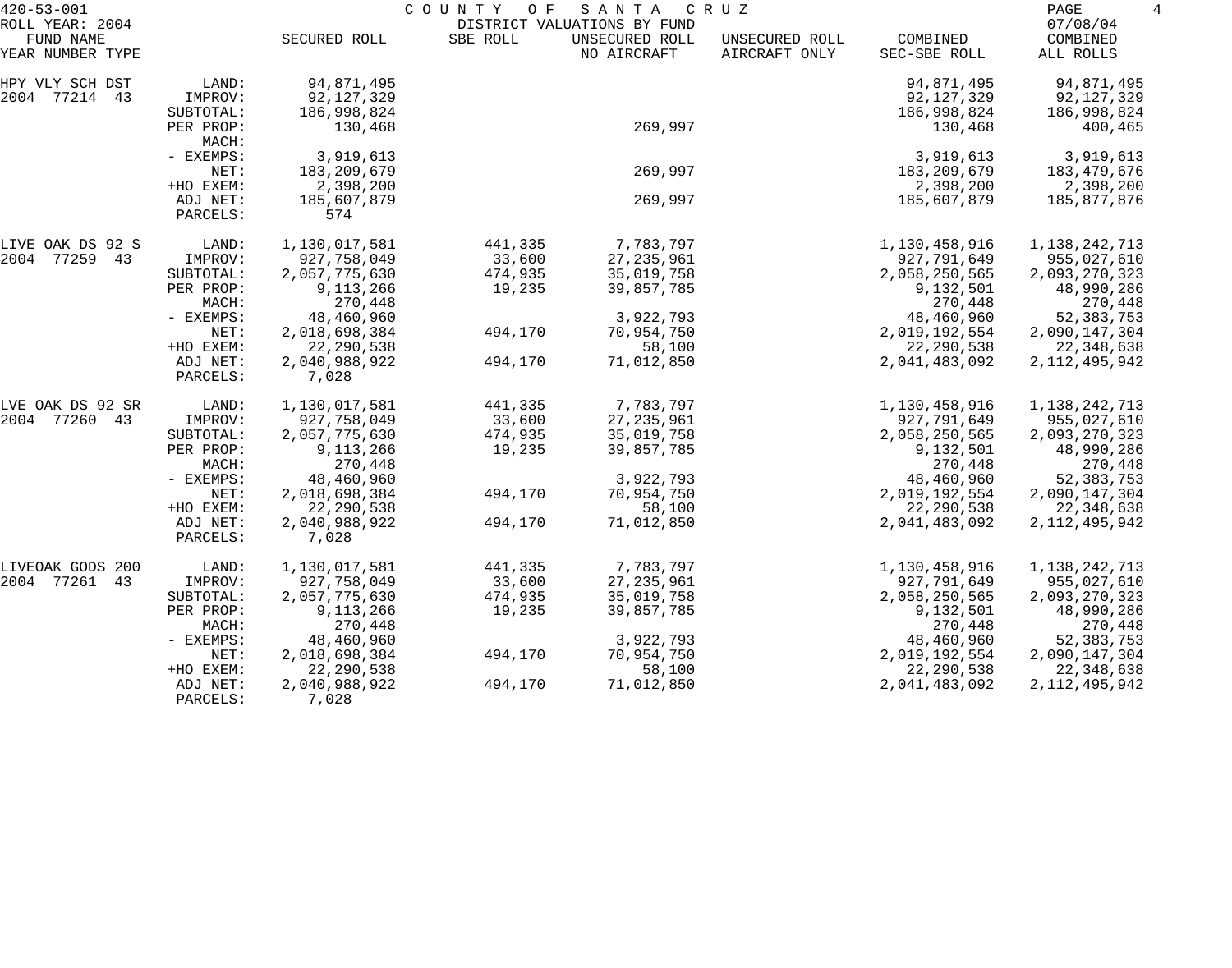420-53-001 — COUNTY OF SANTA CRUZ — DISTRICT VALUATIONS BY FUND
ROLL YEAR: 2004 — 07/08/04

| FUND NAME YEAR NUMBER TYPE | | SECURED ROLL | SBE ROLL | UNSECURED ROLL NO AIRCRAFT | UNSECURED ROLL AIRCRAFT ONLY | COMBINED SEC-SBE ROLL | COMBINED ALL ROLLS |
|---|---|---|---|---|---|---|---|
| HPY VLY SCH DST | LAND: | 94,871,495 | | | | 94,871,495 | 94,871,495 |
| 2004 77214 43 | IMPROV: | 92,127,329 | | | | 92,127,329 | 92,127,329 |
| | SUBTOTAL: | 186,998,824 | | | | 186,998,824 | 186,998,824 |
| | PER PROP: | 130,468 | | 269,997 | | 130,468 | 400,465 |
| | MACH: | | | | | | |
| | - EXEMPS: | 3,919,613 | | | | 3,919,613 | 3,919,613 |
| | NET: | 183,209,679 | | 269,997 | | 183,209,679 | 183,479,676 |
| | +HO EXEM: | 2,398,200 | | | | 2,398,200 | 2,398,200 |
| | ADJ NET: | 185,607,879 | | 269,997 | | 185,607,879 | 185,877,876 |
| | PARCELS: | 574 | | | | | |
| LIVE OAK DS 92 S | LAND: | 1,130,017,581 | 441,335 | 7,783,797 | | 1,130,458,916 | 1,138,242,713 |
| 2004 77259 43 | IMPROV: | 927,758,049 | 33,600 | 27,235,961 | | 927,791,649 | 955,027,610 |
| | SUBTOTAL: | 2,057,775,630 | 474,935 | 35,019,758 | | 2,058,250,565 | 2,093,270,323 |
| | PER PROP: | 9,113,266 | 19,235 | 39,857,785 | | 9,132,501 | 48,990,286 |
| | MACH: | 270,448 | | | | 270,448 | 270,448 |
| | - EXEMPS: | 48,460,960 | | 3,922,793 | | 48,460,960 | 52,383,753 |
| | NET: | 2,018,698,384 | 494,170 | 70,954,750 | | 2,019,192,554 | 2,090,147,304 |
| | +HO EXEM: | 22,290,538 | | 58,100 | | 22,290,538 | 22,348,638 |
| | ADJ NET: | 2,040,988,922 | 494,170 | 71,012,850 | | 2,041,483,092 | 2,112,495,942 |
| | PARCELS: | 7,028 | | | | | |
| LVE OAK DS 92 SR | LAND: | 1,130,017,581 | 441,335 | 7,783,797 | | 1,130,458,916 | 1,138,242,713 |
| 2004 77260 43 | IMPROV: | 927,758,049 | 33,600 | 27,235,961 | | 927,791,649 | 955,027,610 |
| | SUBTOTAL: | 2,057,775,630 | 474,935 | 35,019,758 | | 2,058,250,565 | 2,093,270,323 |
| | PER PROP: | 9,113,266 | 19,235 | 39,857,785 | | 9,132,501 | 48,990,286 |
| | MACH: | 270,448 | | | | 270,448 | 270,448 |
| | - EXEMPS: | 48,460,960 | | 3,922,793 | | 48,460,960 | 52,383,753 |
| | NET: | 2,018,698,384 | 494,170 | 70,954,750 | | 2,019,192,554 | 2,090,147,304 |
| | +HO EXEM: | 22,290,538 | | 58,100 | | 22,290,538 | 22,348,638 |
| | ADJ NET: | 2,040,988,922 | 494,170 | 71,012,850 | | 2,041,483,092 | 2,112,495,942 |
| | PARCELS: | 7,028 | | | | | |
| LIVEOAK GODS 200 | LAND: | 1,130,017,581 | 441,335 | 7,783,797 | | 1,130,458,916 | 1,138,242,713 |
| 2004 77261 43 | IMPROV: | 927,758,049 | 33,600 | 27,235,961 | | 927,791,649 | 955,027,610 |
| | SUBTOTAL: | 2,057,775,630 | 474,935 | 35,019,758 | | 2,058,250,565 | 2,093,270,323 |
| | PER PROP: | 9,113,266 | 19,235 | 39,857,785 | | 9,132,501 | 48,990,286 |
| | MACH: | 270,448 | | | | 270,448 | 270,448 |
| | - EXEMPS: | 48,460,960 | | 3,922,793 | | 48,460,960 | 52,383,753 |
| | NET: | 2,018,698,384 | 494,170 | 70,954,750 | | 2,019,192,554 | 2,090,147,304 |
| | +HO EXEM: | 22,290,538 | | 58,100 | | 22,290,538 | 22,348,638 |
| | ADJ NET: | 2,040,988,922 | 494,170 | 71,012,850 | | 2,041,483,092 | 2,112,495,942 |
| | PARCELS: | 7,028 | | | | | |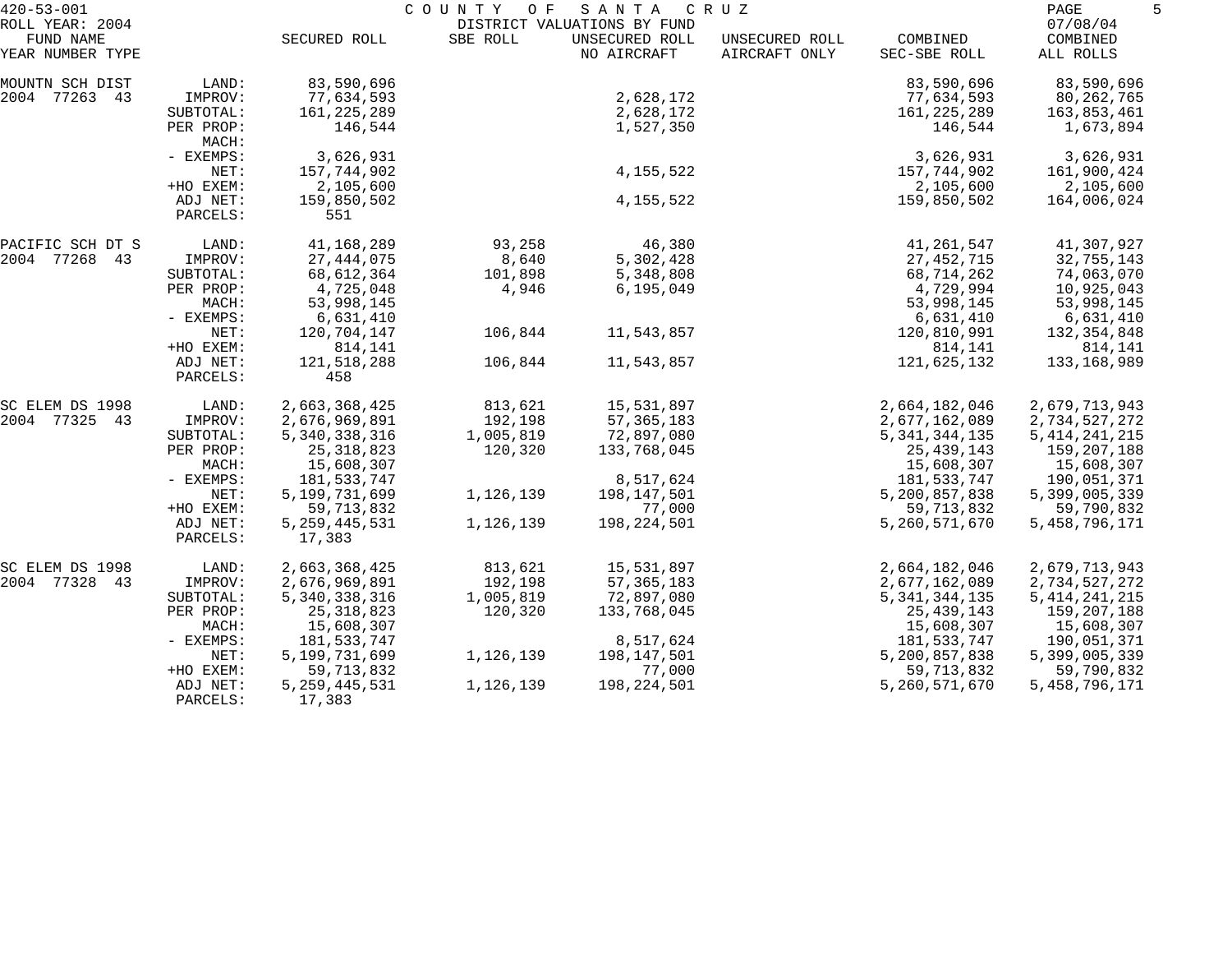420-53-001 COUNTY OF SANTA CRUZ
ROLL YEAR: 2004 DISTRICT VALUATIONS BY FUND 07/08/04

| FUND NAME YEAR NUMBER TYPE | | SECURED ROLL | SBE ROLL | UNSECURED ROLL NO AIRCRAFT | UNSECURED ROLL AIRCRAFT ONLY | COMBINED SEC-SBE ROLL | COMBINED ALL ROLLS |
|---|---|---|---|---|---|---|---|
| MOUNTN SCH DIST | LAND: | 83,590,696 | | | | 83,590,696 | 83,590,696 |
| 2004 77263 43 | IMPROV: | 77,634,593 | | 2,628,172 | | 77,634,593 | 80,262,765 |
| | SUBTOTAL: | 161,225,289 | | 2,628,172 | | 161,225,289 | 163,853,461 |
| | PER PROP: | 146,544 | | 1,527,350 | | 146,544 | 1,673,894 |
| | MACH: | | | | | | |
| | - EXEMPS: | 3,626,931 | | | | 3,626,931 | 3,626,931 |
| | NET: | 157,744,902 | | 4,155,522 | | 157,744,902 | 161,900,424 |
| | +HO EXEM: | 2,105,600 | | | | 2,105,600 | 2,105,600 |
| | ADJ NET: | 159,850,502 | | 4,155,522 | | 159,850,502 | 164,006,024 |
| | PARCELS: | 551 | | | | | |
| PACIFIC SCH DT S | LAND: | 41,168,289 | 93,258 | 46,380 | | 41,261,547 | 41,307,927 |
| 2004 77268 43 | IMPROV: | 27,444,075 | 8,640 | 5,302,428 | | 27,452,715 | 32,755,143 |
| | SUBTOTAL: | 68,612,364 | 101,898 | 5,348,808 | | 68,714,262 | 74,063,070 |
| | PER PROP: | 4,725,048 | 4,946 | 6,195,049 | | 4,729,994 | 10,925,043 |
| | MACH: | 53,998,145 | | | | 53,998,145 | 53,998,145 |
| | - EXEMPS: | 6,631,410 | | | | 6,631,410 | 6,631,410 |
| | NET: | 120,704,147 | 106,844 | 11,543,857 | | 120,810,991 | 132,354,848 |
| | +HO EXEM: | 814,141 | | | | 814,141 | 814,141 |
| | ADJ NET: | 121,518,288 | 106,844 | 11,543,857 | | 121,625,132 | 133,168,989 |
| | PARCELS: | 458 | | | | | |
| SC ELEM DS 1998 | LAND: | 2,663,368,425 | 813,621 | 15,531,897 | | 2,664,182,046 | 2,679,713,943 |
| 2004 77325 43 | IMPROV: | 2,676,969,891 | 192,198 | 57,365,183 | | 2,677,162,089 | 2,734,527,272 |
| | SUBTOTAL: | 5,340,338,316 | 1,005,819 | 72,897,080 | | 5,341,344,135 | 5,414,241,215 |
| | PER PROP: | 25,318,823 | 120,320 | 133,768,045 | | 25,439,143 | 159,207,188 |
| | MACH: | 15,608,307 | | | | 15,608,307 | 15,608,307 |
| | - EXEMPS: | 181,533,747 | | 8,517,624 | | 181,533,747 | 190,051,371 |
| | NET: | 5,199,731,699 | 1,126,139 | 198,147,501 | | 5,200,857,838 | 5,399,005,339 |
| | +HO EXEM: | 59,713,832 | | 77,000 | | 59,713,832 | 59,790,832 |
| | ADJ NET: | 5,259,445,531 | 1,126,139 | 198,224,501 | | 5,260,571,670 | 5,458,796,171 |
| | PARCELS: | 17,383 | | | | | |
| SC ELEM DS 1998 | LAND: | 2,663,368,425 | 813,621 | 15,531,897 | | 2,664,182,046 | 2,679,713,943 |
| 2004 77328 43 | IMPROV: | 2,676,969,891 | 192,198 | 57,365,183 | | 2,677,162,089 | 2,734,527,272 |
| | SUBTOTAL: | 5,340,338,316 | 1,005,819 | 72,897,080 | | 5,341,344,135 | 5,414,241,215 |
| | PER PROP: | 25,318,823 | 120,320 | 133,768,045 | | 25,439,143 | 159,207,188 |
| | MACH: | 15,608,307 | | | | 15,608,307 | 15,608,307 |
| | - EXEMPS: | 181,533,747 | | 8,517,624 | | 181,533,747 | 190,051,371 |
| | NET: | 5,199,731,699 | 1,126,139 | 198,147,501 | | 5,200,857,838 | 5,399,005,339 |
| | +HO EXEM: | 59,713,832 | | 77,000 | | 59,713,832 | 59,790,832 |
| | ADJ NET: | 5,259,445,531 | 1,126,139 | 198,224,501 | | 5,260,571,670 | 5,458,796,171 |
| | PARCELS: | 17,383 | | | | | |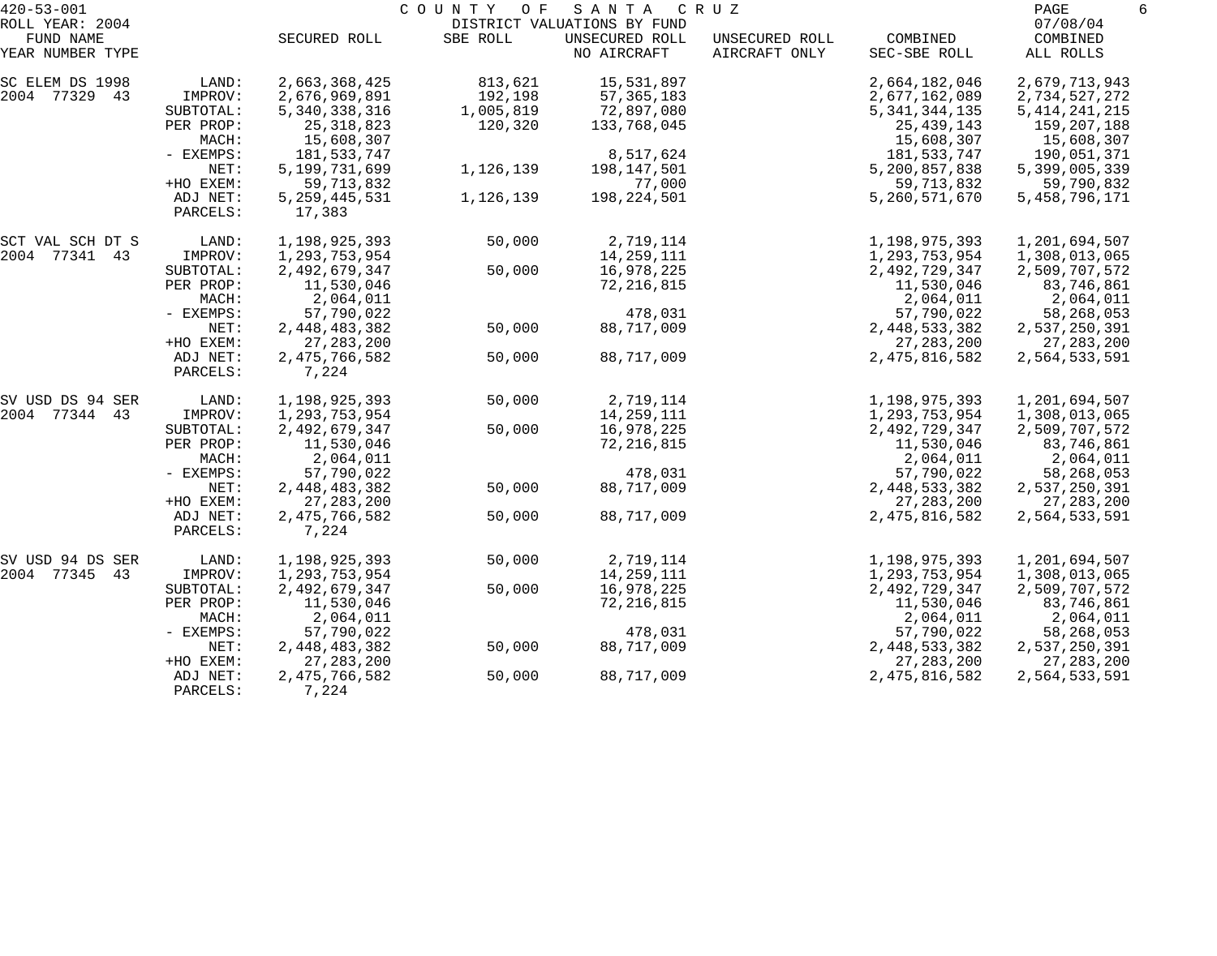420-53-001 COUNTY OF SANTA CRUZ

ROLL YEAR: 2004 DISTRICT VALUATIONS BY FUND 07/08/04

| FUND NAME YEAR NUMBER TYPE | | SECURED ROLL | SBE ROLL | UNSECURED ROLL NO AIRCRAFT | UNSECURED ROLL AIRCRAFT ONLY | COMBINED SEC-SBE ROLL | COMBINED ALL ROLLS |
|---|---|---|---|---|---|---|---|
| SC ELEM DS 1998 | LAND: | 2,663,368,425 | 813,621 | 15,531,897 | | 2,664,182,046 | 2,679,713,943 |
| 2004 77329 43 | IMPROV: | 2,676,969,891 | 192,198 | 57,365,183 | | 2,677,162,089 | 2,734,527,272 |
| | SUBTOTAL: | 5,340,338,316 | 1,005,819 | 72,897,080 | | 5,341,344,135 | 5,414,241,215 |
| | PER PROP: | 25,318,823 | 120,320 | 133,768,045 | | 25,439,143 | 159,207,188 |
| | MACH: | 15,608,307 | | | | 15,608,307 | 15,608,307 |
| | - EXEMPS: | 181,533,747 | | 8,517,624 | | 181,533,747 | 190,051,371 |
| | NET: | 5,199,731,699 | 1,126,139 | 198,147,501 | | 5,200,857,838 | 5,399,005,339 |
| | +HO EXEM: | 59,713,832 | | 77,000 | | 59,713,832 | 59,790,832 |
| | ADJ NET: | 5,259,445,531 | 1,126,139 | 198,224,501 | | 5,260,571,670 | 5,458,796,171 |
| | PARCELS: | 17,383 | | | | | |
| SCT VAL SCH DT S | LAND: | 1,198,925,393 | 50,000 | 2,719,114 | | 1,198,975,393 | 1,201,694,507 |
| 2004 77341 43 | IMPROV: | 1,293,753,954 | | 14,259,111 | | 1,293,753,954 | 1,308,013,065 |
| | SUBTOTAL: | 2,492,679,347 | 50,000 | 16,978,225 | | 2,492,729,347 | 2,509,707,572 |
| | PER PROP: | 11,530,046 | | 72,216,815 | | 11,530,046 | 83,746,861 |
| | MACH: | 2,064,011 | | | | 2,064,011 | 2,064,011 |
| | - EXEMPS: | 57,790,022 | | 478,031 | | 57,790,022 | 58,268,053 |
| | NET: | 2,448,483,382 | 50,000 | 88,717,009 | | 2,448,533,382 | 2,537,250,391 |
| | +HO EXEM: | 27,283,200 | | | | 27,283,200 | 27,283,200 |
| | ADJ NET: | 2,475,766,582 | 50,000 | 88,717,009 | | 2,475,816,582 | 2,564,533,591 |
| | PARCELS: | 7,224 | | | | | |
| SV USD DS 94 SER | LAND: | 1,198,925,393 | 50,000 | 2,719,114 | | 1,198,975,393 | 1,201,694,507 |
| 2004 77344 43 | IMPROV: | 1,293,753,954 | | 14,259,111 | | 1,293,753,954 | 1,308,013,065 |
| | SUBTOTAL: | 2,492,679,347 | 50,000 | 16,978,225 | | 2,492,729,347 | 2,509,707,572 |
| | PER PROP: | 11,530,046 | | 72,216,815 | | 11,530,046 | 83,746,861 |
| | MACH: | 2,064,011 | | | | 2,064,011 | 2,064,011 |
| | - EXEMPS: | 57,790,022 | | 478,031 | | 57,790,022 | 58,268,053 |
| | NET: | 2,448,483,382 | 50,000 | 88,717,009 | | 2,448,533,382 | 2,537,250,391 |
| | +HO EXEM: | 27,283,200 | | | | 27,283,200 | 27,283,200 |
| | ADJ NET: | 2,475,766,582 | 50,000 | 88,717,009 | | 2,475,816,582 | 2,564,533,591 |
| | PARCELS: | 7,224 | | | | | |
| SV USD 94 DS SER | LAND: | 1,198,925,393 | 50,000 | 2,719,114 | | 1,198,975,393 | 1,201,694,507 |
| 2004 77345 43 | IMPROV: | 1,293,753,954 | | 14,259,111 | | 1,293,753,954 | 1,308,013,065 |
| | SUBTOTAL: | 2,492,679,347 | 50,000 | 16,978,225 | | 2,492,729,347 | 2,509,707,572 |
| | PER PROP: | 11,530,046 | | 72,216,815 | | 11,530,046 | 83,746,861 |
| | MACH: | 2,064,011 | | | | 2,064,011 | 2,064,011 |
| | - EXEMPS: | 57,790,022 | | 478,031 | | 57,790,022 | 58,268,053 |
| | NET: | 2,448,483,382 | 50,000 | 88,717,009 | | 2,448,533,382 | 2,537,250,391 |
| | +HO EXEM: | 27,283,200 | | | | 27,283,200 | 27,283,200 |
| | ADJ NET: | 2,475,766,582 | 50,000 | 88,717,009 | | 2,475,816,582 | 2,564,533,591 |
| | PARCELS: | 7,224 | | | | | |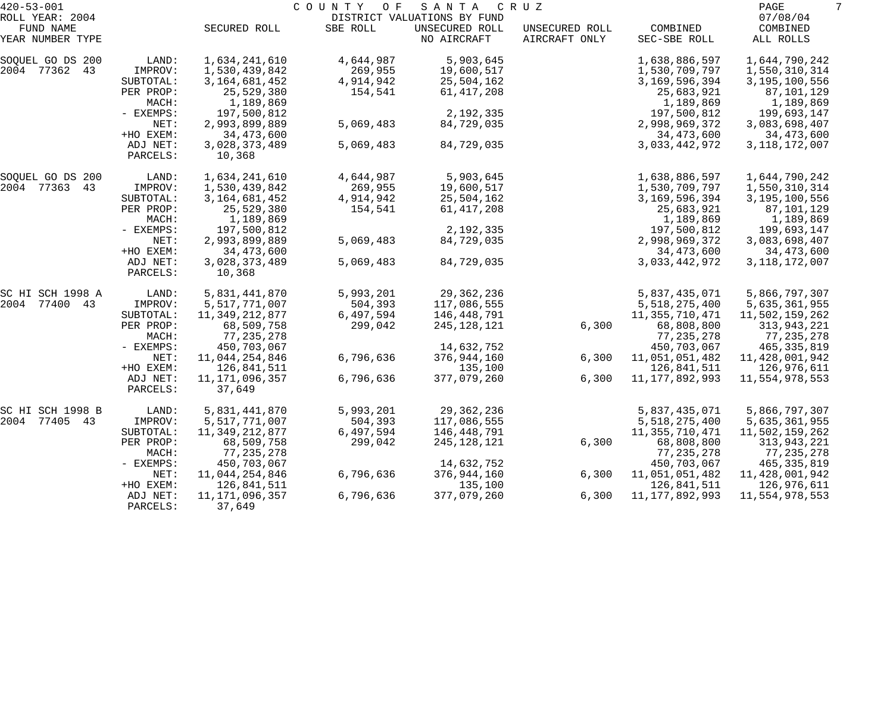420-53-001 COUNTY OF SANTA CRUZ
ROLL YEAR: 2004 DISTRICT VALUATIONS BY FUND 07/08/04

| FUND NAME YEAR NUMBER TYPE | | SECURED ROLL | SBE ROLL | UNSECURED ROLL NO AIRCRAFT | UNSECURED ROLL AIRCRAFT ONLY | COMBINED SEC-SBE ROLL | COMBINED ALL ROLLS |
|---|---|---|---|---|---|---|---|
| SOQUEL GO DS 200 | LAND: | 1,634,241,610 | 4,644,987 | 5,903,645 | | 1,638,886,597 | 1,644,790,242 |
| 2004 77362 43 | IMPROV: | 1,530,439,842 | 269,955 | 19,600,517 | | 1,530,709,797 | 1,550,310,314 |
| | SUBTOTAL: | 3,164,681,452 | 4,914,942 | 25,504,162 | | 3,169,596,394 | 3,195,100,556 |
| | PER PROP: | 25,529,380 | 154,541 | 61,417,208 | | 25,683,921 | 87,101,129 |
| | MACH: | 1,189,869 | | | | 1,189,869 | 1,189,869 |
| | - EXEMPS: | 197,500,812 | | 2,192,335 | | 197,500,812 | 199,693,147 |
| | NET: | 2,993,899,889 | 5,069,483 | 84,729,035 | | 2,998,969,372 | 3,083,698,407 |
| | +HO EXEM: | 34,473,600 | | | | 34,473,600 | 34,473,600 |
| | ADJ NET: | 3,028,373,489 | 5,069,483 | 84,729,035 | | 3,033,442,972 | 3,118,172,007 |
| | PARCELS: | 10,368 | | | | | |
| SOQUEL GO DS 200 | LAND: | 1,634,241,610 | 4,644,987 | 5,903,645 | | 1,638,886,597 | 1,644,790,242 |
| 2004 77363 43 | IMPROV: | 1,530,439,842 | 269,955 | 19,600,517 | | 1,530,709,797 | 1,550,310,314 |
| | SUBTOTAL: | 3,164,681,452 | 4,914,942 | 25,504,162 | | 3,169,596,394 | 3,195,100,556 |
| | PER PROP: | 25,529,380 | 154,541 | 61,417,208 | | 25,683,921 | 87,101,129 |
| | MACH: | 1,189,869 | | | | 1,189,869 | 1,189,869 |
| | - EXEMPS: | 197,500,812 | | 2,192,335 | | 197,500,812 | 199,693,147 |
| | NET: | 2,993,899,889 | 5,069,483 | 84,729,035 | | 2,998,969,372 | 3,083,698,407 |
| | +HO EXEM: | 34,473,600 | | | | 34,473,600 | 34,473,600 |
| | ADJ NET: | 3,028,373,489 | 5,069,483 | 84,729,035 | | 3,033,442,972 | 3,118,172,007 |
| | PARCELS: | 10,368 | | | | | |
| SC HI SCH 1998 A | LAND: | 5,831,441,870 | 5,993,201 | 29,362,236 | | 5,837,435,071 | 5,866,797,307 |
| 2004 77400 43 | IMPROV: | 5,517,771,007 | 504,393 | 117,086,555 | | 5,518,275,400 | 5,635,361,955 |
| | SUBTOTAL: | 11,349,212,877 | 6,497,594 | 146,448,791 | | 11,355,710,471 | 11,502,159,262 |
| | PER PROP: | 68,509,758 | 299,042 | 245,128,121 | 6,300 | 68,808,800 | 313,943,221 |
| | MACH: | 77,235,278 | | | | 77,235,278 | 77,235,278 |
| | - EXEMPS: | 450,703,067 | | 14,632,752 | | 450,703,067 | 465,335,819 |
| | NET: | 11,044,254,846 | 6,796,636 | 376,944,160 | 6,300 | 11,051,051,482 | 11,428,001,942 |
| | +HO EXEM: | 126,841,511 | | 135,100 | | 126,841,511 | 126,976,611 |
| | ADJ NET: | 11,171,096,357 | 6,796,636 | 377,079,260 | 6,300 | 11,177,892,993 | 11,554,978,553 |
| | PARCELS: | 37,649 | | | | | |
| SC HI SCH 1998 B | LAND: | 5,831,441,870 | 5,993,201 | 29,362,236 | | 5,837,435,071 | 5,866,797,307 |
| 2004 77405 43 | IMPROV: | 5,517,771,007 | 504,393 | 117,086,555 | | 5,518,275,400 | 5,635,361,955 |
| | SUBTOTAL: | 11,349,212,877 | 6,497,594 | 146,448,791 | | 11,355,710,471 | 11,502,159,262 |
| | PER PROP: | 68,509,758 | 299,042 | 245,128,121 | 6,300 | 68,808,800 | 313,943,221 |
| | MACH: | 77,235,278 | | | | 77,235,278 | 77,235,278 |
| | - EXEMPS: | 450,703,067 | | 14,632,752 | | 450,703,067 | 465,335,819 |
| | NET: | 11,044,254,846 | 6,796,636 | 376,944,160 | 6,300 | 11,051,051,482 | 11,428,001,942 |
| | +HO EXEM: | 126,841,511 | | 135,100 | | 126,841,511 | 126,976,611 |
| | ADJ NET: | 11,171,096,357 | 6,796,636 | 377,079,260 | 6,300 | 11,177,892,993 | 11,554,978,553 |
| | PARCELS: | 37,649 | | | | | |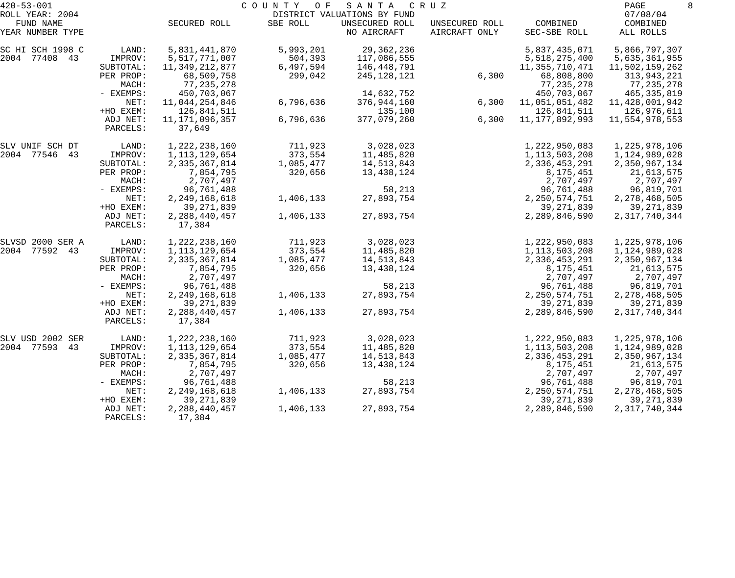420-53-001 COUNTY OF SANTA CRUZ

ROLL YEAR: 2004 DISTRICT VALUATIONS BY FUND 07/08/04

| FUND NAME YEAR NUMBER TYPE | | SECURED ROLL | SBE ROLL | UNSECURED ROLL NO AIRCRAFT | UNSECURED ROLL AIRCRAFT ONLY | COMBINED SEC-SBE ROLL | COMBINED ALL ROLLS |
|---|---|---|---|---|---|---|---|
| SC HI SCH 1998 C | LAND: | 5,831,441,870 | 5,993,201 | 29,362,236 | | 5,837,435,071 | 5,866,797,307 |
| 2004 77408 43 | IMPROV: | 5,517,771,007 | 504,393 | 117,086,555 | | 5,518,275,400 | 5,635,361,955 |
| | SUBTOTAL: | 11,349,212,877 | 6,497,594 | 146,448,791 | | 11,355,710,471 | 11,502,159,262 |
| | PER PROP: | 68,509,758 | 299,042 | 245,128,121 | 6,300 | 68,808,800 | 313,943,221 |
| | MACH: | 77,235,278 | | | | 77,235,278 | 77,235,278 |
| | - EXEMPS: | 450,703,067 | | 14,632,752 | | 450,703,067 | 465,335,819 |
| | NET: | 11,044,254,846 | 6,796,636 | 376,944,160 | 6,300 | 11,051,051,482 | 11,428,001,942 |
| | +HO EXEM: | 126,841,511 | | 135,100 | | 126,841,511 | 126,976,611 |
| | ADJ NET: | 11,171,096,357 | 6,796,636 | 377,079,260 | 6,300 | 11,177,892,993 | 11,554,978,553 |
| | PARCELS: | 37,649 | | | | | |
| SLV UNIF SCH DT | LAND: | 1,222,238,160 | 711,923 | 3,028,023 | | 1,222,950,083 | 1,225,978,106 |
| 2004 77546 43 | IMPROV: | 1,113,129,654 | 373,554 | 11,485,820 | | 1,113,503,208 | 1,124,989,028 |
| | SUBTOTAL: | 2,335,367,814 | 1,085,477 | 14,513,843 | | 2,336,453,291 | 2,350,967,134 |
| | PER PROP: | 7,854,795 | 320,656 | 13,438,124 | | 8,175,451 | 21,613,575 |
| | MACH: | 2,707,497 | | | | 2,707,497 | 2,707,497 |
| | - EXEMPS: | 96,761,488 | | 58,213 | | 96,761,488 | 96,819,701 |
| | NET: | 2,249,168,618 | 1,406,133 | 27,893,754 | | 2,250,574,751 | 2,278,468,505 |
| | +HO EXEM: | 39,271,839 | | | | 39,271,839 | 39,271,839 |
| | ADJ NET: | 2,288,440,457 | 1,406,133 | 27,893,754 | | 2,289,846,590 | 2,317,740,344 |
| | PARCELS: | 17,384 | | | | | |
| SLVSD 2000 SER A | LAND: | 1,222,238,160 | 711,923 | 3,028,023 | | 1,222,950,083 | 1,225,978,106 |
| 2004 77592 43 | IMPROV: | 1,113,129,654 | 373,554 | 11,485,820 | | 1,113,503,208 | 1,124,989,028 |
| | SUBTOTAL: | 2,335,367,814 | 1,085,477 | 14,513,843 | | 2,336,453,291 | 2,350,967,134 |
| | PER PROP: | 7,854,795 | 320,656 | 13,438,124 | | 8,175,451 | 21,613,575 |
| | MACH: | 2,707,497 | | | | 2,707,497 | 2,707,497 |
| | - EXEMPS: | 96,761,488 | | 58,213 | | 96,761,488 | 96,819,701 |
| | NET: | 2,249,168,618 | 1,406,133 | 27,893,754 | | 2,250,574,751 | 2,278,468,505 |
| | +HO EXEM: | 39,271,839 | | | | 39,271,839 | 39,271,839 |
| | ADJ NET: | 2,288,440,457 | 1,406,133 | 27,893,754 | | 2,289,846,590 | 2,317,740,344 |
| | PARCELS: | 17,384 | | | | | |
| SLV USD 2002 SER | LAND: | 1,222,238,160 | 711,923 | 3,028,023 | | 1,222,950,083 | 1,225,978,106 |
| 2004 77593 43 | IMPROV: | 1,113,129,654 | 373,554 | 11,485,820 | | 1,113,503,208 | 1,124,989,028 |
| | SUBTOTAL: | 2,335,367,814 | 1,085,477 | 14,513,843 | | 2,336,453,291 | 2,350,967,134 |
| | PER PROP: | 7,854,795 | 320,656 | 13,438,124 | | 8,175,451 | 21,613,575 |
| | MACH: | 2,707,497 | | | | 2,707,497 | 2,707,497 |
| | - EXEMPS: | 96,761,488 | | 58,213 | | 96,761,488 | 96,819,701 |
| | NET: | 2,249,168,618 | 1,406,133 | 27,893,754 | | 2,250,574,751 | 2,278,468,505 |
| | +HO EXEM: | 39,271,839 | | | | 39,271,839 | 39,271,839 |
| | ADJ NET: | 2,288,440,457 | 1,406,133 | 27,893,754 | | 2,289,846,590 | 2,317,740,344 |
| | PARCELS: | 17,384 | | | | | |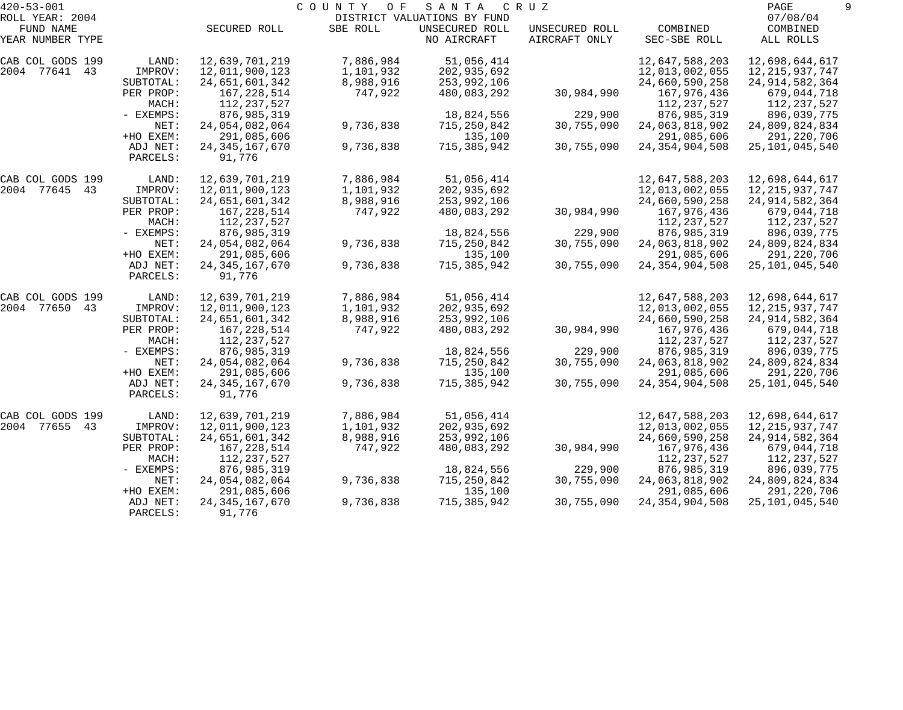420-53-001 COUNTY OF SANTA CRUZ
ROLL YEAR: 2004 DISTRICT VALUATIONS BY FUND 07/08/04

| FUND NAME YEAR NUMBER TYPE | | SECURED ROLL | SBE ROLL | UNSECURED ROLL NO AIRCRAFT | UNSECURED ROLL AIRCRAFT ONLY | COMBINED SEC-SBE ROLL | COMBINED ALL ROLLS |
|---|---|---|---|---|---|---|---|
| CAB COL GODS 199 | LAND: | 12,639,701,219 | 7,886,984 | 51,056,414 | | 12,647,588,203 | 12,698,644,617 |
| 2004 77641 43 | IMPROV: | 12,011,900,123 | 1,101,932 | 202,935,692 | | 12,013,002,055 | 12,215,937,747 |
| | SUBTOTAL: | 24,651,601,342 | 8,988,916 | 253,992,106 | | 24,660,590,258 | 24,914,582,364 |
| | PER PROP: | 167,228,514 | 747,922 | 480,083,292 | 30,984,990 | 167,976,436 | 679,044,718 |
| | MACH: | 112,237,527 | | | | 112,237,527 | 112,237,527 |
| | - EXEMPS: | 876,985,319 | | 18,824,556 | 229,900 | 876,985,319 | 896,039,775 |
| | NET: | 24,054,082,064 | 9,736,838 | 715,250,842 | 30,755,090 | 24,063,818,902 | 24,809,824,834 |
| | +HO EXEM: | 291,085,606 | | 135,100 | | 291,085,606 | 291,220,706 |
| | ADJ NET: | 24,345,167,670 | 9,736,838 | 715,385,942 | 30,755,090 | 24,354,904,508 | 25,101,045,540 |
| | PARCELS: | 91,776 | | | | | |
| CAB COL GODS 199 | LAND: | 12,639,701,219 | 7,886,984 | 51,056,414 | | 12,647,588,203 | 12,698,644,617 |
| 2004 77645 43 | IMPROV: | 12,011,900,123 | 1,101,932 | 202,935,692 | | 12,013,002,055 | 12,215,937,747 |
| | SUBTOTAL: | 24,651,601,342 | 8,988,916 | 253,992,106 | | 24,660,590,258 | 24,914,582,364 |
| | PER PROP: | 167,228,514 | 747,922 | 480,083,292 | 30,984,990 | 167,976,436 | 679,044,718 |
| | MACH: | 112,237,527 | | | | 112,237,527 | 112,237,527 |
| | - EXEMPS: | 876,985,319 | | 18,824,556 | 229,900 | 876,985,319 | 896,039,775 |
| | NET: | 24,054,082,064 | 9,736,838 | 715,250,842 | 30,755,090 | 24,063,818,902 | 24,809,824,834 |
| | +HO EXEM: | 291,085,606 | | 135,100 | | 291,085,606 | 291,220,706 |
| | ADJ NET: | 24,345,167,670 | 9,736,838 | 715,385,942 | 30,755,090 | 24,354,904,508 | 25,101,045,540 |
| | PARCELS: | 91,776 | | | | | |
| CAB COL GODS 199 | LAND: | 12,639,701,219 | 7,886,984 | 51,056,414 | | 12,647,588,203 | 12,698,644,617 |
| 2004 77650 43 | IMPROV: | 12,011,900,123 | 1,101,932 | 202,935,692 | | 12,013,002,055 | 12,215,937,747 |
| | SUBTOTAL: | 24,651,601,342 | 8,988,916 | 253,992,106 | | 24,660,590,258 | 24,914,582,364 |
| | PER PROP: | 167,228,514 | 747,922 | 480,083,292 | 30,984,990 | 167,976,436 | 679,044,718 |
| | MACH: | 112,237,527 | | | | 112,237,527 | 112,237,527 |
| | - EXEMPS: | 876,985,319 | | 18,824,556 | 229,900 | 876,985,319 | 896,039,775 |
| | NET: | 24,054,082,064 | 9,736,838 | 715,250,842 | 30,755,090 | 24,063,818,902 | 24,809,824,834 |
| | +HO EXEM: | 291,085,606 | | 135,100 | | 291,085,606 | 291,220,706 |
| | ADJ NET: | 24,345,167,670 | 9,736,838 | 715,385,942 | 30,755,090 | 24,354,904,508 | 25,101,045,540 |
| | PARCELS: | 91,776 | | | | | |
| CAB COL GODS 199 | LAND: | 12,639,701,219 | 7,886,984 | 51,056,414 | | 12,647,588,203 | 12,698,644,617 |
| 2004 77655 43 | IMPROV: | 12,011,900,123 | 1,101,932 | 202,935,692 | | 12,013,002,055 | 12,215,937,747 |
| | SUBTOTAL: | 24,651,601,342 | 8,988,916 | 253,992,106 | | 24,660,590,258 | 24,914,582,364 |
| | PER PROP: | 167,228,514 | 747,922 | 480,083,292 | 30,984,990 | 167,976,436 | 679,044,718 |
| | MACH: | 112,237,527 | | | | 112,237,527 | 112,237,527 |
| | - EXEMPS: | 876,985,319 | | 18,824,556 | 229,900 | 876,985,319 | 896,039,775 |
| | NET: | 24,054,082,064 | 9,736,838 | 715,250,842 | 30,755,090 | 24,063,818,902 | 24,809,824,834 |
| | +HO EXEM: | 291,085,606 | | 135,100 | | 291,085,606 | 291,220,706 |
| | ADJ NET: | 24,345,167,670 | 9,736,838 | 715,385,942 | 30,755,090 | 24,354,904,508 | 25,101,045,540 |
| | PARCELS: | 91,776 | | | | | |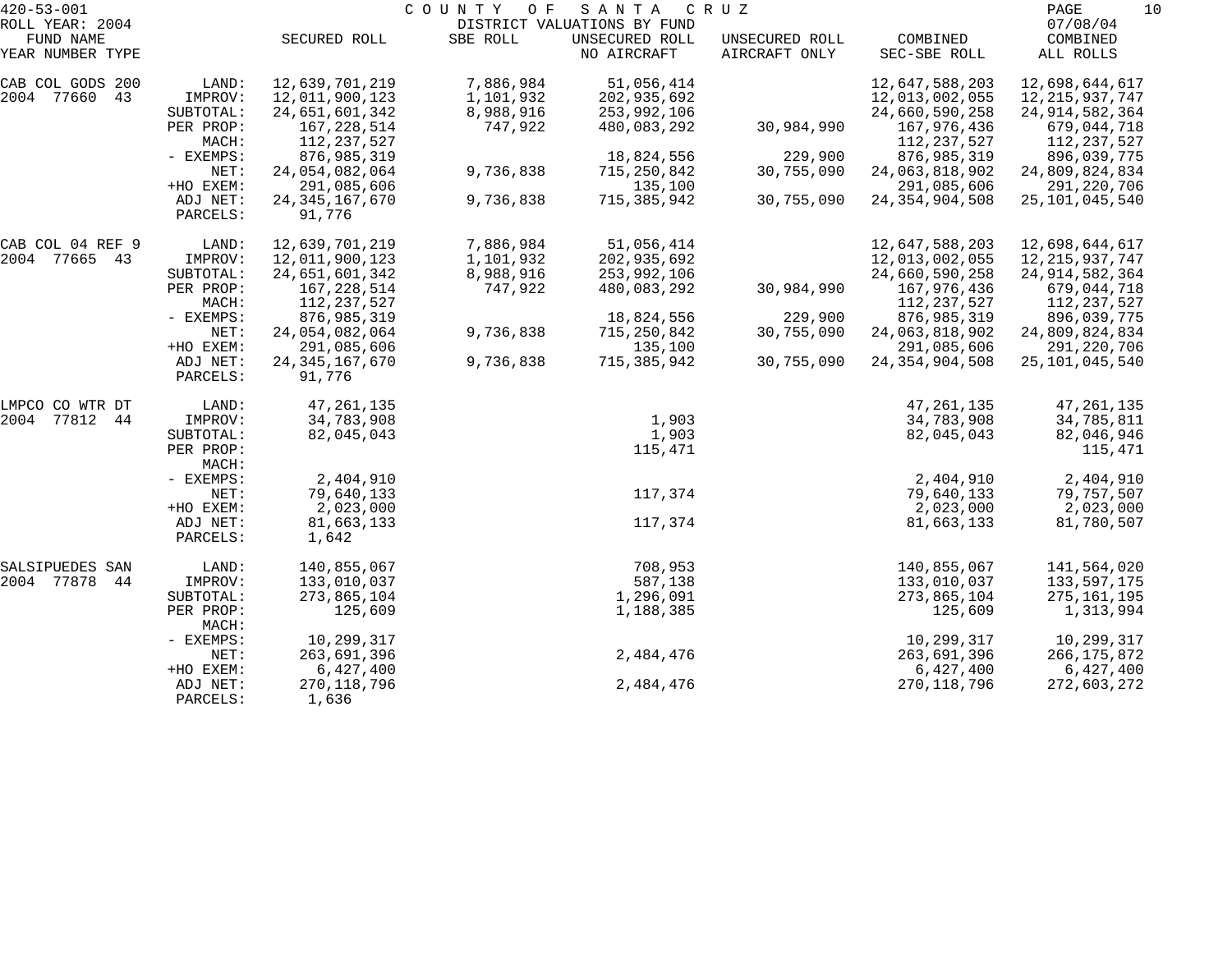420-53-001 COUNTY OF SANTA CRUZ
ROLL YEAR: 2004 DISTRICT VALUATIONS BY FUND 07/08/04

| FUND NAME YEAR NUMBER TYPE | | SECURED ROLL | SBE ROLL | UNSECURED ROLL NO AIRCRAFT | UNSECURED ROLL AIRCRAFT ONLY | COMBINED SEC-SBE ROLL | COMBINED ALL ROLLS |
|---|---|---|---|---|---|---|---|
| CAB COL GODS 200 | LAND: | 12,639,701,219 | 7,886,984 | 51,056,414 | | 12,647,588,203 | 12,698,644,617 |
| 2004 77660 43 | IMPROV: | 12,011,900,123 | 1,101,932 | 202,935,692 | | 12,013,002,055 | 12,215,937,747 |
| | SUBTOTAL: | 24,651,601,342 | 8,988,916 | 253,992,106 | | 24,660,590,258 | 24,914,582,364 |
| | PER PROP: | 167,228,514 | 747,922 | 480,083,292 | 30,984,990 | 167,976,436 | 679,044,718 |
| | MACH: | 112,237,527 | | | | 112,237,527 | 112,237,527 |
| | - EXEMPS: | 876,985,319 | | 18,824,556 | 229,900 | 876,985,319 | 896,039,775 |
| | NET: | 24,054,082,064 | 9,736,838 | 715,250,842 | 30,755,090 | 24,063,818,902 | 24,809,824,834 |
| | +HO EXEM: | 291,085,606 | | 135,100 | | 291,085,606 | 291,220,706 |
| | ADJ NET: | 24,345,167,670 | 9,736,838 | 715,385,942 | 30,755,090 | 24,354,904,508 | 25,101,045,540 |
| | PARCELS: | 91,776 | | | | | |
| CAB COL 04 REF 9 | LAND: | 12,639,701,219 | 7,886,984 | 51,056,414 | | 12,647,588,203 | 12,698,644,617 |
| 2004 77665 43 | IMPROV: | 12,011,900,123 | 1,101,932 | 202,935,692 | | 12,013,002,055 | 12,215,937,747 |
| | SUBTOTAL: | 24,651,601,342 | 8,988,916 | 253,992,106 | | 24,660,590,258 | 24,914,582,364 |
| | PER PROP: | 167,228,514 | 747,922 | 480,083,292 | 30,984,990 | 167,976,436 | 679,044,718 |
| | MACH: | 112,237,527 | | | | 112,237,527 | 112,237,527 |
| | - EXEMPS: | 876,985,319 | | 18,824,556 | 229,900 | 876,985,319 | 896,039,775 |
| | NET: | 24,054,082,064 | 9,736,838 | 715,250,842 | 30,755,090 | 24,063,818,902 | 24,809,824,834 |
| | +HO EXEM: | 291,085,606 | | 135,100 | | 291,085,606 | 291,220,706 |
| | ADJ NET: | 24,345,167,670 | 9,736,838 | 715,385,942 | 30,755,090 | 24,354,904,508 | 25,101,045,540 |
| | PARCELS: | 91,776 | | | | | |
| LMPCO CO WTR DT | LAND: | 47,261,135 | | | | 47,261,135 | 47,261,135 |
| 2004 77812 44 | IMPROV: | 34,783,908 | | 1,903 | | 34,783,908 | 34,785,811 |
| | SUBTOTAL: | 82,045,043 | | 1,903 | | 82,045,043 | 82,046,946 |
| | PER PROP: | | | 115,471 | | | 115,471 |
| | MACH: | | | | | | |
| | - EXEMPS: | 2,404,910 | | | | 2,404,910 | 2,404,910 |
| | NET: | 79,640,133 | | 117,374 | | 79,640,133 | 79,757,507 |
| | +HO EXEM: | 2,023,000 | | | | 2,023,000 | 2,023,000 |
| | ADJ NET: | 81,663,133 | | 117,374 | | 81,663,133 | 81,780,507 |
| | PARCELS: | 1,642 | | | | | |
| SALSIPUEDES SAN | LAND: | 140,855,067 | | 708,953 | | 140,855,067 | 141,564,020 |
| 2004 77878 44 | IMPROV: | 133,010,037 | | 587,138 | | 133,010,037 | 133,597,175 |
| | SUBTOTAL: | 273,865,104 | | 1,296,091 | | 273,865,104 | 275,161,195 |
| | PER PROP: | 125,609 | | 1,188,385 | | 125,609 | 1,313,994 |
| | MACH: | | | | | | |
| | - EXEMPS: | 10,299,317 | | | | 10,299,317 | 10,299,317 |
| | NET: | 263,691,396 | | 2,484,476 | | 263,691,396 | 266,175,872 |
| | +HO EXEM: | 6,427,400 | | | | 6,427,400 | 6,427,400 |
| | ADJ NET: | 270,118,796 | | 2,484,476 | | 270,118,796 | 272,603,272 |
| | PARCELS: | 1,636 | | | | | |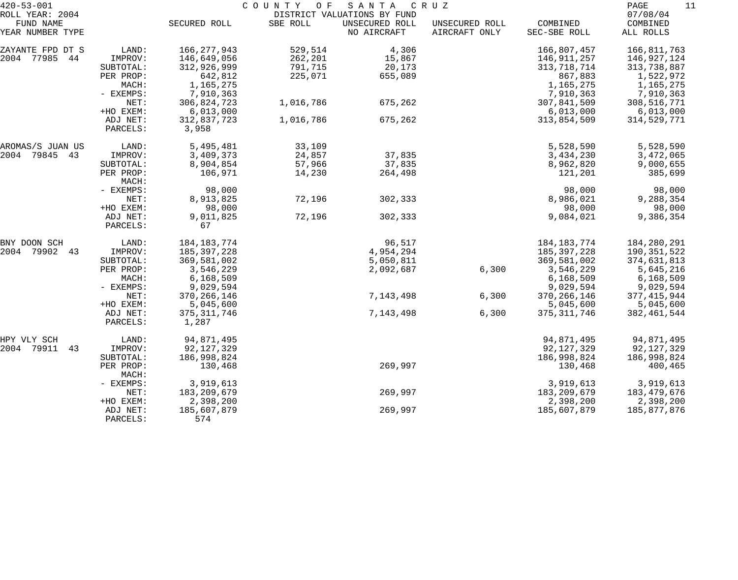420-53-001 COUNTY OF SANTA CRUZ
ROLL YEAR: 2004 DISTRICT VALUATIONS BY FUND 07/08/04

| FUND NAME YEAR NUMBER TYPE | | SECURED ROLL | SBE ROLL | UNSECURED ROLL NO AIRCRAFT | UNSECURED ROLL AIRCRAFT ONLY | COMBINED SEC-SBE ROLL | COMBINED ALL ROLLS |
|---|---|---|---|---|---|---|---|
| ZAYANTE FPD DT S | LAND: | 166,277,943 | 529,514 | 4,306 | | 166,807,457 | 166,811,763 |
| 2004 77985 44 | IMPROV: | 146,649,056 | 262,201 | 15,867 | | 146,911,257 | 146,927,124 |
| | SUBTOTAL: | 312,926,999 | 791,715 | 20,173 | | 313,718,714 | 313,738,887 |
| | PER PROP: | 642,812 | 225,071 | 655,089 | | 867,883 | 1,522,972 |
| | MACH: | 1,165,275 | | | | 1,165,275 | 1,165,275 |
| | - EXEMPS: | 7,910,363 | | | | 7,910,363 | 7,910,363 |
| | NET: | 306,824,723 | 1,016,786 | 675,262 | | 307,841,509 | 308,516,771 |
| | +HO EXEM: | 6,013,000 | | | | 6,013,000 | 6,013,000 |
| | ADJ NET: | 312,837,723 | 1,016,786 | 675,262 | | 313,854,509 | 314,529,771 |
| | PARCELS: | 3,958 | | | | | |
| AROMAS/S JUAN US | LAND: | 5,495,481 | 33,109 | | | 5,528,590 | 5,528,590 |
| 2004 79845 43 | IMPROV: | 3,409,373 | 24,857 | 37,835 | | 3,434,230 | 3,472,065 |
| | SUBTOTAL: | 8,904,854 | 57,966 | 37,835 | | 8,962,820 | 9,000,655 |
| | PER PROP: | 106,971 | 14,230 | 264,498 | | 121,201 | 385,699 |
| | MACH: | | | | | | |
| | - EXEMPS: | 98,000 | | | | 98,000 | 98,000 |
| | NET: | 8,913,825 | 72,196 | 302,333 | | 8,986,021 | 9,288,354 |
| | +HO EXEM: | 98,000 | | | | 98,000 | 98,000 |
| | ADJ NET: | 9,011,825 | 72,196 | 302,333 | | 9,084,021 | 9,386,354 |
| | PARCELS: | 67 | | | | | |
| BNY DOON SCH | LAND: | 184,183,774 | | 96,517 | | 184,183,774 | 184,280,291 |
| 2004 79902 43 | IMPROV: | 185,397,228 | | 4,954,294 | | 185,397,228 | 190,351,522 |
| | SUBTOTAL: | 369,581,002 | | 5,050,811 | | 369,581,002 | 374,631,813 |
| | PER PROP: | 3,546,229 | | 2,092,687 | 6,300 | 3,546,229 | 5,645,216 |
| | MACH: | 6,168,509 | | | | 6,168,509 | 6,168,509 |
| | - EXEMPS: | 9,029,594 | | | | 9,029,594 | 9,029,594 |
| | NET: | 370,266,146 | | 7,143,498 | 6,300 | 370,266,146 | 377,415,944 |
| | +HO EXEM: | 5,045,600 | | | | 5,045,600 | 5,045,600 |
| | ADJ NET: | 375,311,746 | | 7,143,498 | 6,300 | 375,311,746 | 382,461,544 |
| | PARCELS: | 1,287 | | | | | |
| HPY VLY SCH | LAND: | 94,871,495 | | | | 94,871,495 | 94,871,495 |
| 2004 79911 43 | IMPROV: | 92,127,329 | | | | 92,127,329 | 92,127,329 |
| | SUBTOTAL: | 186,998,824 | | | | 186,998,824 | 186,998,824 |
| | PER PROP: | 130,468 | | 269,997 | | 130,468 | 400,465 |
| | MACH: | | | | | | |
| | - EXEMPS: | 3,919,613 | | | | 3,919,613 | 3,919,613 |
| | NET: | 183,209,679 | | 269,997 | | 183,209,679 | 183,479,676 |
| | +HO EXEM: | 2,398,200 | | | | 2,398,200 | 2,398,200 |
| | ADJ NET: | 185,607,879 | | 269,997 | | 185,607,879 | 185,877,876 |
| | PARCELS: | 574 | | | | | |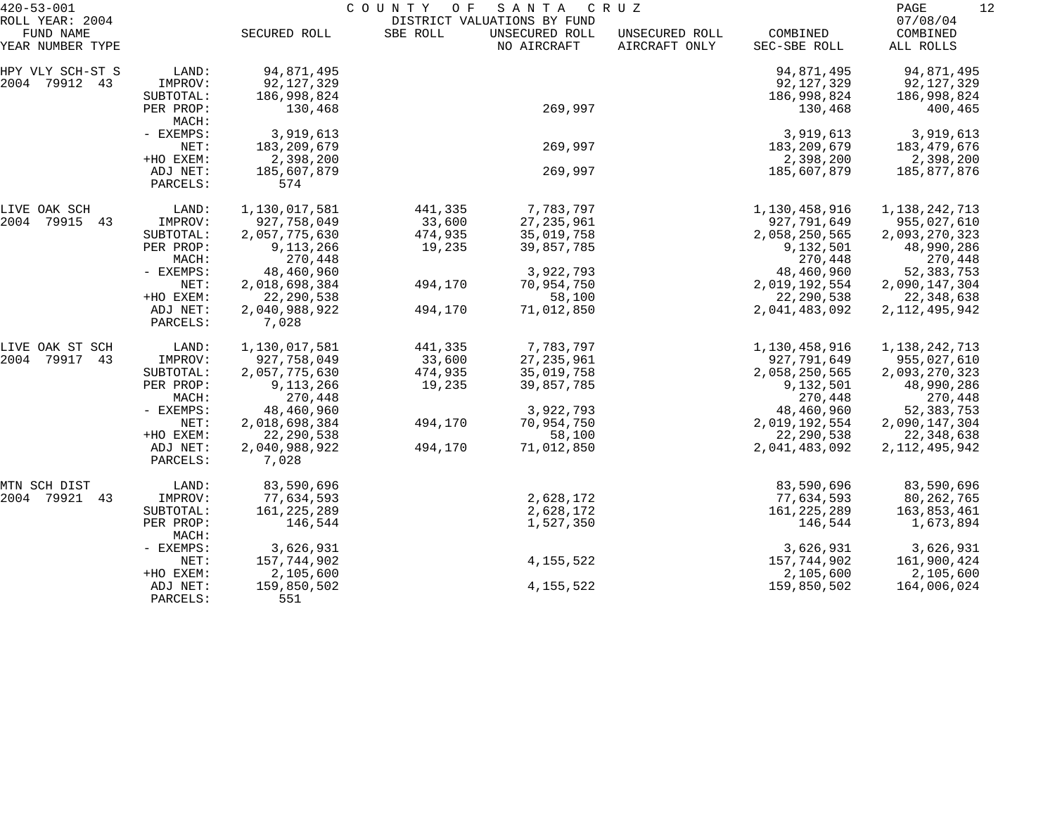420-53-001 COUNTY OF SANTA CRUZ
ROLL YEAR: 2004 DISTRICT VALUATIONS BY FUND 07/08/04

| FUND NAME YEAR NUMBER TYPE | | SECURED ROLL | SBE ROLL | UNSECURED ROLL NO AIRCRAFT | UNSECURED ROLL AIRCRAFT ONLY | COMBINED SEC-SBE ROLL | COMBINED ALL ROLLS |
|---|---|---|---|---|---|---|---|
| HPY VLY SCH-ST S | LAND: | 94,871,495 | | | | 94,871,495 | 94,871,495 |
| 2004 79912 43 | IMPROV: | 92,127,329 | | | | 92,127,329 | 92,127,329 |
| | SUBTOTAL: | 186,998,824 | | | | 186,998,824 | 186,998,824 |
| | PER PROP: | 130,468 | | 269,997 | | 130,468 | 400,465 |
| | MACH: | | | | | | |
| | - EXEMPS: | 3,919,613 | | | | 3,919,613 | 3,919,613 |
| | NET: | 183,209,679 | | 269,997 | | 183,209,679 | 183,479,676 |
| | +HO EXEM: | 2,398,200 | | | | 2,398,200 | 2,398,200 |
| | ADJ NET: | 185,607,879 | | 269,997 | | 185,607,879 | 185,877,876 |
| | PARCELS: | 574 | | | | | |
| LIVE OAK SCH | LAND: | 1,130,017,581 | 441,335 | 7,783,797 | | 1,130,458,916 | 1,138,242,713 |
| 2004 79915 43 | IMPROV: | 927,758,049 | 33,600 | 27,235,961 | | 927,791,649 | 955,027,610 |
| | SUBTOTAL: | 2,057,775,630 | 474,935 | 35,019,758 | | 2,058,250,565 | 2,093,270,323 |
| | PER PROP: | 9,113,266 | 19,235 | 39,857,785 | | 9,132,501 | 48,990,286 |
| | MACH: | 270,448 | | | | 270,448 | 270,448 |
| | - EXEMPS: | 48,460,960 | | 3,922,793 | | 48,460,960 | 52,383,753 |
| | NET: | 2,018,698,384 | 494,170 | 70,954,750 | | 2,019,192,554 | 2,090,147,304 |
| | +HO EXEM: | 22,290,538 | | 58,100 | | 22,290,538 | 22,348,638 |
| | ADJ NET: | 2,040,988,922 | 494,170 | 71,012,850 | | 2,041,483,092 | 2,112,495,942 |
| | PARCELS: | 7,028 | | | | | |
| LIVE OAK ST SCH | LAND: | 1,130,017,581 | 441,335 | 7,783,797 | | 1,130,458,916 | 1,138,242,713 |
| 2004 79917 43 | IMPROV: | 927,758,049 | 33,600 | 27,235,961 | | 927,791,649 | 955,027,610 |
| | SUBTOTAL: | 2,057,775,630 | 474,935 | 35,019,758 | | 2,058,250,565 | 2,093,270,323 |
| | PER PROP: | 9,113,266 | 19,235 | 39,857,785 | | 9,132,501 | 48,990,286 |
| | MACH: | 270,448 | | | | 270,448 | 270,448 |
| | - EXEMPS: | 48,460,960 | | 3,922,793 | | 48,460,960 | 52,383,753 |
| | NET: | 2,018,698,384 | 494,170 | 70,954,750 | | 2,019,192,554 | 2,090,147,304 |
| | +HO EXEM: | 22,290,538 | | 58,100 | | 22,290,538 | 22,348,638 |
| | ADJ NET: | 2,040,988,922 | 494,170 | 71,012,850 | | 2,041,483,092 | 2,112,495,942 |
| | PARCELS: | 7,028 | | | | | |
| MTN SCH DIST | LAND: | 83,590,696 | | | | 83,590,696 | 83,590,696 |
| 2004 79921 43 | IMPROV: | 77,634,593 | | 2,628,172 | | 77,634,593 | 80,262,765 |
| | SUBTOTAL: | 161,225,289 | | 2,628,172 | | 161,225,289 | 163,853,461 |
| | PER PROP: | 146,544 | | 1,527,350 | | 146,544 | 1,673,894 |
| | MACH: | | | | | | |
| | - EXEMPS: | 3,626,931 | | | | 3,626,931 | 3,626,931 |
| | NET: | 157,744,902 | | 4,155,522 | | 157,744,902 | 161,900,424 |
| | +HO EXEM: | 2,105,600 | | | | 2,105,600 | 2,105,600 |
| | ADJ NET: | 159,850,502 | | 4,155,522 | | 159,850,502 | 164,006,024 |
| | PARCELS: | 551 | | | | | |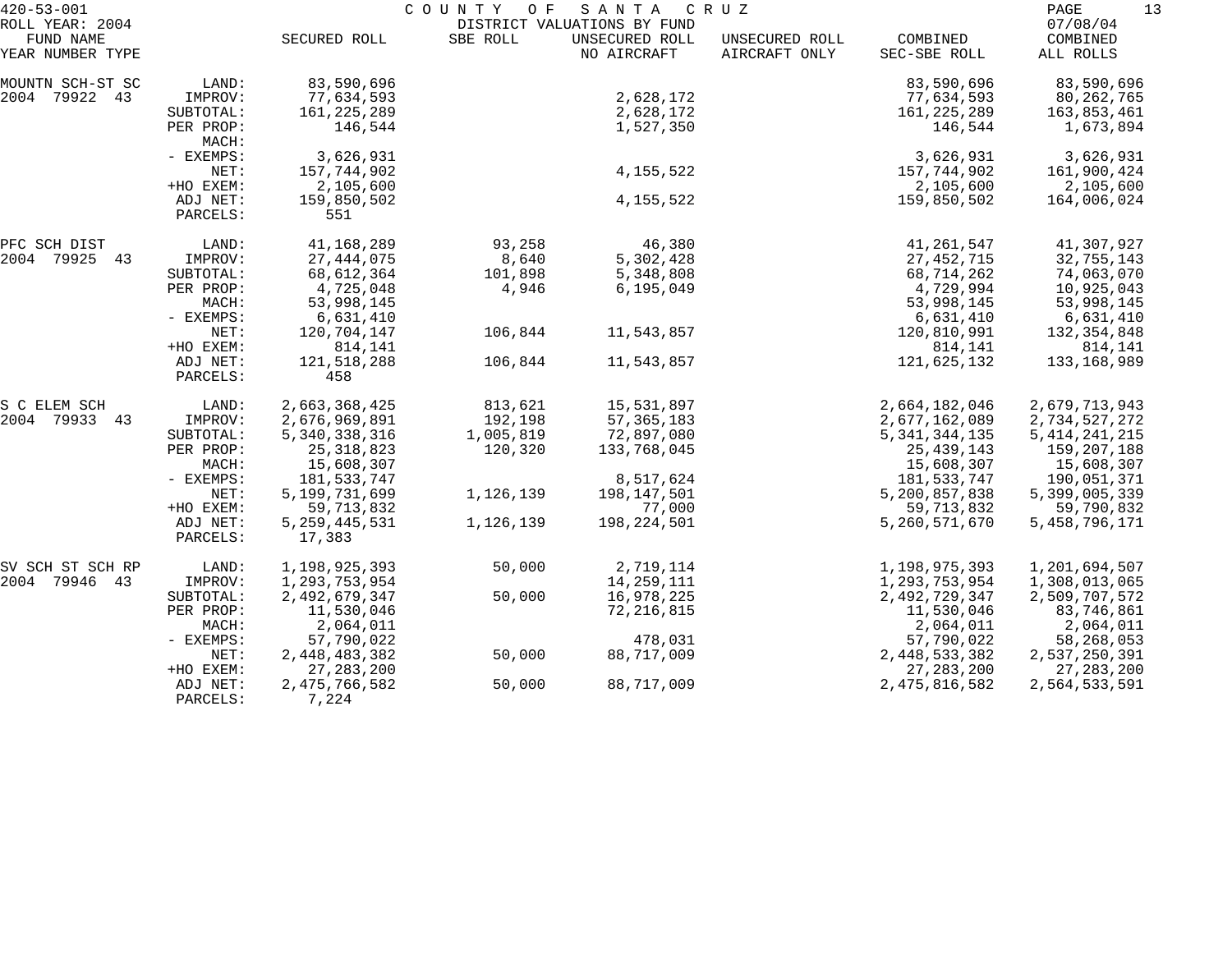420-53-001 COUNTY OF SANTA CRUZ
ROLL YEAR: 2004 DISTRICT VALUATIONS BY FUND 07/08/04

| FUND NAME YEAR NUMBER TYPE | | SECURED ROLL | SBE ROLL | UNSECURED ROLL NO AIRCRAFT | UNSECURED ROLL AIRCRAFT ONLY | COMBINED SEC-SBE ROLL | COMBINED ALL ROLLS |
|---|---|---|---|---|---|---|---|
| MOUNTN SCH-ST SC | LAND: | 83,590,696 | | | | 83,590,696 | 83,590,696 |
| 2004 79922 43 | IMPROV: | 77,634,593 | | 2,628,172 | | 77,634,593 | 80,262,765 |
| | SUBTOTAL: | 161,225,289 | | 2,628,172 | | 161,225,289 | 163,853,461 |
| | PER PROP: | 146,544 | | 1,527,350 | | 146,544 | 1,673,894 |
| | MACH: | | | | | | |
| | - EXEMPS: | 3,626,931 | | | | 3,626,931 | 3,626,931 |
| | NET: | 157,744,902 | | 4,155,522 | | 157,744,902 | 161,900,424 |
| | +HO EXEM: | 2,105,600 | | | | 2,105,600 | 2,105,600 |
| | ADJ NET: | 159,850,502 | | 4,155,522 | | 159,850,502 | 164,006,024 |
| | PARCELS: | 551 | | | | | |
| PFC SCH DIST | LAND: | 41,168,289 | 93,258 | 46,380 | | 41,261,547 | 41,307,927 |
| 2004 79925 43 | IMPROV: | 27,444,075 | 8,640 | 5,302,428 | | 27,452,715 | 32,755,143 |
| | SUBTOTAL: | 68,612,364 | 101,898 | 5,348,808 | | 68,714,262 | 74,063,070 |
| | PER PROP: | 4,725,048 | 4,946 | 6,195,049 | | 4,729,994 | 10,925,043 |
| | MACH: | 53,998,145 | | | | 53,998,145 | 53,998,145 |
| | - EXEMPS: | 6,631,410 | | | | 6,631,410 | 6,631,410 |
| | NET: | 120,704,147 | 106,844 | 11,543,857 | | 120,810,991 | 132,354,848 |
| | +HO EXEM: | 814,141 | | | | 814,141 | 814,141 |
| | ADJ NET: | 121,518,288 | 106,844 | 11,543,857 | | 121,625,132 | 133,168,989 |
| | PARCELS: | 458 | | | | | |
| S C ELEM SCH | LAND: | 2,663,368,425 | 813,621 | 15,531,897 | | 2,664,182,046 | 2,679,713,943 |
| 2004 79933 43 | IMPROV: | 2,676,969,891 | 192,198 | 57,365,183 | | 2,677,162,089 | 2,734,527,272 |
| | SUBTOTAL: | 5,340,338,316 | 1,005,819 | 72,897,080 | | 5,341,344,135 | 5,414,241,215 |
| | PER PROP: | 25,318,823 | 120,320 | 133,768,045 | | 25,439,143 | 159,207,188 |
| | MACH: | 15,608,307 | | | | 15,608,307 | 15,608,307 |
| | - EXEMPS: | 181,533,747 | | 8,517,624 | | 181,533,747 | 190,051,371 |
| | NET: | 5,199,731,699 | 1,126,139 | 198,147,501 | | 5,200,857,838 | 5,399,005,339 |
| | +HO EXEM: | 59,713,832 | | 77,000 | | 59,713,832 | 59,790,832 |
| | ADJ NET: | 5,259,445,531 | 1,126,139 | 198,224,501 | | 5,260,571,670 | 5,458,796,171 |
| | PARCELS: | 17,383 | | | | | |
| SV SCH ST SCH RP | LAND: | 1,198,925,393 | 50,000 | 2,719,114 | | 1,198,975,393 | 1,201,694,507 |
| 2004 79946 43 | IMPROV: | 1,293,753,954 | | 14,259,111 | | 1,293,753,954 | 1,308,013,065 |
| | SUBTOTAL: | 2,492,679,347 | 50,000 | 16,978,225 | | 2,492,729,347 | 2,509,707,572 |
| | PER PROP: | 11,530,046 | | 72,216,815 | | 11,530,046 | 83,746,861 |
| | MACH: | 2,064,011 | | | | 2,064,011 | 2,064,011 |
| | - EXEMPS: | 57,790,022 | | 478,031 | | 57,790,022 | 58,268,053 |
| | NET: | 2,448,483,382 | 50,000 | 88,717,009 | | 2,448,533,382 | 2,537,250,391 |
| | +HO EXEM: | 27,283,200 | | | | 27,283,200 | 27,283,200 |
| | ADJ NET: | 2,475,766,582 | 50,000 | 88,717,009 | | 2,475,816,582 | 2,564,533,591 |
| | PARCELS: | 7,224 | | | | | |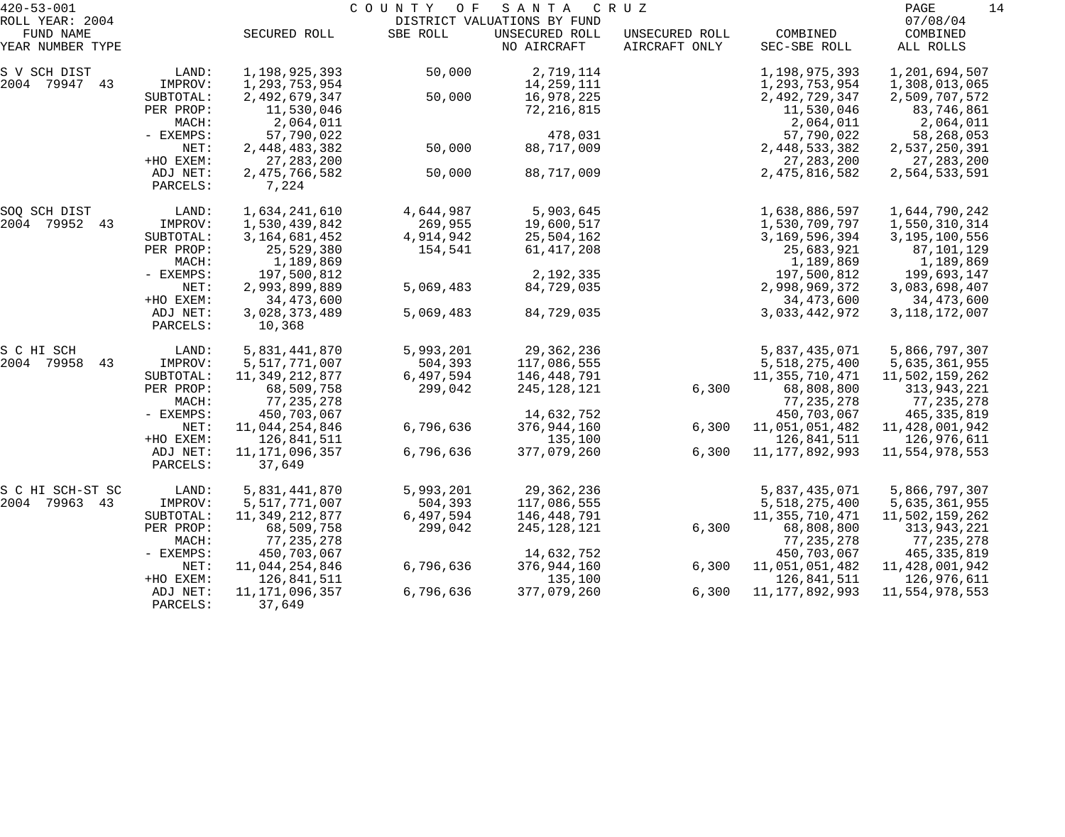420-53-001 COUNTY OF SANTA CRUZ
ROLL YEAR: 2004 DISTRICT VALUATIONS BY FUND 07/08/04

| FUND NAME YEAR NUMBER TYPE | | SECURED ROLL | SBE ROLL | UNSECURED ROLL NO AIRCRAFT | UNSECURED ROLL AIRCRAFT ONLY | COMBINED SEC-SBE ROLL | COMBINED ALL ROLLS |
|---|---|---|---|---|---|---|---|
| S V SCH DIST | LAND: | 1,198,925,393 | 50,000 | 2,719,114 | | 1,198,975,393 | 1,201,694,507 |
| 2004 79947 43 | IMPROV: | 1,293,753,954 | | 14,259,111 | | 1,293,753,954 | 1,308,013,065 |
| | SUBTOTAL: | 2,492,679,347 | 50,000 | 16,978,225 | | 2,492,729,347 | 2,509,707,572 |
| | PER PROP: | 11,530,046 | | 72,216,815 | | 11,530,046 | 83,746,861 |
| | MACH: | 2,064,011 | | | | 2,064,011 | 2,064,011 |
| | - EXEMPS: | 57,790,022 | | 478,031 | | 57,790,022 | 58,268,053 |
| | NET: | 2,448,483,382 | 50,000 | 88,717,009 | | 2,448,533,382 | 2,537,250,391 |
| | +HO EXEM: | 27,283,200 | | | | 27,283,200 | 27,283,200 |
| | ADJ NET: | 2,475,766,582 | 50,000 | 88,717,009 | | 2,475,816,582 | 2,564,533,591 |
| | PARCELS: | 7,224 | | | | | |
| SOQ SCH DIST | LAND: | 1,634,241,610 | 4,644,987 | 5,903,645 | | 1,638,886,597 | 1,644,790,242 |
| 2004 79952 43 | IMPROV: | 1,530,439,842 | 269,955 | 19,600,517 | | 1,530,709,797 | 1,550,310,314 |
| | SUBTOTAL: | 3,164,681,452 | 4,914,942 | 25,504,162 | | 3,169,596,394 | 3,195,100,556 |
| | PER PROP: | 25,529,380 | 154,541 | 61,417,208 | | 25,683,921 | 87,101,129 |
| | MACH: | 1,189,869 | | | | 1,189,869 | 1,189,869 |
| | - EXEMPS: | 197,500,812 | | 2,192,335 | | 197,500,812 | 199,693,147 |
| | NET: | 2,993,899,889 | 5,069,483 | 84,729,035 | | 2,998,969,372 | 3,083,698,407 |
| | +HO EXEM: | 34,473,600 | | | | 34,473,600 | 34,473,600 |
| | ADJ NET: | 3,028,373,489 | 5,069,483 | 84,729,035 | | 3,033,442,972 | 3,118,172,007 |
| | PARCELS: | 10,368 | | | | | |
| S C HI SCH | LAND: | 5,831,441,870 | 5,993,201 | 29,362,236 | | 5,837,435,071 | 5,866,797,307 |
| 2004 79958 43 | IMPROV: | 5,517,771,007 | 504,393 | 117,086,555 | | 5,518,275,400 | 5,635,361,955 |
| | SUBTOTAL: | 11,349,212,877 | 6,497,594 | 146,448,791 | | 11,355,710,471 | 11,502,159,262 |
| | PER PROP: | 68,509,758 | 299,042 | 245,128,121 | 6,300 | 68,808,800 | 313,943,221 |
| | MACH: | 77,235,278 | | | | 77,235,278 | 77,235,278 |
| | - EXEMPS: | 450,703,067 | | 14,632,752 | | 450,703,067 | 465,335,819 |
| | NET: | 11,044,254,846 | 6,796,636 | 376,944,160 | 6,300 | 11,051,051,482 | 11,428,001,942 |
| | +HO EXEM: | 126,841,511 | | 135,100 | | 126,841,511 | 126,976,611 |
| | ADJ NET: | 11,171,096,357 | 6,796,636 | 377,079,260 | 6,300 | 11,177,892,993 | 11,554,978,553 |
| | PARCELS: | 37,649 | | | | | |
| S C HI SCH-ST SC | LAND: | 5,831,441,870 | 5,993,201 | 29,362,236 | | 5,837,435,071 | 5,866,797,307 |
| 2004 79963 43 | IMPROV: | 5,517,771,007 | 504,393 | 117,086,555 | | 5,518,275,400 | 5,635,361,955 |
| | SUBTOTAL: | 11,349,212,877 | 6,497,594 | 146,448,791 | | 11,355,710,471 | 11,502,159,262 |
| | PER PROP: | 68,509,758 | 299,042 | 245,128,121 | 6,300 | 68,808,800 | 313,943,221 |
| | MACH: | 77,235,278 | | | | 77,235,278 | 77,235,278 |
| | - EXEMPS: | 450,703,067 | | 14,632,752 | | 450,703,067 | 465,335,819 |
| | NET: | 11,044,254,846 | 6,796,636 | 376,944,160 | 6,300 | 11,051,051,482 | 11,428,001,942 |
| | +HO EXEM: | 126,841,511 | | 135,100 | | 126,841,511 | 126,976,611 |
| | ADJ NET: | 11,171,096,357 | 6,796,636 | 377,079,260 | 6,300 | 11,177,892,993 | 11,554,978,553 |
| | PARCELS: | 37,649 | | | | | |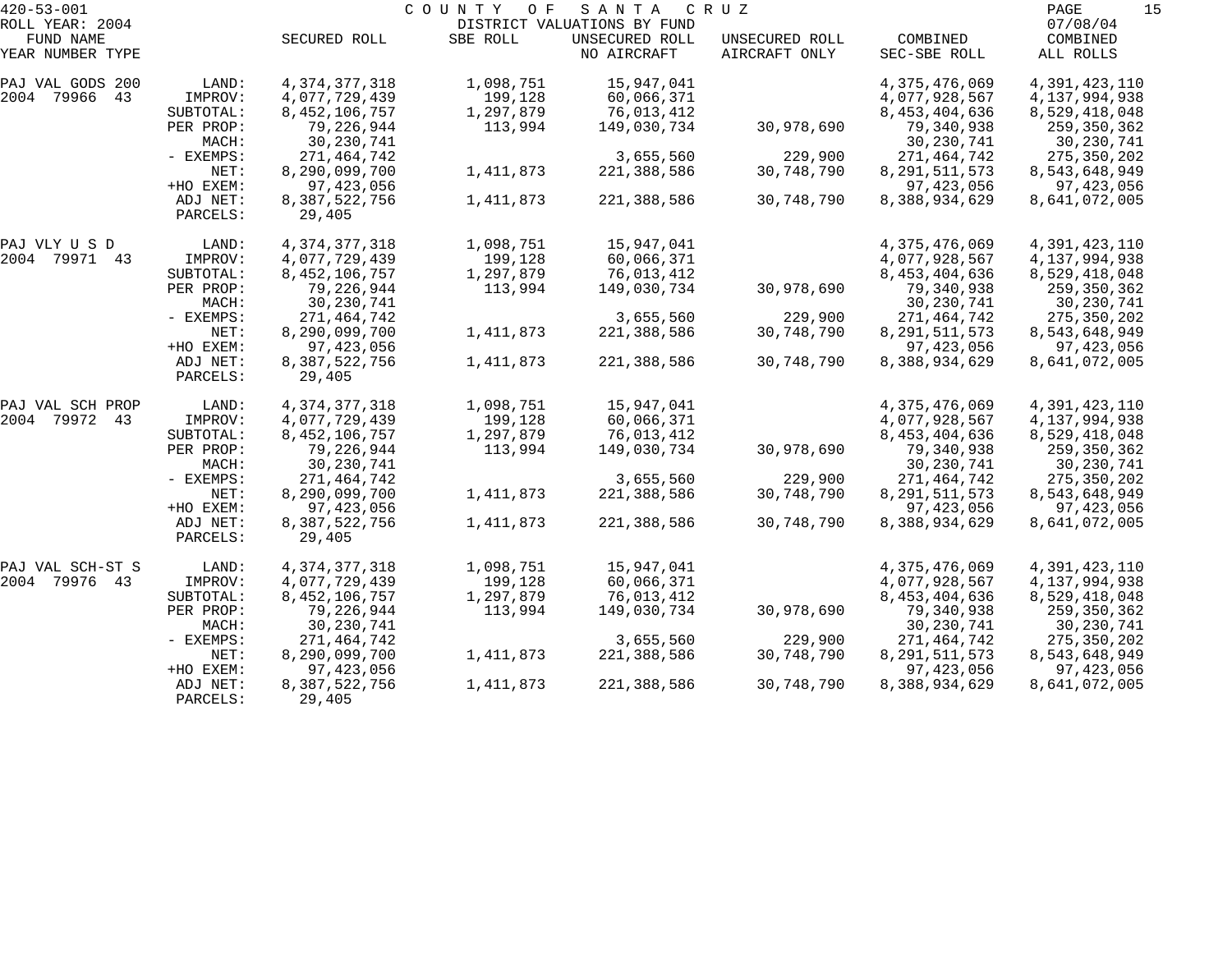420-53-001 COUNTY OF SANTA CRUZ
ROLL YEAR: 2004 DISTRICT VALUATIONS BY FUND 07/08/04

| FUND NAME YEAR NUMBER TYPE | | SECURED ROLL | SBE ROLL | UNSECURED ROLL NO AIRCRAFT | UNSECURED ROLL AIRCRAFT ONLY | COMBINED SEC-SBE ROLL | COMBINED ALL ROLLS |
|---|---|---|---|---|---|---|---|
| PAJ VAL GODS 200 | LAND: | 4,374,377,318 | 1,098,751 | 15,947,041 | | 4,375,476,069 | 4,391,423,110 |
| 2004 79966 43 | IMPROV: | 4,077,729,439 | 199,128 | 60,066,371 | | 4,077,928,567 | 4,137,994,938 |
| | SUBTOTAL: | 8,452,106,757 | 1,297,879 | 76,013,412 | | 8,453,404,636 | 8,529,418,048 |
| | PER PROP: | 79,226,944 | 113,994 | 149,030,734 | 30,978,690 | 79,340,938 | 259,350,362 |
| | MACH: | 30,230,741 | | | | 30,230,741 | 30,230,741 |
| | - EXEMPS: | 271,464,742 | | 3,655,560 | 229,900 | 271,464,742 | 275,350,202 |
| | NET: | 8,290,099,700 | 1,411,873 | 221,388,586 | 30,748,790 | 8,291,511,573 | 8,543,648,949 |
| | +HO EXEM: | 97,423,056 | | | | 97,423,056 | 97,423,056 |
| | ADJ NET: | 8,387,522,756 | 1,411,873 | 221,388,586 | 30,748,790 | 8,388,934,629 | 8,641,072,005 |
| | PARCELS: | 29,405 | | | | | |
| PAJ VLY U S D | LAND: | 4,374,377,318 | 1,098,751 | 15,947,041 | | 4,375,476,069 | 4,391,423,110 |
| 2004 79971 43 | IMPROV: | 4,077,729,439 | 199,128 | 60,066,371 | | 4,077,928,567 | 4,137,994,938 |
| | SUBTOTAL: | 8,452,106,757 | 1,297,879 | 76,013,412 | | 8,453,404,636 | 8,529,418,048 |
| | PER PROP: | 79,226,944 | 113,994 | 149,030,734 | 30,978,690 | 79,340,938 | 259,350,362 |
| | MACH: | 30,230,741 | | | | 30,230,741 | 30,230,741 |
| | - EXEMPS: | 271,464,742 | | 3,655,560 | 229,900 | 271,464,742 | 275,350,202 |
| | NET: | 8,290,099,700 | 1,411,873 | 221,388,586 | 30,748,790 | 8,291,511,573 | 8,543,648,949 |
| | +HO EXEM: | 97,423,056 | | | | 97,423,056 | 97,423,056 |
| | ADJ NET: | 8,387,522,756 | 1,411,873 | 221,388,586 | 30,748,790 | 8,388,934,629 | 8,641,072,005 |
| | PARCELS: | 29,405 | | | | | |
| PAJ VAL SCH PROP | LAND: | 4,374,377,318 | 1,098,751 | 15,947,041 | | 4,375,476,069 | 4,391,423,110 |
| 2004 79972 43 | IMPROV: | 4,077,729,439 | 199,128 | 60,066,371 | | 4,077,928,567 | 4,137,994,938 |
| | SUBTOTAL: | 8,452,106,757 | 1,297,879 | 76,013,412 | | 8,453,404,636 | 8,529,418,048 |
| | PER PROP: | 79,226,944 | 113,994 | 149,030,734 | 30,978,690 | 79,340,938 | 259,350,362 |
| | MACH: | 30,230,741 | | | | 30,230,741 | 30,230,741 |
| | - EXEMPS: | 271,464,742 | | 3,655,560 | 229,900 | 271,464,742 | 275,350,202 |
| | NET: | 8,290,099,700 | 1,411,873 | 221,388,586 | 30,748,790 | 8,291,511,573 | 8,543,648,949 |
| | +HO EXEM: | 97,423,056 | | | | 97,423,056 | 97,423,056 |
| | ADJ NET: | 8,387,522,756 | 1,411,873 | 221,388,586 | 30,748,790 | 8,388,934,629 | 8,641,072,005 |
| | PARCELS: | 29,405 | | | | | |
| PAJ VAL SCH-ST S | LAND: | 4,374,377,318 | 1,098,751 | 15,947,041 | | 4,375,476,069 | 4,391,423,110 |
| 2004 79976 43 | IMPROV: | 4,077,729,439 | 199,128 | 60,066,371 | | 4,077,928,567 | 4,137,994,938 |
| | SUBTOTAL: | 8,452,106,757 | 1,297,879 | 76,013,412 | | 8,453,404,636 | 8,529,418,048 |
| | PER PROP: | 79,226,944 | 113,994 | 149,030,734 | 30,978,690 | 79,340,938 | 259,350,362 |
| | MACH: | 30,230,741 | | | | 30,230,741 | 30,230,741 |
| | - EXEMPS: | 271,464,742 | | 3,655,560 | 229,900 | 271,464,742 | 275,350,202 |
| | NET: | 8,290,099,700 | 1,411,873 | 221,388,586 | 30,748,790 | 8,291,511,573 | 8,543,648,949 |
| | +HO EXEM: | 97,423,056 | | | | 97,423,056 | 97,423,056 |
| | ADJ NET: | 8,387,522,756 | 1,411,873 | 221,388,586 | 30,748,790 | 8,388,934,629 | 8,641,072,005 |
| | PARCELS: | 29,405 | | | | | |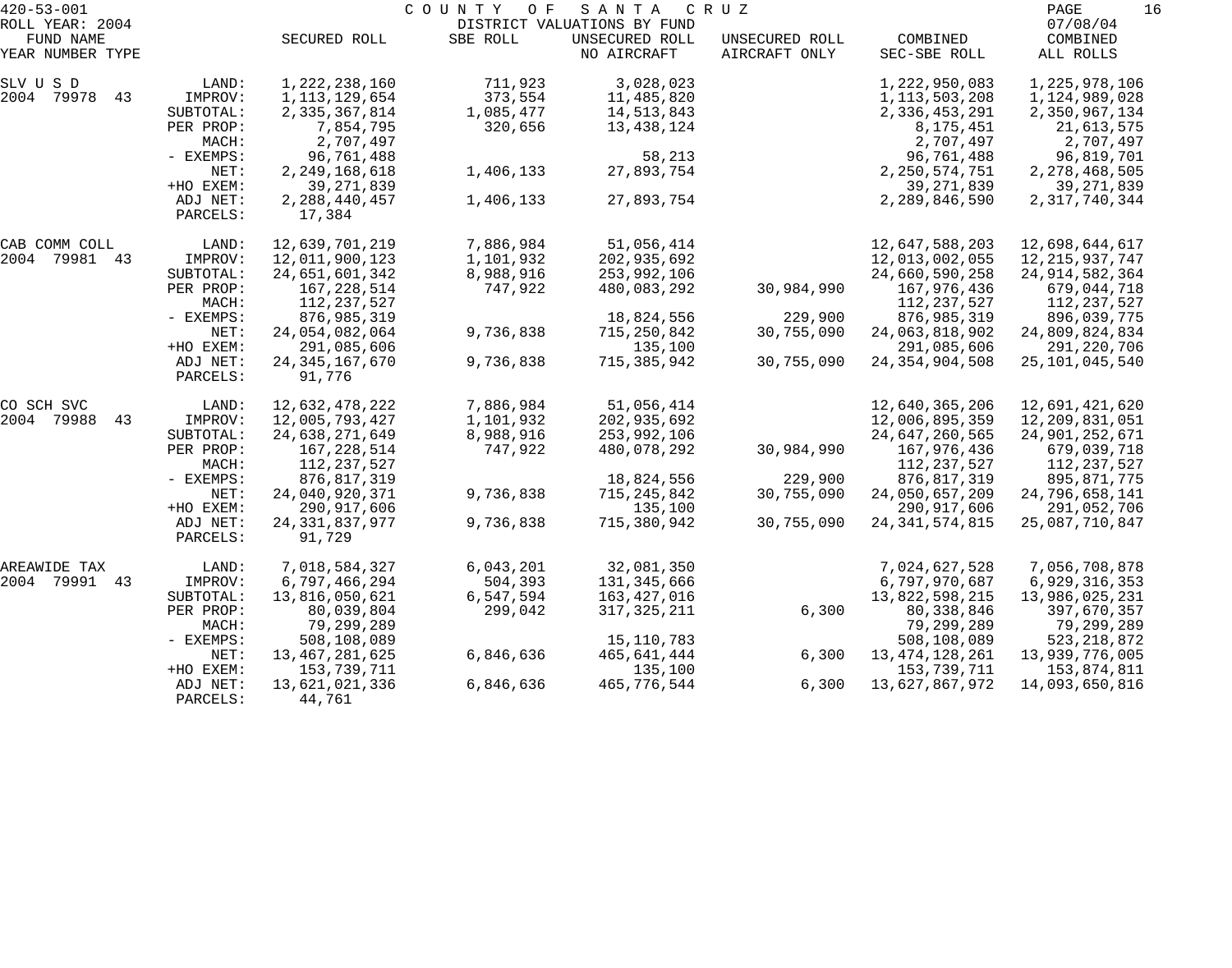# COUNTY OF SANTA CRUZ

420-53-001
ROLL YEAR: 2004

DISTRICT VALUATIONS BY FUND

07/08/04

| FUND NAME YEAR NUMBER TYPE | | SECURED ROLL | SBE ROLL | UNSECURED ROLL NO AIRCRAFT | UNSECURED ROLL AIRCRAFT ONLY | COMBINED SEC-SBE ROLL | COMBINED ALL ROLLS |
|---|---|---|---|---|---|---|---|
| SLV U S D | LAND: | 1,222,238,160 | 711,923 | 3,028,023 | | 1,222,950,083 | 1,225,978,106 |
| 2004 79978 43 | IMPROV: | 1,113,129,654 | 373,554 | 11,485,820 | | 1,113,503,208 | 1,124,989,028 |
| | SUBTOTAL: | 2,335,367,814 | 1,085,477 | 14,513,843 | | 2,336,453,291 | 2,350,967,134 |
| | PER PROP: | 7,854,795 | 320,656 | 13,438,124 | | 8,175,451 | 21,613,575 |
| | MACH: | 2,707,497 | | | | 2,707,497 | 2,707,497 |
| | - EXEMPS: | 96,761,488 | | 58,213 | | 96,761,488 | 96,819,701 |
| | NET: | 2,249,168,618 | 1,406,133 | 27,893,754 | | 2,250,574,751 | 2,278,468,505 |
| | +HO EXEM: | 39,271,839 | | | | 39,271,839 | 39,271,839 |
| | ADJ NET: | 2,288,440,457 | 1,406,133 | 27,893,754 | | 2,289,846,590 | 2,317,740,344 |
| | PARCELS: | 17,384 | | | | | |
| CAB COMM COLL | LAND: | 12,639,701,219 | 7,886,984 | 51,056,414 | | 12,647,588,203 | 12,698,644,617 |
| 2004 79981 43 | IMPROV: | 12,011,900,123 | 1,101,932 | 202,935,692 | | 12,013,002,055 | 12,215,937,747 |
| | SUBTOTAL: | 24,651,601,342 | 8,988,916 | 253,992,106 | | 24,660,590,258 | 24,914,582,364 |
| | PER PROP: | 167,228,514 | 747,922 | 480,083,292 | 30,984,990 | 167,976,436 | 679,044,718 |
| | MACH: | 112,237,527 | | | | 112,237,527 | 112,237,527 |
| | - EXEMPS: | 876,985,319 | | 18,824,556 | 229,900 | 876,985,319 | 896,039,775 |
| | NET: | 24,054,082,064 | 9,736,838 | 715,250,842 | 30,755,090 | 24,063,818,902 | 24,809,824,834 |
| | +HO EXEM: | 291,085,606 | | 135,100 | | 291,085,606 | 291,220,706 |
| | ADJ NET: | 24,345,167,670 | 9,736,838 | 715,385,942 | 30,755,090 | 24,354,904,508 | 25,101,045,540 |
| | PARCELS: | 91,776 | | | | | |
| CO SCH SVC | LAND: | 12,632,478,222 | 7,886,984 | 51,056,414 | | 12,640,365,206 | 12,691,421,620 |
| 2004 79988 43 | IMPROV: | 12,005,793,427 | 1,101,932 | 202,935,692 | | 12,006,895,359 | 12,209,831,051 |
| | SUBTOTAL: | 24,638,271,649 | 8,988,916 | 253,992,106 | | 24,647,260,565 | 24,901,252,671 |
| | PER PROP: | 167,228,514 | 747,922 | 480,078,292 | 30,984,990 | 167,976,436 | 679,039,718 |
| | MACH: | 112,237,527 | | | | 112,237,527 | 112,237,527 |
| | - EXEMPS: | 876,817,319 | | 18,824,556 | 229,900 | 876,817,319 | 895,871,775 |
| | NET: | 24,040,920,371 | 9,736,838 | 715,245,842 | 30,755,090 | 24,050,657,209 | 24,796,658,141 |
| | +HO EXEM: | 290,917,606 | | 135,100 | | 290,917,606 | 291,052,706 |
| | ADJ NET: | 24,331,837,977 | 9,736,838 | 715,380,942 | 30,755,090 | 24,341,574,815 | 25,087,710,847 |
| | PARCELS: | 91,729 | | | | | |
| AREAWIDE TAX | LAND: | 7,018,584,327 | 6,043,201 | 32,081,350 | | 7,024,627,528 | 7,056,708,878 |
| 2004 79991 43 | IMPROV: | 6,797,466,294 | 504,393 | 131,345,666 | | 6,797,970,687 | 6,929,316,353 |
| | SUBTOTAL: | 13,816,050,621 | 6,547,594 | 163,427,016 | | 13,822,598,215 | 13,986,025,231 |
| | PER PROP: | 80,039,804 | 299,042 | 317,325,211 | 6,300 | 80,338,846 | 397,670,357 |
| | MACH: | 79,299,289 | | | | 79,299,289 | 79,299,289 |
| | - EXEMPS: | 508,108,089 | | 15,110,783 | | 508,108,089 | 523,218,872 |
| | NET: | 13,467,281,625 | 6,846,636 | 465,641,444 | 6,300 | 13,474,128,261 | 13,939,776,005 |
| | +HO EXEM: | 153,739,711 | | 135,100 | | 153,739,711 | 153,874,811 |
| | ADJ NET: | 13,621,021,336 | 6,846,636 | 465,776,544 | 6,300 | 13,627,867,972 | 14,093,650,816 |
| | PARCELS: | 44,761 | | | | | |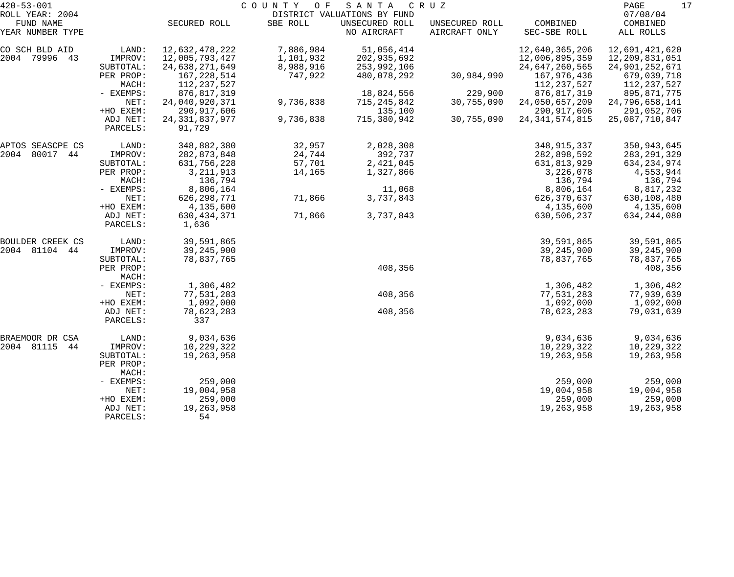420-53-001 COUNTY OF SANTA CRUZ
ROLL YEAR: 2004 DISTRICT VALUATIONS BY FUND 07/08/04

| FUND NAME YEAR NUMBER TYPE | | SECURED ROLL | SBE ROLL | UNSECURED ROLL NO AIRCRAFT | UNSECURED ROLL AIRCRAFT ONLY | COMBINED SEC-SBE ROLL | COMBINED ALL ROLLS |
|---|---|---|---|---|---|---|---|
| CO SCH BLD AID | LAND: | 12,632,478,222 | 7,886,984 | 51,056,414 | | 12,640,365,206 | 12,691,421,620 |
| 2004 79996 43 | IMPROV: | 12,005,793,427 | 1,101,932 | 202,935,692 | | 12,006,895,359 | 12,209,831,051 |
| | SUBTOTAL: | 24,638,271,649 | 8,988,916 | 253,992,106 | | 24,647,260,565 | 24,901,252,671 |
| | PER PROP: | 167,228,514 | 747,922 | 480,078,292 | 30,984,990 | 167,976,436 | 679,039,718 |
| | MACH: | 112,237,527 | | | | 112,237,527 | 112,237,527 |
| | - EXEMPS: | 876,817,319 | | 18,824,556 | 229,900 | 876,817,319 | 895,871,775 |
| | NET: | 24,040,920,371 | 9,736,838 | 715,245,842 | 30,755,090 | 24,050,657,209 | 24,796,658,141 |
| | +HO EXEM: | 290,917,606 | | 135,100 | | 290,917,606 | 291,052,706 |
| | ADJ NET: | 24,331,837,977 | 9,736,838 | 715,380,942 | 30,755,090 | 24,341,574,815 | 25,087,710,847 |
| | PARCELS: | 91,729 | | | | | |
| APTOS SEASCPE CS | LAND: | 348,882,380 | 32,957 | 2,028,308 | | 348,915,337 | 350,943,645 |
| 2004 80017 44 | IMPROV: | 282,873,848 | 24,744 | 392,737 | | 282,898,592 | 283,291,329 |
| | SUBTOTAL: | 631,756,228 | 57,701 | 2,421,045 | | 631,813,929 | 634,234,974 |
| | PER PROP: | 3,211,913 | 14,165 | 1,327,866 | | 3,226,078 | 4,553,944 |
| | MACH: | 136,794 | | | | 136,794 | 136,794 |
| | - EXEMPS: | 8,806,164 | | 11,068 | | 8,806,164 | 8,817,232 |
| | NET: | 626,298,771 | 71,866 | 3,737,843 | | 626,370,637 | 630,108,480 |
| | +HO EXEM: | 4,135,600 | | | | 4,135,600 | 4,135,600 |
| | ADJ NET: | 630,434,371 | 71,866 | 3,737,843 | | 630,506,237 | 634,244,080 |
| | PARCELS: | 1,636 | | | | | |
| BOULDER CREEK CS | LAND: | 39,591,865 | | | | 39,591,865 | 39,591,865 |
| 2004 81104 44 | IMPROV: | 39,245,900 | | | | 39,245,900 | 39,245,900 |
| | SUBTOTAL: | 78,837,765 | | | | 78,837,765 | 78,837,765 |
| | PER PROP: | | | 408,356 | | | 408,356 |
| | MACH: | | | | | | |
| | - EXEMPS: | 1,306,482 | | | | 1,306,482 | 1,306,482 |
| | NET: | 77,531,283 | | 408,356 | | 77,531,283 | 77,939,639 |
| | +HO EXEM: | 1,092,000 | | | | 1,092,000 | 1,092,000 |
| | ADJ NET: | 78,623,283 | | 408,356 | | 78,623,283 | 79,031,639 |
| | PARCELS: | 337 | | | | | |
| BRAEMOOR DR CSA | LAND: | 9,034,636 | | | | 9,034,636 | 9,034,636 |
| 2004 81115 44 | IMPROV: | 10,229,322 | | | | 10,229,322 | 10,229,322 |
| | SUBTOTAL: | 19,263,958 | | | | 19,263,958 | 19,263,958 |
| | PER PROP: | | | | | | |
| | MACH: | | | | | | |
| | - EXEMPS: | 259,000 | | | | 259,000 | 259,000 |
| | NET: | 19,004,958 | | | | 19,004,958 | 19,004,958 |
| | +HO EXEM: | 259,000 | | | | 259,000 | 259,000 |
| | ADJ NET: | 19,263,958 | | | | 19,263,958 | 19,263,958 |
| | PARCELS: | 54 | | | | | |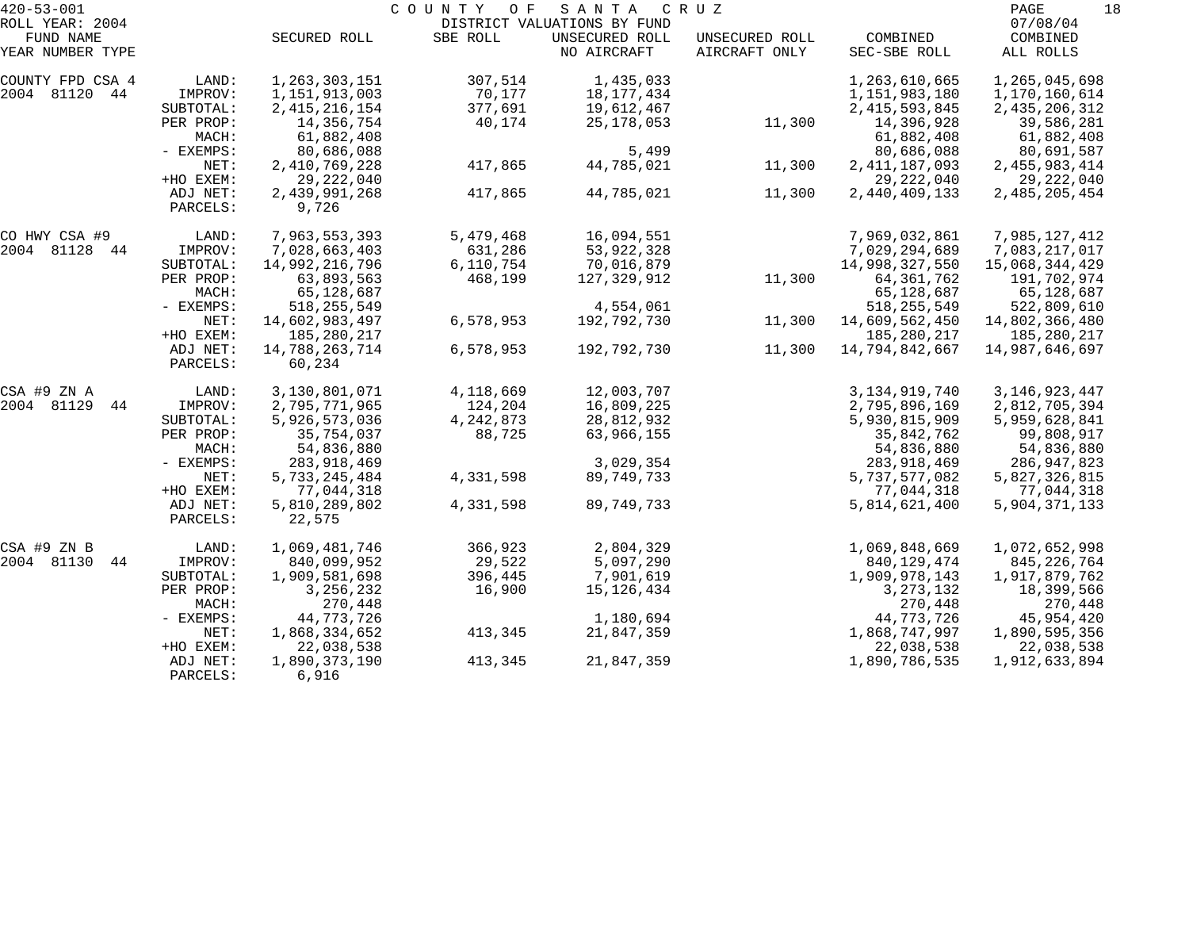420-53-001 COUNTY OF SANTA CRUZ
ROLL YEAR: 2004 DISTRICT VALUATIONS BY FUND 07/08/04

| FUND NAME YEAR NUMBER TYPE | | SECURED ROLL | SBE ROLL | UNSECURED ROLL NO AIRCRAFT | UNSECURED ROLL AIRCRAFT ONLY | COMBINED SEC-SBE ROLL | COMBINED ALL ROLLS |
|---|---|---|---|---|---|---|---|
| COUNTY FPD CSA 4 | LAND: | 1,263,303,151 | 307,514 | 1,435,033 | | 1,263,610,665 | 1,265,045,698 |
| 2004 81120 44 | IMPROV: | 1,151,913,003 | 70,177 | 18,177,434 | | 1,151,983,180 | 1,170,160,614 |
| | SUBTOTAL: | 2,415,216,154 | 377,691 | 19,612,467 | | 2,415,593,845 | 2,435,206,312 |
| | PER PROP: | 14,356,754 | 40,174 | 25,178,053 | 11,300 | 14,396,928 | 39,586,281 |
| | MACH: | 61,882,408 | | | | 61,882,408 | 61,882,408 |
| | - EXEMPS: | 80,686,088 | | 5,499 | | 80,686,088 | 80,691,587 |
| | NET: | 2,410,769,228 | 417,865 | 44,785,021 | 11,300 | 2,411,187,093 | 2,455,983,414 |
| | +HO EXEM: | 29,222,040 | | | | 29,222,040 | 29,222,040 |
| | ADJ NET: | 2,439,991,268 | 417,865 | 44,785,021 | 11,300 | 2,440,409,133 | 2,485,205,454 |
| | PARCELS: | 9,726 | | | | | |
| CO HWY CSA #9 | LAND: | 7,963,553,393 | 5,479,468 | 16,094,551 | | 7,969,032,861 | 7,985,127,412 |
| 2004 81128 44 | IMPROV: | 7,028,663,403 | 631,286 | 53,922,328 | | 7,029,294,689 | 7,083,217,017 |
| | SUBTOTAL: | 14,992,216,796 | 6,110,754 | 70,016,879 | | 14,998,327,550 | 15,068,344,429 |
| | PER PROP: | 63,893,563 | 468,199 | 127,329,912 | 11,300 | 64,361,762 | 191,702,974 |
| | MACH: | 65,128,687 | | | | 65,128,687 | 65,128,687 |
| | - EXEMPS: | 518,255,549 | | 4,554,061 | | 518,255,549 | 522,809,610 |
| | NET: | 14,602,983,497 | 6,578,953 | 192,792,730 | 11,300 | 14,609,562,450 | 14,802,366,480 |
| | +HO EXEM: | 185,280,217 | | | | 185,280,217 | 185,280,217 |
| | ADJ NET: | 14,788,263,714 | 6,578,953 | 192,792,730 | 11,300 | 14,794,842,667 | 14,987,646,697 |
| | PARCELS: | 60,234 | | | | | |
| CSA #9 ZN A | LAND: | 3,130,801,071 | 4,118,669 | 12,003,707 | | 3,134,919,740 | 3,146,923,447 |
| 2004 81129 44 | IMPROV: | 2,795,771,965 | 124,204 | 16,809,225 | | 2,795,896,169 | 2,812,705,394 |
| | SUBTOTAL: | 5,926,573,036 | 4,242,873 | 28,812,932 | | 5,930,815,909 | 5,959,628,841 |
| | PER PROP: | 35,754,037 | 88,725 | 63,966,155 | | 35,842,762 | 99,808,917 |
| | MACH: | 54,836,880 | | | | 54,836,880 | 54,836,880 |
| | - EXEMPS: | 283,918,469 | | 3,029,354 | | 283,918,469 | 286,947,823 |
| | NET: | 5,733,245,484 | 4,331,598 | 89,749,733 | | 5,737,577,082 | 5,827,326,815 |
| | +HO EXEM: | 77,044,318 | | | | 77,044,318 | 77,044,318 |
| | ADJ NET: | 5,810,289,802 | 4,331,598 | 89,749,733 | | 5,814,621,400 | 5,904,371,133 |
| | PARCELS: | 22,575 | | | | | |
| CSA #9 ZN B | LAND: | 1,069,481,746 | 366,923 | 2,804,329 | | 1,069,848,669 | 1,072,652,998 |
| 2004 81130 44 | IMPROV: | 840,099,952 | 29,522 | 5,097,290 | | 840,129,474 | 845,226,764 |
| | SUBTOTAL: | 1,909,581,698 | 396,445 | 7,901,619 | | 1,909,978,143 | 1,917,879,762 |
| | PER PROP: | 3,256,232 | 16,900 | 15,126,434 | | 3,273,132 | 18,399,566 |
| | MACH: | 270,448 | | | | 270,448 | 270,448 |
| | - EXEMPS: | 44,773,726 | | 1,180,694 | | 44,773,726 | 45,954,420 |
| | NET: | 1,868,334,652 | 413,345 | 21,847,359 | | 1,868,747,997 | 1,890,595,356 |
| | +HO EXEM: | 22,038,538 | | | | 22,038,538 | 22,038,538 |
| | ADJ NET: | 1,890,373,190 | 413,345 | 21,847,359 | | 1,890,786,535 | 1,912,633,894 |
| | PARCELS: | 6,916 | | | | | |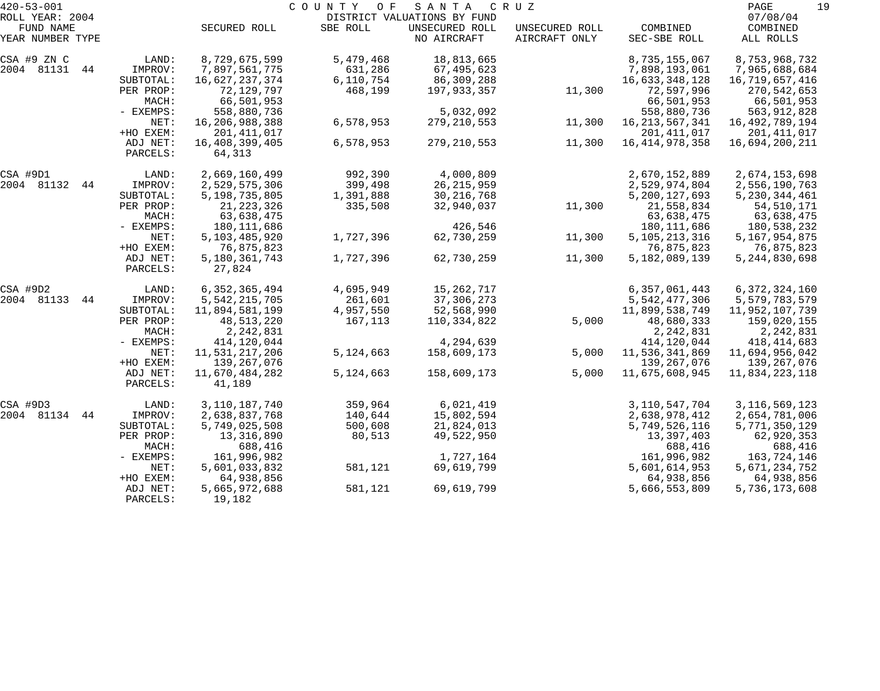420-53-001 COUNTY OF SANTA CRUZ
ROLL YEAR: 2004 DISTRICT VALUATIONS BY FUND 07/08/04

| FUND NAME YEAR NUMBER TYPE | | SECURED ROLL | SBE ROLL | UNSECURED ROLL NO AIRCRAFT | UNSECURED ROLL AIRCRAFT ONLY | COMBINED SEC-SBE ROLL | COMBINED ALL ROLLS |
|---|---|---|---|---|---|---|---|
| CSA #9 ZN C | LAND: | 8,729,675,599 | 5,479,468 | 18,813,665 | | 8,735,155,067 | 8,753,968,732 |
| 2004 81131 44 | IMPROV: | 7,897,561,775 | 631,286 | 67,495,623 | | 7,898,193,061 | 7,965,688,684 |
| | SUBTOTAL: | 16,627,237,374 | 6,110,754 | 86,309,288 | | 16,633,348,128 | 16,719,657,416 |
| | PER PROP: | 72,129,797 | 468,199 | 197,933,357 | 11,300 | 72,597,996 | 270,542,653 |
| | MACH: | 66,501,953 | | | | 66,501,953 | 66,501,953 |
| | - EXEMPS: | 558,880,736 | | 5,032,092 | | 558,880,736 | 563,912,828 |
| | NET: | 16,206,988,388 | 6,578,953 | 279,210,553 | 11,300 | 16,213,567,341 | 16,492,789,194 |
| | +HO EXEM: | 201,411,017 | | | | 201,411,017 | 201,411,017 |
| | ADJ NET: | 16,408,399,405 | 6,578,953 | 279,210,553 | 11,300 | 16,414,978,358 | 16,694,200,211 |
| | PARCELS: | 64,313 | | | | | |
| CSA #9D1 | LAND: | 2,669,160,499 | 992,390 | 4,000,809 | | 2,670,152,889 | 2,674,153,698 |
| 2004 81132 44 | IMPROV: | 2,529,575,306 | 399,498 | 26,215,959 | | 2,529,974,804 | 2,556,190,763 |
| | SUBTOTAL: | 5,198,735,805 | 1,391,888 | 30,216,768 | | 5,200,127,693 | 5,230,344,461 |
| | PER PROP: | 21,223,326 | 335,508 | 32,940,037 | 11,300 | 21,558,834 | 54,510,171 |
| | MACH: | 63,638,475 | | | | 63,638,475 | 63,638,475 |
| | - EXEMPS: | 180,111,686 | | 426,546 | | 180,111,686 | 180,538,232 |
| | NET: | 5,103,485,920 | 1,727,396 | 62,730,259 | 11,300 | 5,105,213,316 | 5,167,954,875 |
| | +HO EXEM: | 76,875,823 | | | | 76,875,823 | 76,875,823 |
| | ADJ NET: | 5,180,361,743 | 1,727,396 | 62,730,259 | 11,300 | 5,182,089,139 | 5,244,830,698 |
| | PARCELS: | 27,824 | | | | | |
| CSA #9D2 | LAND: | 6,352,365,494 | 4,695,949 | 15,262,717 | | 6,357,061,443 | 6,372,324,160 |
| 2004 81133 44 | IMPROV: | 5,542,215,705 | 261,601 | 37,306,273 | | 5,542,477,306 | 5,579,783,579 |
| | SUBTOTAL: | 11,894,581,199 | 4,957,550 | 52,568,990 | | 11,899,538,749 | 11,952,107,739 |
| | PER PROP: | 48,513,220 | 167,113 | 110,334,822 | 5,000 | 48,680,333 | 159,020,155 |
| | MACH: | 2,242,831 | | | | 2,242,831 | 2,242,831 |
| | - EXEMPS: | 414,120,044 | | 4,294,639 | | 414,120,044 | 418,414,683 |
| | NET: | 11,531,217,206 | 5,124,663 | 158,609,173 | 5,000 | 11,536,341,869 | 11,694,956,042 |
| | +HO EXEM: | 139,267,076 | | | | 139,267,076 | 139,267,076 |
| | ADJ NET: | 11,670,484,282 | 5,124,663 | 158,609,173 | 5,000 | 11,675,608,945 | 11,834,223,118 |
| | PARCELS: | 41,189 | | | | | |
| CSA #9D3 | LAND: | 3,110,187,740 | 359,964 | 6,021,419 | | 3,110,547,704 | 3,116,569,123 |
| 2004 81134 44 | IMPROV: | 2,638,837,768 | 140,644 | 15,802,594 | | 2,638,978,412 | 2,654,781,006 |
| | SUBTOTAL: | 5,749,025,508 | 500,608 | 21,824,013 | | 5,749,526,116 | 5,771,350,129 |
| | PER PROP: | 13,316,890 | 80,513 | 49,522,950 | | 13,397,403 | 62,920,353 |
| | MACH: | 688,416 | | | | 688,416 | 688,416 |
| | - EXEMPS: | 161,996,982 | | 1,727,164 | | 161,996,982 | 163,724,146 |
| | NET: | 5,601,033,832 | 581,121 | 69,619,799 | | 5,601,614,953 | 5,671,234,752 |
| | +HO EXEM: | 64,938,856 | | | | 64,938,856 | 64,938,856 |
| | ADJ NET: | 5,665,972,688 | 581,121 | 69,619,799 | | 5,666,553,809 | 5,736,173,608 |
| | PARCELS: | 19,182 | | | | | |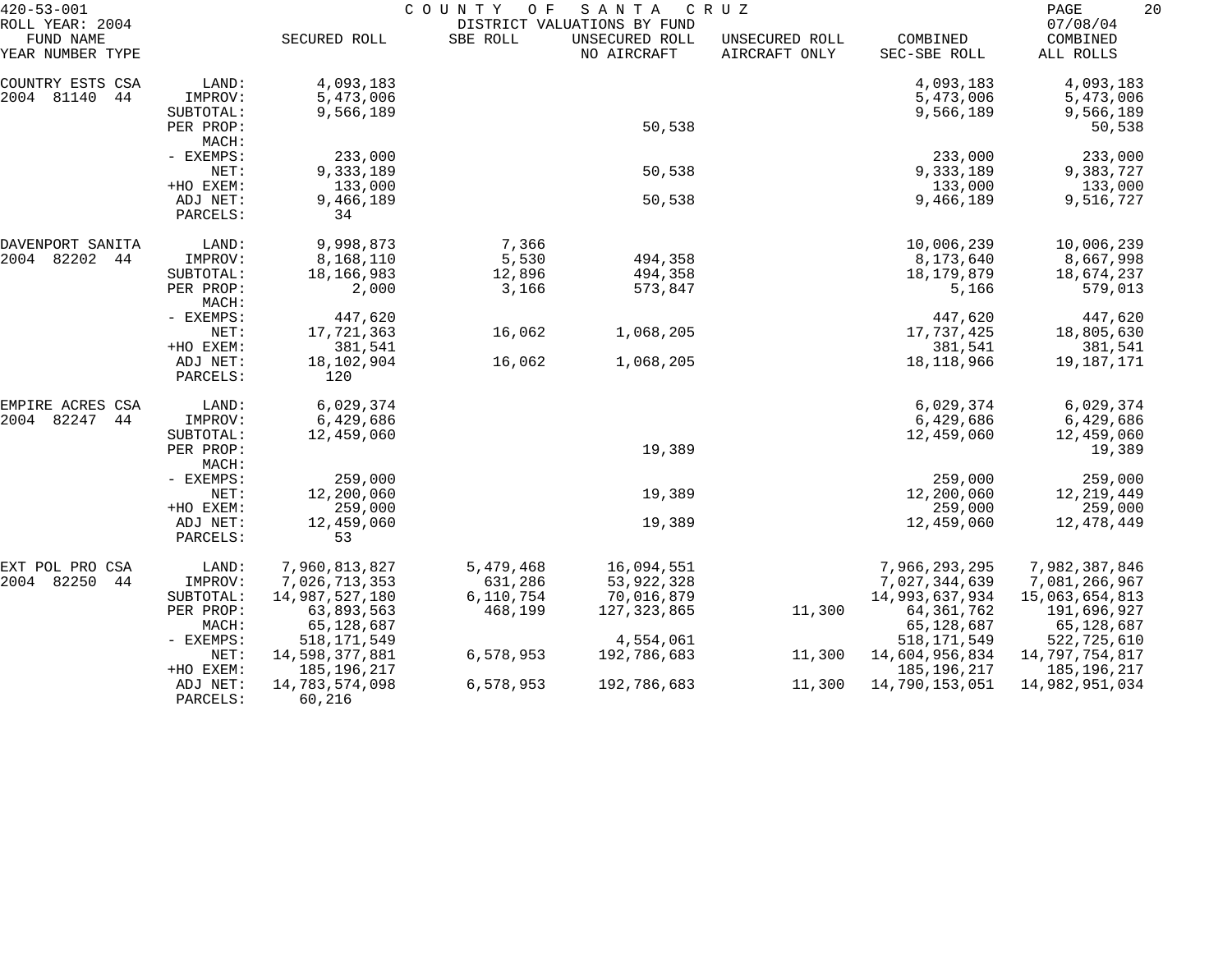420-53-001 COUNTY OF SANTA CRUZ
ROLL YEAR: 2004 DISTRICT VALUATIONS BY FUND 07/08/04

| FUND NAME YEAR NUMBER TYPE | | SECURED ROLL | SBE ROLL | UNSECURED ROLL NO AIRCRAFT | UNSECURED ROLL AIRCRAFT ONLY | COMBINED SEC-SBE ROLL | COMBINED ALL ROLLS |
|---|---|---|---|---|---|---|---|
| COUNTRY ESTS CSA | LAND: | 4,093,183 | | | | 4,093,183 | 4,093,183 |
| 2004 81140 44 | IMPROV: | 5,473,006 | | | | 5,473,006 | 5,473,006 |
| | SUBTOTAL: | 9,566,189 | | | | 9,566,189 | 9,566,189 |
| | PER PROP: | | | 50,538 | | | 50,538 |
| | MACH: | | | | | | |
| | - EXEMPS: | 233,000 | | | | 233,000 | 233,000 |
| | NET: | 9,333,189 | | 50,538 | | 9,333,189 | 9,383,727 |
| | +HO EXEM: | 133,000 | | | | 133,000 | 133,000 |
| | ADJ NET: | 9,466,189 | | 50,538 | | 9,466,189 | 9,516,727 |
| | PARCELS: | 34 | | | | | |
| DAVENPORT SANITA | LAND: | 9,998,873 | 7,366 | | | 10,006,239 | 10,006,239 |
| 2004 82202 44 | IMPROV: | 8,168,110 | 5,530 | 494,358 | | 8,173,640 | 8,667,998 |
| | SUBTOTAL: | 18,166,983 | 12,896 | 494,358 | | 18,179,879 | 18,674,237 |
| | PER PROP: | 2,000 | 3,166 | 573,847 | | 5,166 | 579,013 |
| | MACH: | | | | | | |
| | - EXEMPS: | 447,620 | | | | 447,620 | 447,620 |
| | NET: | 17,721,363 | 16,062 | 1,068,205 | | 17,737,425 | 18,805,630 |
| | +HO EXEM: | 381,541 | | | | 381,541 | 381,541 |
| | ADJ NET: | 18,102,904 | 16,062 | 1,068,205 | | 18,118,966 | 19,187,171 |
| | PARCELS: | 120 | | | | | |
| EMPIRE ACRES CSA | LAND: | 6,029,374 | | | | 6,029,374 | 6,029,374 |
| 2004 82247 44 | IMPROV: | 6,429,686 | | | | 6,429,686 | 6,429,686 |
| | SUBTOTAL: | 12,459,060 | | | | 12,459,060 | 12,459,060 |
| | PER PROP: | | | 19,389 | | | 19,389 |
| | MACH: | | | | | | |
| | - EXEMPS: | 259,000 | | | | 259,000 | 259,000 |
| | NET: | 12,200,060 | | 19,389 | | 12,200,060 | 12,219,449 |
| | +HO EXEM: | 259,000 | | | | 259,000 | 259,000 |
| | ADJ NET: | 12,459,060 | | 19,389 | | 12,459,060 | 12,478,449 |
| | PARCELS: | 53 | | | | | |
| EXT POL PRO CSA | LAND: | 7,960,813,827 | 5,479,468 | 16,094,551 | | 7,966,293,295 | 7,982,387,846 |
| 2004 82250 44 | IMPROV: | 7,026,713,353 | 631,286 | 53,922,328 | | 7,027,344,639 | 7,081,266,967 |
| | SUBTOTAL: | 14,987,527,180 | 6,110,754 | 70,016,879 | | 14,993,637,934 | 15,063,654,813 |
| | PER PROP: | 63,893,563 | 468,199 | 127,323,865 | 11,300 | 64,361,762 | 191,696,927 |
| | MACH: | 65,128,687 | | | | 65,128,687 | 65,128,687 |
| | - EXEMPS: | 518,171,549 | | 4,554,061 | | 518,171,549 | 522,725,610 |
| | NET: | 14,598,377,881 | 6,578,953 | 192,786,683 | 11,300 | 14,604,956,834 | 14,797,754,817 |
| | +HO EXEM: | 185,196,217 | | | | 185,196,217 | 185,196,217 |
| | ADJ NET: | 14,783,574,098 | 6,578,953 | 192,786,683 | 11,300 | 14,790,153,051 | 14,982,951,034 |
| | PARCELS: | 60,216 | | | | | |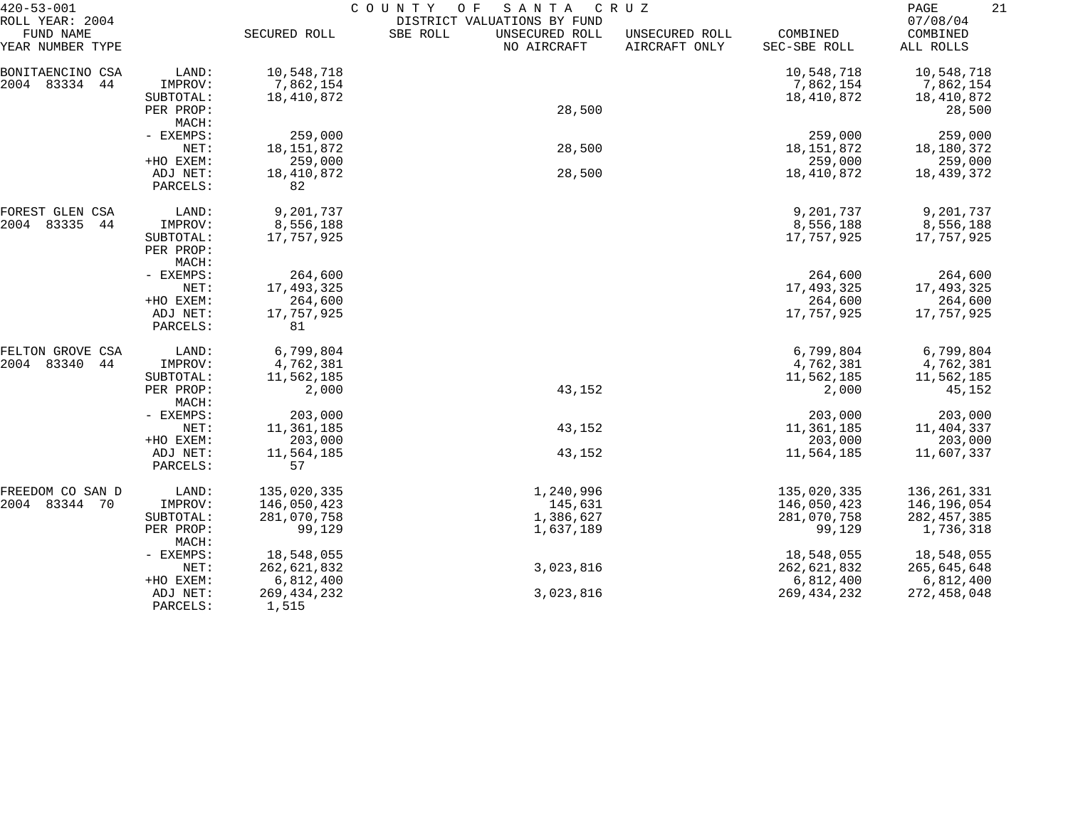420-53-001 COUNTY OF SANTA CRUZ
ROLL YEAR: 2004 DISTRICT VALUATIONS BY FUND 07/08/04

| FUND NAME YEAR NUMBER TYPE | | SECURED ROLL | SBE ROLL | UNSECURED ROLL NO AIRCRAFT | UNSECURED ROLL AIRCRAFT ONLY | COMBINED SEC-SBE ROLL | COMBINED ALL ROLLS |
|---|---|---|---|---|---|---|---|
| BONITAENCINO CSA | LAND: | 10,548,718 | | | | 10,548,718 | 10,548,718 |
| 2004 83334 44 | IMPROV: | 7,862,154 | | | | 7,862,154 | 7,862,154 |
| | SUBTOTAL: | 18,410,872 | | | | 18,410,872 | 18,410,872 |
| | PER PROP: | | | 28,500 | | | 28,500 |
| | MACH: | | | | | | |
| | - EXEMPS: | 259,000 | | | | 259,000 | 259,000 |
| | NET: | 18,151,872 | | 28,500 | | 18,151,872 | 18,180,372 |
| | +HO EXEM: | 259,000 | | | | 259,000 | 259,000 |
| | ADJ NET: | 18,410,872 | | 28,500 | | 18,410,872 | 18,439,372 |
| | PARCELS: | 82 | | | | | |
| FOREST GLEN CSA | LAND: | 9,201,737 | | | | 9,201,737 | 9,201,737 |
| 2004 83335 44 | IMPROV: | 8,556,188 | | | | 8,556,188 | 8,556,188 |
| | SUBTOTAL: | 17,757,925 | | | | 17,757,925 | 17,757,925 |
| | PER PROP: | | | | | | |
| | MACH: | | | | | | |
| | - EXEMPS: | 264,600 | | | | 264,600 | 264,600 |
| | NET: | 17,493,325 | | | | 17,493,325 | 17,493,325 |
| | +HO EXEM: | 264,600 | | | | 264,600 | 264,600 |
| | ADJ NET: | 17,757,925 | | | | 17,757,925 | 17,757,925 |
| | PARCELS: | 81 | | | | | |
| FELTON GROVE CSA | LAND: | 6,799,804 | | | | 6,799,804 | 6,799,804 |
| 2004 83340 44 | IMPROV: | 4,762,381 | | | | 4,762,381 | 4,762,381 |
| | SUBTOTAL: | 11,562,185 | | | | 11,562,185 | 11,562,185 |
| | PER PROP: | 2,000 | | 43,152 | | 2,000 | 45,152 |
| | MACH: | | | | | | |
| | - EXEMPS: | 203,000 | | | | 203,000 | 203,000 |
| | NET: | 11,361,185 | | 43,152 | | 11,361,185 | 11,404,337 |
| | +HO EXEM: | 203,000 | | | | 203,000 | 203,000 |
| | ADJ NET: | 11,564,185 | | 43,152 | | 11,564,185 | 11,607,337 |
| | PARCELS: | 57 | | | | | |
| FREEDOM CO SAN D | LAND: | 135,020,335 | | 1,240,996 | | 135,020,335 | 136,261,331 |
| 2004 83344 70 | IMPROV: | 146,050,423 | | 145,631 | | 146,050,423 | 146,196,054 |
| | SUBTOTAL: | 281,070,758 | | 1,386,627 | | 281,070,758 | 282,457,385 |
| | PER PROP: | 99,129 | | 1,637,189 | | 99,129 | 1,736,318 |
| | MACH: | | | | | | |
| | - EXEMPS: | 18,548,055 | | | | 18,548,055 | 18,548,055 |
| | NET: | 262,621,832 | | 3,023,816 | | 262,621,832 | 265,645,648 |
| | +HO EXEM: | 6,812,400 | | | | 6,812,400 | 6,812,400 |
| | ADJ NET: | 269,434,232 | | 3,023,816 | | 269,434,232 | 272,458,048 |
| | PARCELS: | 1,515 | | | | | |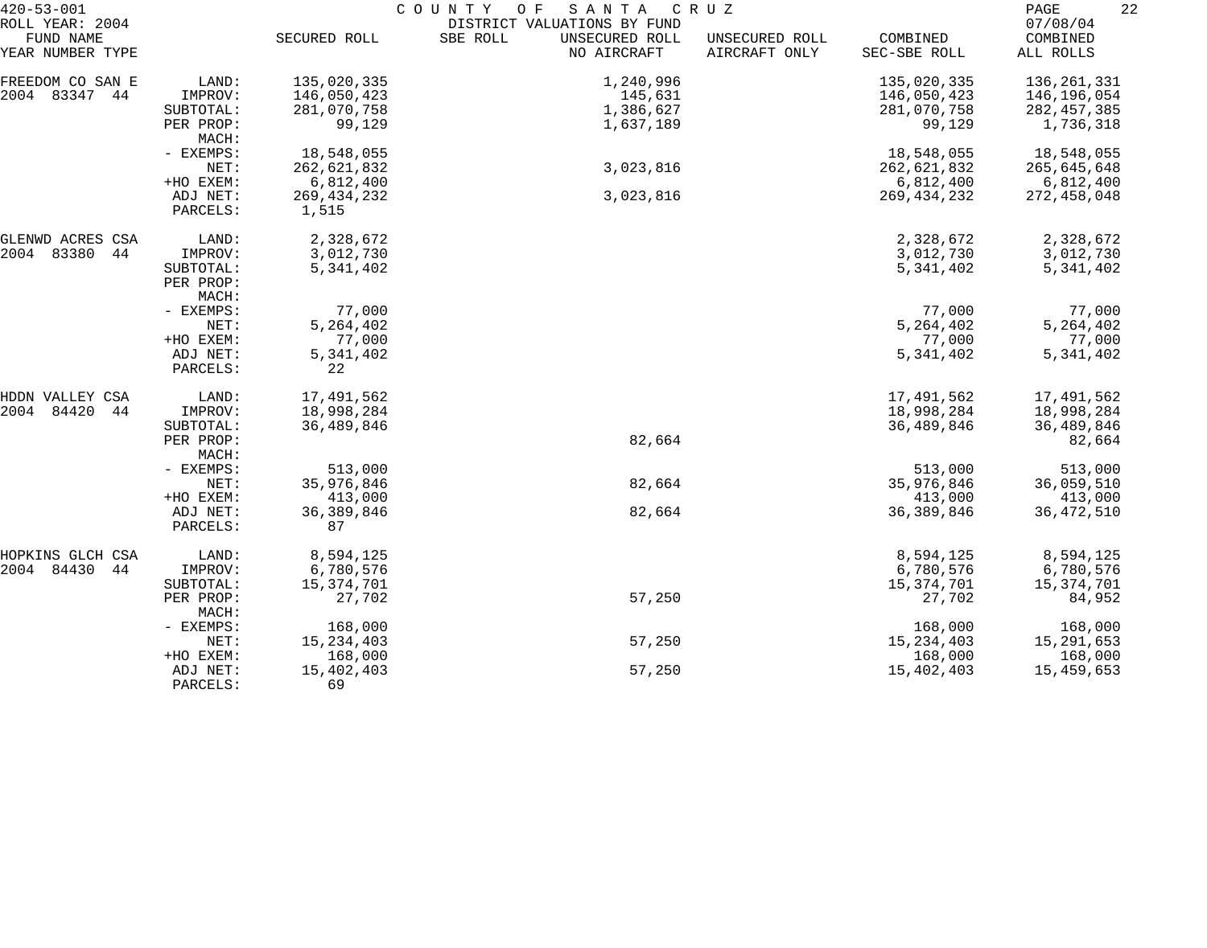420-53-001 COUNTY OF SANTA CRUZ
ROLL YEAR: 2004 DISTRICT VALUATIONS BY FUND 07/08/04

| FUND NAME YEAR NUMBER TYPE | | SECURED ROLL | SBE ROLL | UNSECURED ROLL NO AIRCRAFT | UNSECURED ROLL AIRCRAFT ONLY | COMBINED SEC-SBE ROLL | COMBINED ALL ROLLS |
|---|---|---|---|---|---|---|---|
| FREEDOM CO SAN E | LAND: | 135,020,335 | | 1,240,996 | | 135,020,335 | 136,261,331 |
| 2004 83347 44 | IMPROV: | 146,050,423 | | 145,631 | | 146,050,423 | 146,196,054 |
| | SUBTOTAL: | 281,070,758 | | 1,386,627 | | 281,070,758 | 282,457,385 |
| | PER PROP: | 99,129 | | 1,637,189 | | 99,129 | 1,736,318 |
| | MACH: | | | | | | |
| | - EXEMPS: | 18,548,055 | | | | 18,548,055 | 18,548,055 |
| | NET: | 262,621,832 | | 3,023,816 | | 262,621,832 | 265,645,648 |
| | +HO EXEM: | 6,812,400 | | | | 6,812,400 | 6,812,400 |
| | ADJ NET: | 269,434,232 | | 3,023,816 | | 269,434,232 | 272,458,048 |
| | PARCELS: | 1,515 | | | | | |
| GLENWD ACRES CSA | LAND: | 2,328,672 | | | | 2,328,672 | 2,328,672 |
| 2004 83380 44 | IMPROV: | 3,012,730 | | | | 3,012,730 | 3,012,730 |
| | SUBTOTAL: | 5,341,402 | | | | 5,341,402 | 5,341,402 |
| | PER PROP: | | | | | | |
| | MACH: | | | | | | |
| | - EXEMPS: | 77,000 | | | | 77,000 | 77,000 |
| | NET: | 5,264,402 | | | | 5,264,402 | 5,264,402 |
| | +HO EXEM: | 77,000 | | | | 77,000 | 77,000 |
| | ADJ NET: | 5,341,402 | | | | 5,341,402 | 5,341,402 |
| | PARCELS: | 22 | | | | | |
| HDDN VALLEY CSA | LAND: | 17,491,562 | | | | 17,491,562 | 17,491,562 |
| 2004 84420 44 | IMPROV: | 18,998,284 | | | | 18,998,284 | 18,998,284 |
| | SUBTOTAL: | 36,489,846 | | | | 36,489,846 | 36,489,846 |
| | PER PROP: | | | 82,664 | | | 82,664 |
| | MACH: | | | | | | |
| | - EXEMPS: | 513,000 | | | | 513,000 | 513,000 |
| | NET: | 35,976,846 | | 82,664 | | 35,976,846 | 36,059,510 |
| | +HO EXEM: | 413,000 | | | | 413,000 | 413,000 |
| | ADJ NET: | 36,389,846 | | 82,664 | | 36,389,846 | 36,472,510 |
| | PARCELS: | 87 | | | | | |
| HOPKINS GLCH CSA | LAND: | 8,594,125 | | | | 8,594,125 | 8,594,125 |
| 2004 84430 44 | IMPROV: | 6,780,576 | | | | 6,780,576 | 6,780,576 |
| | SUBTOTAL: | 15,374,701 | | | | 15,374,701 | 15,374,701 |
| | PER PROP: | 27,702 | | 57,250 | | 27,702 | 84,952 |
| | MACH: | | | | | | |
| | - EXEMPS: | 168,000 | | | | 168,000 | 168,000 |
| | NET: | 15,234,403 | | 57,250 | | 15,234,403 | 15,291,653 |
| | +HO EXEM: | 168,000 | | | | 168,000 | 168,000 |
| | ADJ NET: | 15,402,403 | | 57,250 | | 15,402,403 | 15,459,653 |
| | PARCELS: | 69 | | | | | |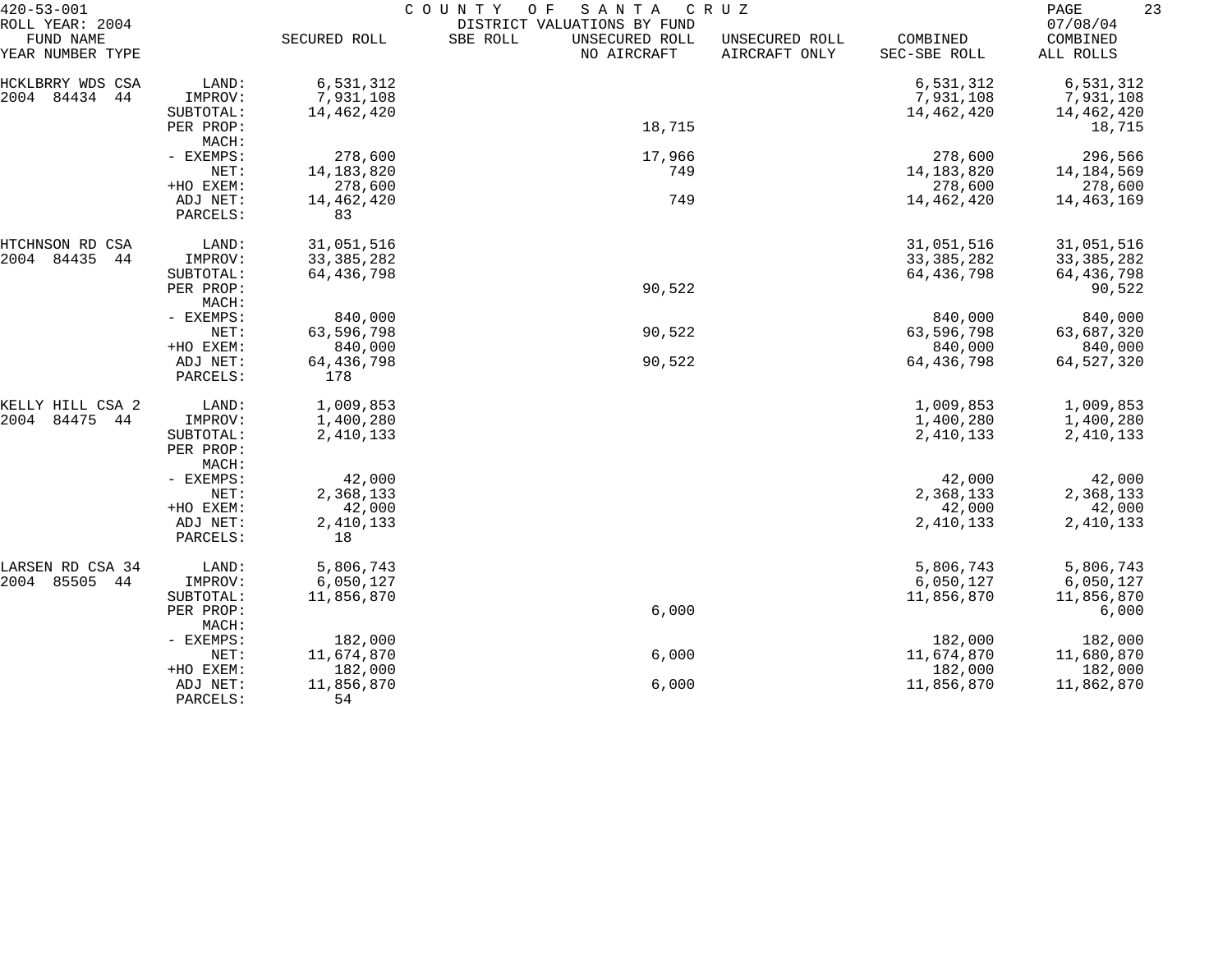420-53-001 COUNTY OF SANTA CRUZ
ROLL YEAR: 2004 DISTRICT VALUATIONS BY FUND 07/08/04

| FUND NAME YEAR NUMBER TYPE | | SECURED ROLL | SBE ROLL | UNSECURED ROLL NO AIRCRAFT | UNSECURED ROLL AIRCRAFT ONLY | COMBINED SEC-SBE ROLL | COMBINED ALL ROLLS |
|---|---|---|---|---|---|---|---|
| HCKLBRRY WDS CSA | LAND: | 6,531,312 | | | | 6,531,312 | 6,531,312 |
| 2004 84434 44 | IMPROV: | 7,931,108 | | | | 7,931,108 | 7,931,108 |
| | SUBTOTAL: | 14,462,420 | | | | 14,462,420 | 14,462,420 |
| | PER PROP: | | | 18,715 | | | 18,715 |
| | MACH: | | | | | | |
| | - EXEMPS: | 278,600 | | 17,966 | | 278,600 | 296,566 |
| | NET: | 14,183,820 | | 749 | | 14,183,820 | 14,184,569 |
| | +HO EXEM: | 278,600 | | | | 278,600 | 278,600 |
| | ADJ NET: | 14,462,420 | | 749 | | 14,462,420 | 14,463,169 |
| | PARCELS: | 83 | | | | | |
| HTCHNSON RD CSA | LAND: | 31,051,516 | | | | 31,051,516 | 31,051,516 |
| 2004 84435 44 | IMPROV: | 33,385,282 | | | | 33,385,282 | 33,385,282 |
| | SUBTOTAL: | 64,436,798 | | | | 64,436,798 | 64,436,798 |
| | PER PROP: | | | 90,522 | | | 90,522 |
| | MACH: | | | | | | |
| | - EXEMPS: | 840,000 | | | | 840,000 | 840,000 |
| | NET: | 63,596,798 | | 90,522 | | 63,596,798 | 63,687,320 |
| | +HO EXEM: | 840,000 | | | | 840,000 | 840,000 |
| | ADJ NET: | 64,436,798 | | 90,522 | | 64,436,798 | 64,527,320 |
| | PARCELS: | 178 | | | | | |
| KELLY HILL CSA 2 | LAND: | 1,009,853 | | | | 1,009,853 | 1,009,853 |
| 2004 84475 44 | IMPROV: | 1,400,280 | | | | 1,400,280 | 1,400,280 |
| | SUBTOTAL: | 2,410,133 | | | | 2,410,133 | 2,410,133 |
| | PER PROP: | | | | | | |
| | MACH: | | | | | | |
| | - EXEMPS: | 42,000 | | | | 42,000 | 42,000 |
| | NET: | 2,368,133 | | | | 2,368,133 | 2,368,133 |
| | +HO EXEM: | 42,000 | | | | 42,000 | 42,000 |
| | ADJ NET: | 2,410,133 | | | | 2,410,133 | 2,410,133 |
| | PARCELS: | 18 | | | | | |
| LARSEN RD CSA 34 | LAND: | 5,806,743 | | | | 5,806,743 | 5,806,743 |
| 2004 85505 44 | IMPROV: | 6,050,127 | | | | 6,050,127 | 6,050,127 |
| | SUBTOTAL: | 11,856,870 | | | | 11,856,870 | 11,856,870 |
| | PER PROP: | | | 6,000 | | | 6,000 |
| | MACH: | | | | | | |
| | - EXEMPS: | 182,000 | | | | 182,000 | 182,000 |
| | NET: | 11,674,870 | | 6,000 | | 11,674,870 | 11,680,870 |
| | +HO EXEM: | 182,000 | | | | 182,000 | 182,000 |
| | ADJ NET: | 11,856,870 | | 6,000 | | 11,856,870 | 11,862,870 |
| | PARCELS: | 54 | | | | | |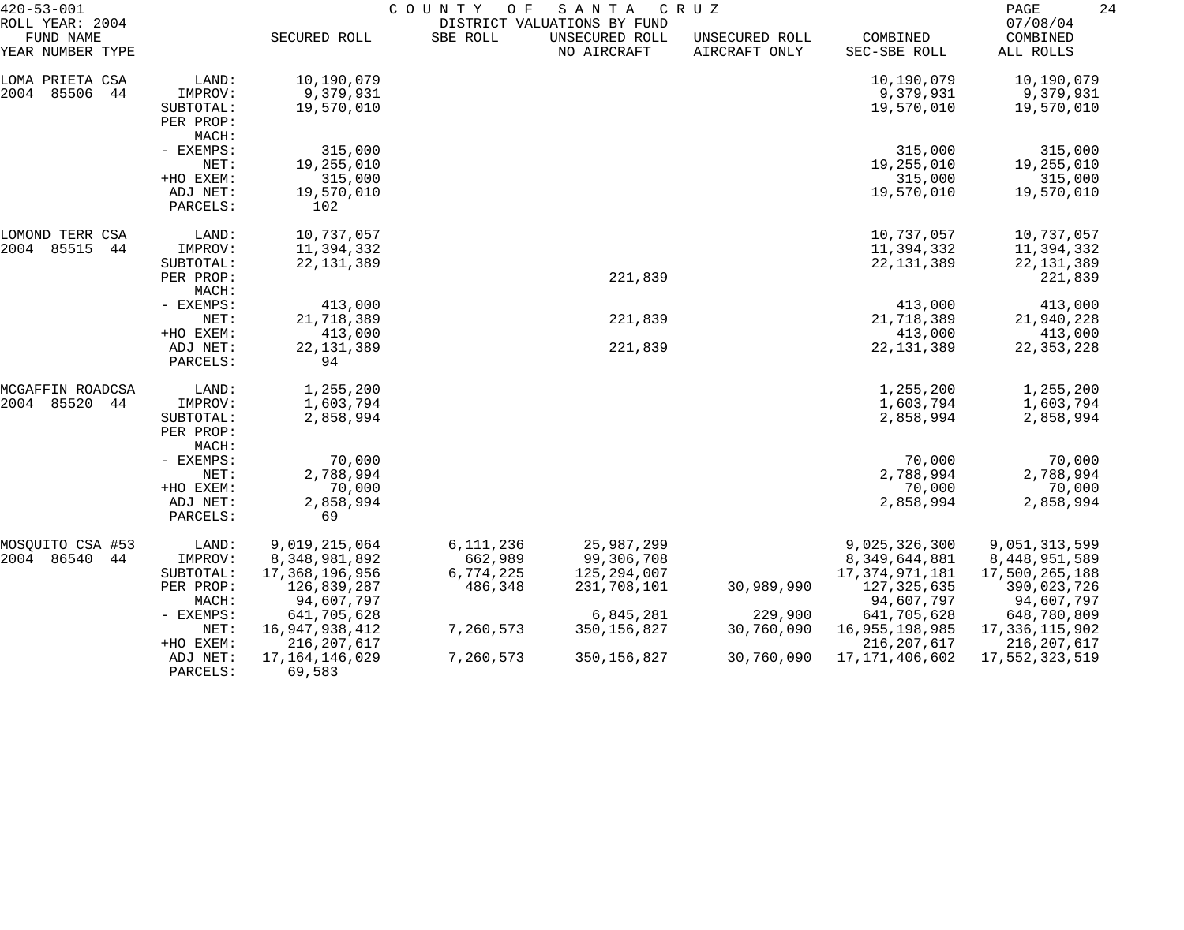420-53-001 COUNTY OF SANTA CRUZ
ROLL YEAR: 2004 DISTRICT VALUATIONS BY FUND 07/08/04

| FUND NAME YEAR NUMBER TYPE | | SECURED ROLL | SBE ROLL | UNSECURED ROLL NO AIRCRAFT | UNSECURED ROLL AIRCRAFT ONLY | COMBINED SEC-SBE ROLL | COMBINED ALL ROLLS |
|---|---|---|---|---|---|---|---|
| LOMA PRIETA CSA | LAND: | 10,190,079 | | | | 10,190,079 | 10,190,079 |
| 2004 85506 44 | IMPROV: | 9,379,931 | | | | 9,379,931 | 9,379,931 |
| | SUBTOTAL: | 19,570,010 | | | | 19,570,010 | 19,570,010 |
| | PER PROP: | | | | | | |
| | MACH: | | | | | | |
| | - EXEMPS: | 315,000 | | | | 315,000 | 315,000 |
| | NET: | 19,255,010 | | | | 19,255,010 | 19,255,010 |
| | +HO EXEM: | 315,000 | | | | 315,000 | 315,000 |
| | ADJ NET: | 19,570,010 | | | | 19,570,010 | 19,570,010 |
| | PARCELS: | 102 | | | | | |
| LOMOND TERR CSA | LAND: | 10,737,057 | | | | 10,737,057 | 10,737,057 |
| 2004 85515 44 | IMPROV: | 11,394,332 | | | | 11,394,332 | 11,394,332 |
| | SUBTOTAL: | 22,131,389 | | | | 22,131,389 | 22,131,389 |
| | PER PROP: | | | 221,839 | | | 221,839 |
| | MACH: | | | | | | |
| | - EXEMPS: | 413,000 | | | | 413,000 | 413,000 |
| | NET: | 21,718,389 | | 221,839 | | 21,718,389 | 21,940,228 |
| | +HO EXEM: | 413,000 | | | | 413,000 | 413,000 |
| | ADJ NET: | 22,131,389 | | 221,839 | | 22,131,389 | 22,353,228 |
| | PARCELS: | 94 | | | | | |
| MCGAFFIN ROADCSA | LAND: | 1,255,200 | | | | 1,255,200 | 1,255,200 |
| 2004 85520 44 | IMPROV: | 1,603,794 | | | | 1,603,794 | 1,603,794 |
| | SUBTOTAL: | 2,858,994 | | | | 2,858,994 | 2,858,994 |
| | PER PROP: | | | | | | |
| | MACH: | | | | | | |
| | - EXEMPS: | 70,000 | | | | 70,000 | 70,000 |
| | NET: | 2,788,994 | | | | 2,788,994 | 2,788,994 |
| | +HO EXEM: | 70,000 | | | | 70,000 | 70,000 |
| | ADJ NET: | 2,858,994 | | | | 2,858,994 | 2,858,994 |
| | PARCELS: | 69 | | | | | |
| MOSQUITO CSA #53 | LAND: | 9,019,215,064 | 6,111,236 | 25,987,299 | | 9,025,326,300 | 9,051,313,599 |
| 2004 86540 44 | IMPROV: | 8,348,981,892 | 662,989 | 99,306,708 | | 8,349,644,881 | 8,448,951,589 |
| | SUBTOTAL: | 17,368,196,956 | 6,774,225 | 125,294,007 | | 17,374,971,181 | 17,500,265,188 |
| | PER PROP: | 126,839,287 | 486,348 | 231,708,101 | 30,989,990 | 127,325,635 | 390,023,726 |
| | MACH: | 94,607,797 | | | | 94,607,797 | 94,607,797 |
| | - EXEMPS: | 641,705,628 | | 6,845,281 | 229,900 | 641,705,628 | 648,780,809 |
| | NET: | 16,947,938,412 | 7,260,573 | 350,156,827 | 30,760,090 | 16,955,198,985 | 17,336,115,902 |
| | +HO EXEM: | 216,207,617 | | | | 216,207,617 | 216,207,617 |
| | ADJ NET: | 17,164,146,029 | 7,260,573 | 350,156,827 | 30,760,090 | 17,171,406,602 | 17,552,323,519 |
| | PARCELS: | 69,583 | | | | | |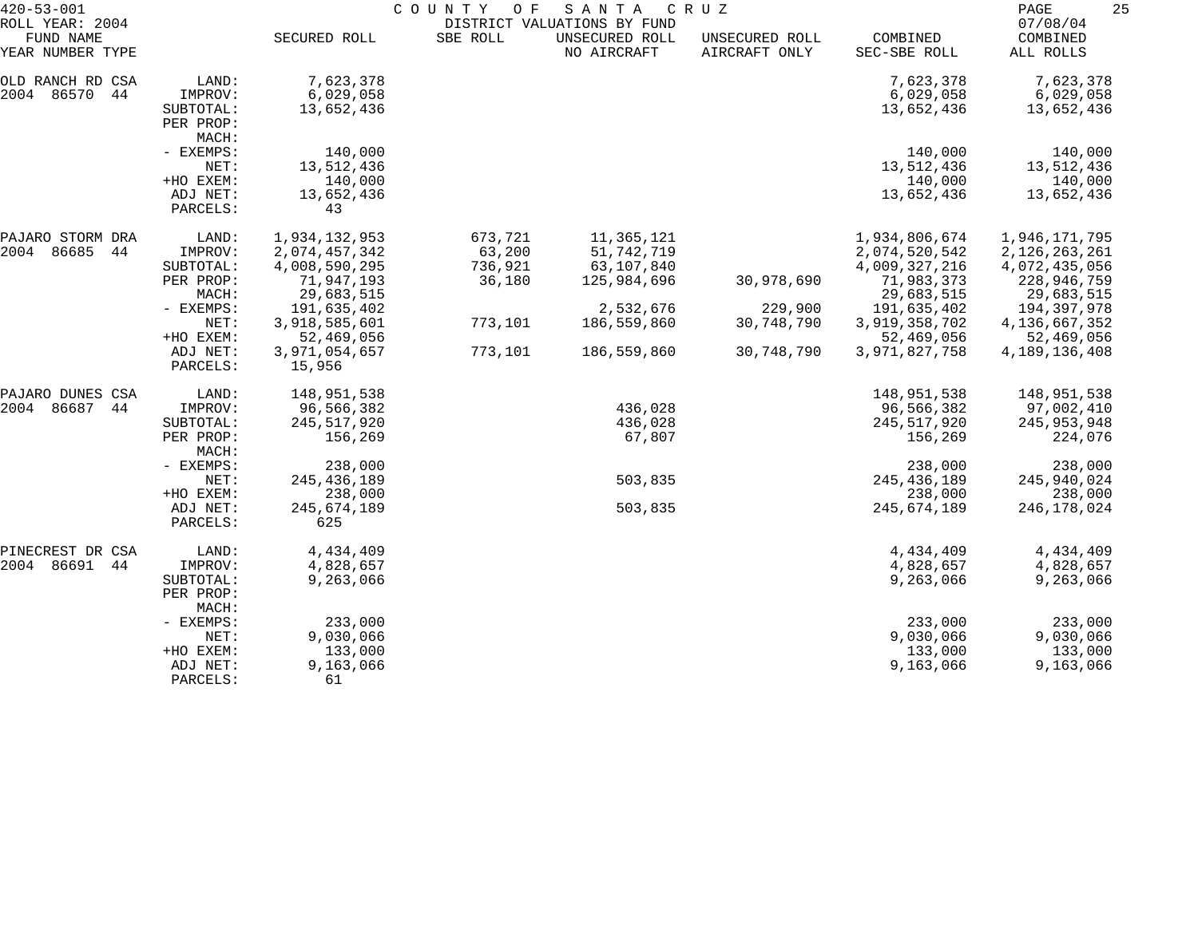420-53-001 COUNTY OF SANTA CRUZ
ROLL YEAR: 2004 DISTRICT VALUATIONS BY FUND 07/08/04

| FUND NAME YEAR NUMBER TYPE | | SECURED ROLL | SBE ROLL | UNSECURED ROLL NO AIRCRAFT | UNSECURED ROLL AIRCRAFT ONLY | COMBINED SEC-SBE ROLL | COMBINED ALL ROLLS |
|---|---|---|---|---|---|---|---|
| OLD RANCH RD CSA | LAND: | 7,623,378 | | | | 7,623,378 | 7,623,378 |
| 2004 86570 44 | IMPROV: | 6,029,058 | | | | 6,029,058 | 6,029,058 |
| | SUBTOTAL: | 13,652,436 | | | | 13,652,436 | 13,652,436 |
| | PER PROP: | | | | | | |
| | MACH: | | | | | | |
| | - EXEMPS: | 140,000 | | | | 140,000 | 140,000 |
| | NET: | 13,512,436 | | | | 13,512,436 | 13,512,436 |
| | +HO EXEM: | 140,000 | | | | 140,000 | 140,000 |
| | ADJ NET: | 13,652,436 | | | | 13,652,436 | 13,652,436 |
| | PARCELS: | 43 | | | | | |
| PAJARO STORM DRA | LAND: | 1,934,132,953 | 673,721 | 11,365,121 | | 1,934,806,674 | 1,946,171,795 |
| 2004 86685 44 | IMPROV: | 2,074,457,342 | 63,200 | 51,742,719 | | 2,074,520,542 | 2,126,263,261 |
| | SUBTOTAL: | 4,008,590,295 | 736,921 | 63,107,840 | | 4,009,327,216 | 4,072,435,056 |
| | PER PROP: | 71,947,193 | 36,180 | 125,984,696 | 30,978,690 | 71,983,373 | 228,946,759 |
| | MACH: | 29,683,515 | | | | 29,683,515 | 29,683,515 |
| | - EXEMPS: | 191,635,402 | | 2,532,676 | 229,900 | 191,635,402 | 194,397,978 |
| | NET: | 3,918,585,601 | 773,101 | 186,559,860 | 30,748,790 | 3,919,358,702 | 4,136,667,352 |
| | +HO EXEM: | 52,469,056 | | | | 52,469,056 | 52,469,056 |
| | ADJ NET: | 3,971,054,657 | 773,101 | 186,559,860 | 30,748,790 | 3,971,827,758 | 4,189,136,408 |
| | PARCELS: | 15,956 | | | | | |
| PAJARO DUNES CSA | LAND: | 148,951,538 | | | | 148,951,538 | 148,951,538 |
| 2004 86687 44 | IMPROV: | 96,566,382 | | 436,028 | | 96,566,382 | 97,002,410 |
| | SUBTOTAL: | 245,517,920 | | 436,028 | | 245,517,920 | 245,953,948 |
| | PER PROP: | 156,269 | | 67,807 | | 156,269 | 224,076 |
| | MACH: | | | | | | |
| | - EXEMPS: | 238,000 | | | | 238,000 | 238,000 |
| | NET: | 245,436,189 | | 503,835 | | 245,436,189 | 245,940,024 |
| | +HO EXEM: | 238,000 | | | | 238,000 | 238,000 |
| | ADJ NET: | 245,674,189 | | 503,835 | | 245,674,189 | 246,178,024 |
| | PARCELS: | 625 | | | | | |
| PINECREST DR CSA | LAND: | 4,434,409 | | | | 4,434,409 | 4,434,409 |
| 2004 86691 44 | IMPROV: | 4,828,657 | | | | 4,828,657 | 4,828,657 |
| | SUBTOTAL: | 9,263,066 | | | | 9,263,066 | 9,263,066 |
| | PER PROP: | | | | | | |
| | MACH: | | | | | | |
| | - EXEMPS: | 233,000 | | | | 233,000 | 233,000 |
| | NET: | 9,030,066 | | | | 9,030,066 | 9,030,066 |
| | +HO EXEM: | 133,000 | | | | 133,000 | 133,000 |
| | ADJ NET: | 9,163,066 | | | | 9,163,066 | 9,163,066 |
| | PARCELS: | 61 | | | | | |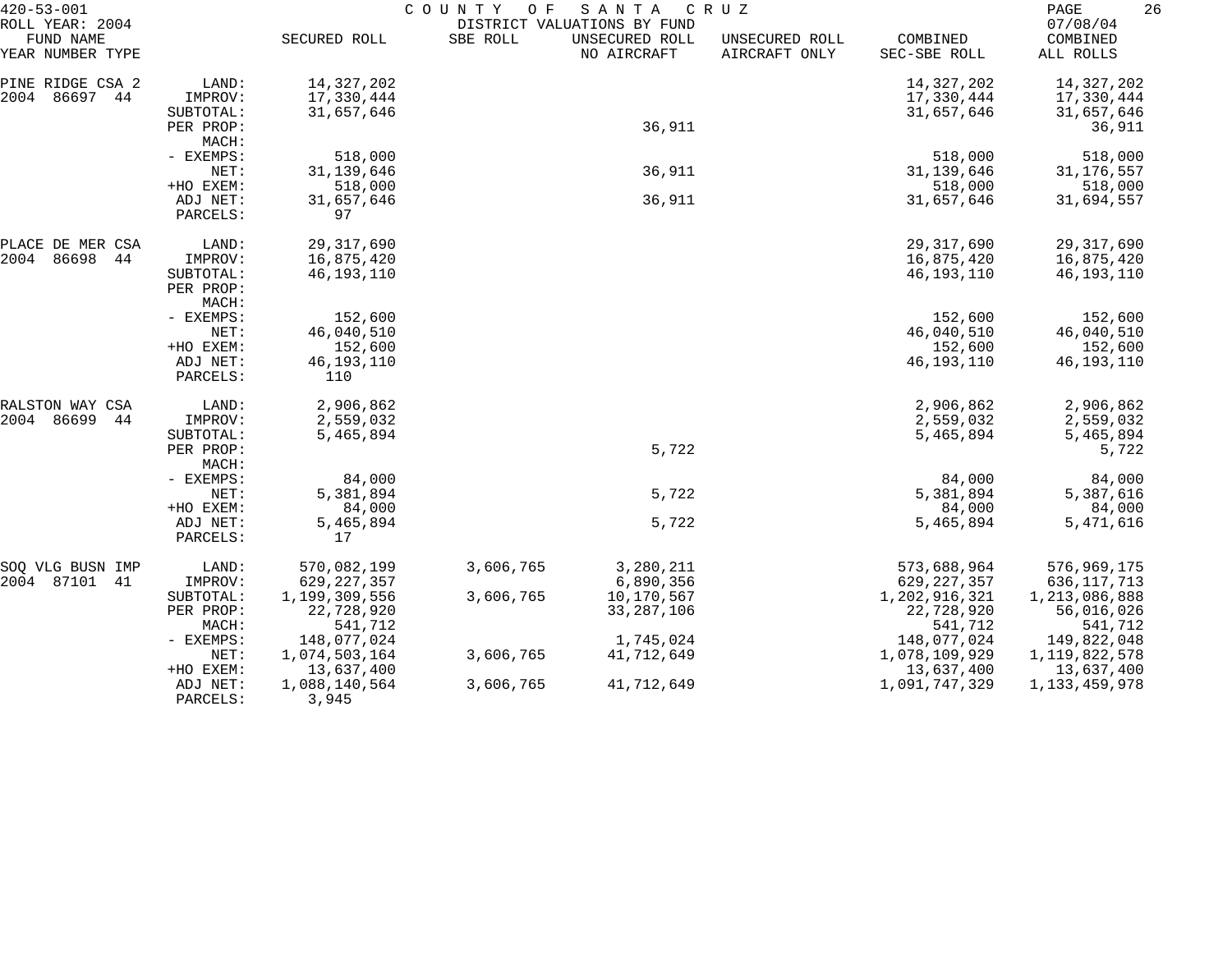420-53-001 COUNTY OF SANTA CRUZ
ROLL YEAR: 2004 DISTRICT VALUATIONS BY FUND 07/08/04

| FUND NAME YEAR NUMBER TYPE | | SECURED ROLL | SBE ROLL | UNSECURED ROLL NO AIRCRAFT | UNSECURED ROLL AIRCRAFT ONLY | COMBINED SEC-SBE ROLL | COMBINED ALL ROLLS |
|---|---|---|---|---|---|---|---|
| PINE RIDGE CSA 2 | LAND: | 14,327,202 | | | | 14,327,202 | 14,327,202 |
| 2004 86697 44 | IMPROV: | 17,330,444 | | | | 17,330,444 | 17,330,444 |
| | SUBTOTAL: | 31,657,646 | | | | 31,657,646 | 31,657,646 |
| | PER PROP: | | | 36,911 | | | 36,911 |
| | MACH: | | | | | | |
| | - EXEMPS: | 518,000 | | | | 518,000 | 518,000 |
| | NET: | 31,139,646 | | 36,911 | | 31,139,646 | 31,176,557 |
| | +HO EXEM: | 518,000 | | | | 518,000 | 518,000 |
| | ADJ NET: | 31,657,646 | | 36,911 | | 31,657,646 | 31,694,557 |
| | PARCELS: | 97 | | | | | |
| PLACE DE MER CSA | LAND: | 29,317,690 | | | | 29,317,690 | 29,317,690 |
| 2004 86698 44 | IMPROV: | 16,875,420 | | | | 16,875,420 | 16,875,420 |
| | SUBTOTAL: | 46,193,110 | | | | 46,193,110 | 46,193,110 |
| | PER PROP: | | | | | | |
| | MACH: | | | | | | |
| | - EXEMPS: | 152,600 | | | | 152,600 | 152,600 |
| | NET: | 46,040,510 | | | | 46,040,510 | 46,040,510 |
| | +HO EXEM: | 152,600 | | | | 152,600 | 152,600 |
| | ADJ NET: | 46,193,110 | | | | 46,193,110 | 46,193,110 |
| | PARCELS: | 110 | | | | | |
| RALSTON WAY CSA | LAND: | 2,906,862 | | | | 2,906,862 | 2,906,862 |
| 2004 86699 44 | IMPROV: | 2,559,032 | | | | 2,559,032 | 2,559,032 |
| | SUBTOTAL: | 5,465,894 | | | | 5,465,894 | 5,465,894 |
| | PER PROP: | | | 5,722 | | | 5,722 |
| | MACH: | | | | | | |
| | - EXEMPS: | 84,000 | | | | 84,000 | 84,000 |
| | NET: | 5,381,894 | | 5,722 | | 5,381,894 | 5,387,616 |
| | +HO EXEM: | 84,000 | | | | 84,000 | 84,000 |
| | ADJ NET: | 5,465,894 | | 5,722 | | 5,465,894 | 5,471,616 |
| | PARCELS: | 17 | | | | | |
| SOQ VLG BUSN IMP | LAND: | 570,082,199 | 3,606,765 | 3,280,211 | | 573,688,964 | 576,969,175 |
| 2004 87101 41 | IMPROV: | 629,227,357 | | 6,890,356 | | 629,227,357 | 636,117,713 |
| | SUBTOTAL: | 1,199,309,556 | 3,606,765 | 10,170,567 | | 1,202,916,321 | 1,213,086,888 |
| | PER PROP: | 22,728,920 | | 33,287,106 | | 22,728,920 | 56,016,026 |
| | MACH: | 541,712 | | | | 541,712 | 541,712 |
| | - EXEMPS: | 148,077,024 | | 1,745,024 | | 148,077,024 | 149,822,048 |
| | NET: | 1,074,503,164 | 3,606,765 | 41,712,649 | | 1,078,109,929 | 1,119,822,578 |
| | +HO EXEM: | 13,637,400 | | | | 13,637,400 | 13,637,400 |
| | ADJ NET: | 1,088,140,564 | 3,606,765 | 41,712,649 | | 1,091,747,329 | 1,133,459,978 |
| | PARCELS: | 3,945 | | | | | |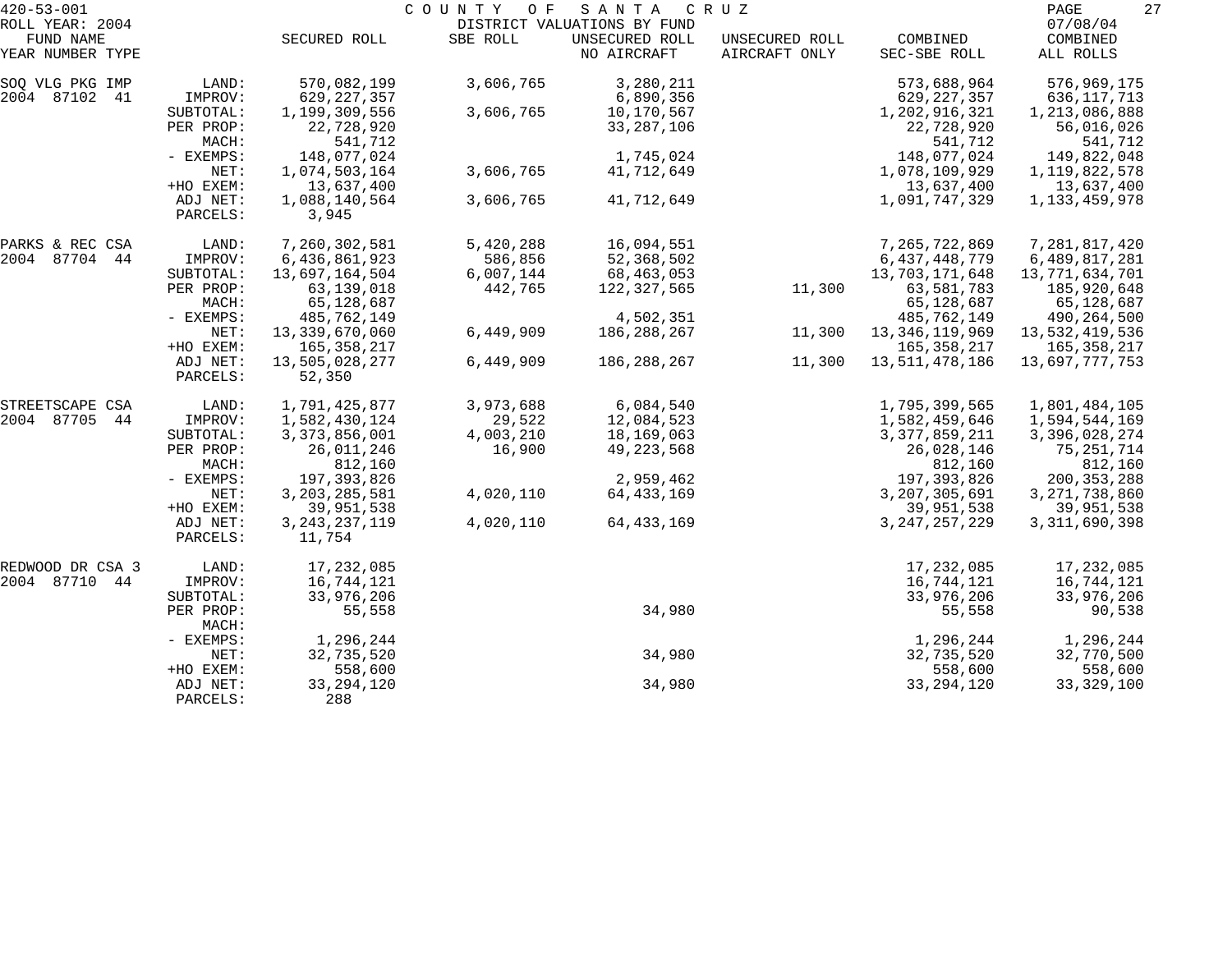420-53-001 COUNTY OF SANTA CRUZ
ROLL YEAR: 2004 DISTRICT VALUATIONS BY FUND 07/08/04

| FUND NAME YEAR NUMBER TYPE | | SECURED ROLL | SBE ROLL | UNSECURED ROLL NO AIRCRAFT | UNSECURED ROLL AIRCRAFT ONLY | COMBINED SEC-SBE ROLL | COMBINED ALL ROLLS |
|---|---|---|---|---|---|---|---|
| SOQ VLG PKG IMP | LAND: | 570,082,199 | 3,606,765 | 3,280,211 | | 573,688,964 | 576,969,175 |
| 2004 87102 41 | IMPROV: | 629,227,357 | | 6,890,356 | | 629,227,357 | 636,117,713 |
| | SUBTOTAL: | 1,199,309,556 | 3,606,765 | 10,170,567 | | 1,202,916,321 | 1,213,086,888 |
| | PER PROP: | 22,728,920 | | 33,287,106 | | 22,728,920 | 56,016,026 |
| | MACH: | 541,712 | | | | 541,712 | 541,712 |
| | - EXEMPS: | 148,077,024 | | 1,745,024 | | 148,077,024 | 149,822,048 |
| | NET: | 1,074,503,164 | 3,606,765 | 41,712,649 | | 1,078,109,929 | 1,119,822,578 |
| | +HO EXEM: | 13,637,400 | | | | 13,637,400 | 13,637,400 |
| | ADJ NET: | 1,088,140,564 | 3,606,765 | 41,712,649 | | 1,091,747,329 | 1,133,459,978 |
| | PARCELS: | 3,945 | | | | | |
| PARKS & REC CSA | LAND: | 7,260,302,581 | 5,420,288 | 16,094,551 | | 7,265,722,869 | 7,281,817,420 |
| 2004 87704 44 | IMPROV: | 6,436,861,923 | 586,856 | 52,368,502 | | 6,437,448,779 | 6,489,817,281 |
| | SUBTOTAL: | 13,697,164,504 | 6,007,144 | 68,463,053 | | 13,703,171,648 | 13,771,634,701 |
| | PER PROP: | 63,139,018 | 442,765 | 122,327,565 | 11,300 | 63,581,783 | 185,920,648 |
| | MACH: | 65,128,687 | | | | 65,128,687 | 65,128,687 |
| | - EXEMPS: | 485,762,149 | | 4,502,351 | | 485,762,149 | 490,264,500 |
| | NET: | 13,339,670,060 | 6,449,909 | 186,288,267 | 11,300 | 13,346,119,969 | 13,532,419,536 |
| | +HO EXEM: | 165,358,217 | | | | 165,358,217 | 165,358,217 |
| | ADJ NET: | 13,505,028,277 | 6,449,909 | 186,288,267 | 11,300 | 13,511,478,186 | 13,697,777,753 |
| | PARCELS: | 52,350 | | | | | |
| STREETSCAPE CSA | LAND: | 1,791,425,877 | 3,973,688 | 6,084,540 | | 1,795,399,565 | 1,801,484,105 |
| 2004 87705 44 | IMPROV: | 1,582,430,124 | 29,522 | 12,084,523 | | 1,582,459,646 | 1,594,544,169 |
| | SUBTOTAL: | 3,373,856,001 | 4,003,210 | 18,169,063 | | 3,377,859,211 | 3,396,028,274 |
| | PER PROP: | 26,011,246 | 16,900 | 49,223,568 | | 26,028,146 | 75,251,714 |
| | MACH: | 812,160 | | | | 812,160 | 812,160 |
| | - EXEMPS: | 197,393,826 | | 2,959,462 | | 197,393,826 | 200,353,288 |
| | NET: | 3,203,285,581 | 4,020,110 | 64,433,169 | | 3,207,305,691 | 3,271,738,860 |
| | +HO EXEM: | 39,951,538 | | | | 39,951,538 | 39,951,538 |
| | ADJ NET: | 3,243,237,119 | 4,020,110 | 64,433,169 | | 3,247,257,229 | 3,311,690,398 |
| | PARCELS: | 11,754 | | | | | |
| REDWOOD DR CSA 3 | LAND: | 17,232,085 | | | | 17,232,085 | 17,232,085 |
| 2004 87710 44 | IMPROV: | 16,744,121 | | | | 16,744,121 | 16,744,121 |
| | SUBTOTAL: | 33,976,206 | | | | 33,976,206 | 33,976,206 |
| | PER PROP: | 55,558 | | 34,980 | | 55,558 | 90,538 |
| | MACH: | | | | | | |
| | - EXEMPS: | 1,296,244 | | | | 1,296,244 | 1,296,244 |
| | NET: | 32,735,520 | | 34,980 | | 32,735,520 | 32,770,500 |
| | +HO EXEM: | 558,600 | | | | 558,600 | 558,600 |
| | ADJ NET: | 33,294,120 | | 34,980 | | 33,294,120 | 33,329,100 |
| | PARCELS: | 288 | | | | | |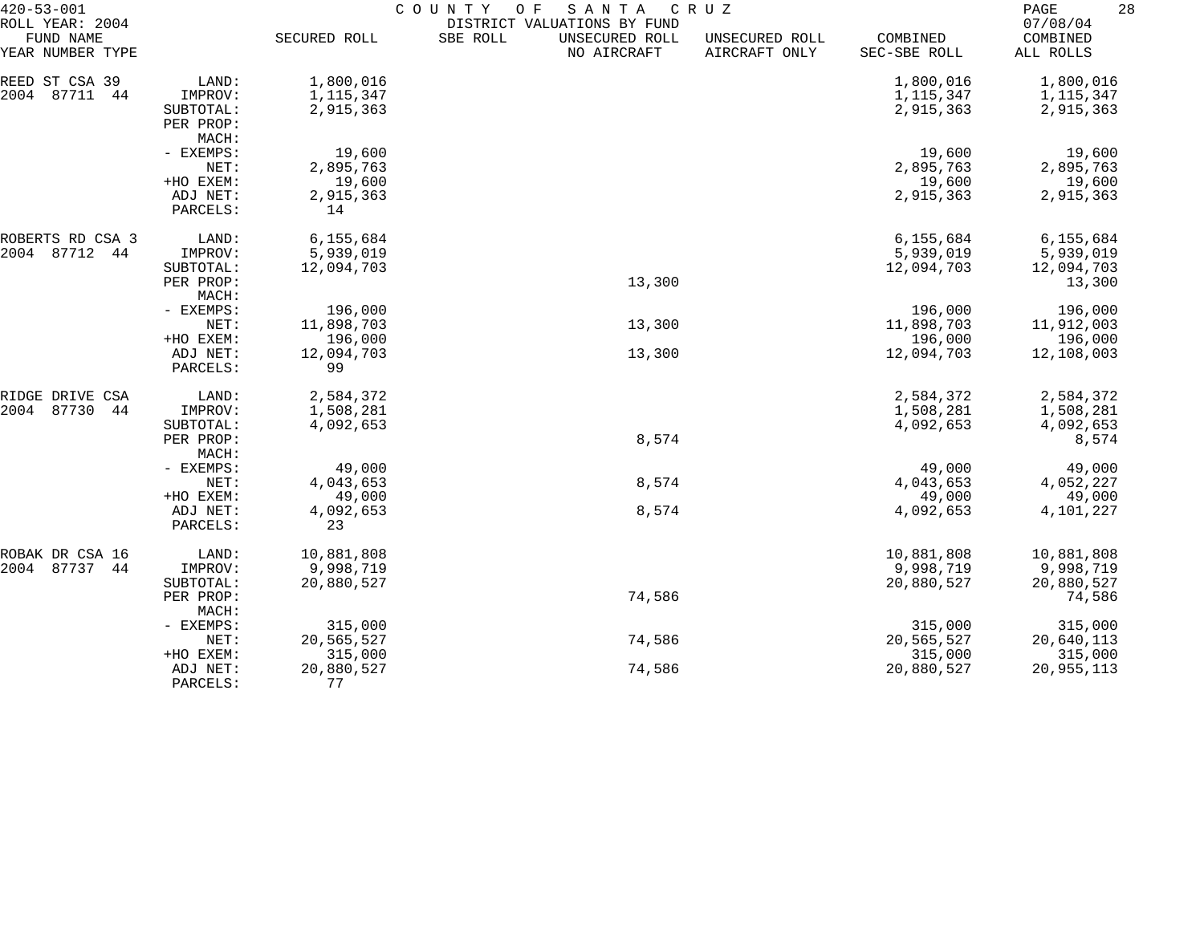420-53-001 COUNTY OF SANTA CRUZ
ROLL YEAR: 2004 DISTRICT VALUATIONS BY FUND 07/08/04

| FUND NAME<br>YEAR NUMBER TYPE | | SECURED ROLL | SBE ROLL | UNSECURED ROLL<br>NO AIRCRAFT | UNSECURED ROLL<br>AIRCRAFT ONLY | COMBINED<br>SEC-SBE ROLL | COMBINED<br>ALL ROLLS |
|---|---|---|---|---|---|---|---|
| REED ST CSA 39 | LAND: | 1,800,016 | | | | 1,800,016 | 1,800,016 |
| 2004 87711 44 | IMPROV: | 1,115,347 | | | | 1,115,347 | 1,115,347 |
| | SUBTOTAL: | 2,915,363 | | | | 2,915,363 | 2,915,363 |
| | PER PROP: | | | | | | |
| | MACH: | | | | | | |
| | - EXEMPS: | 19,600 | | | | 19,600 | 19,600 |
| | NET: | 2,895,763 | | | | 2,895,763 | 2,895,763 |
| | +HO EXEM: | 19,600 | | | | 19,600 | 19,600 |
| | ADJ NET: | 2,915,363 | | | | 2,915,363 | 2,915,363 |
| | PARCELS: | 14 | | | | | |
| ROBERTS RD CSA 3 | LAND: | 6,155,684 | | | | 6,155,684 | 6,155,684 |
| 2004 87712 44 | IMPROV: | 5,939,019 | | | | 5,939,019 | 5,939,019 |
| | SUBTOTAL: | 12,094,703 | | | | 12,094,703 | 12,094,703 |
| | PER PROP: | | | 13,300 | | | 13,300 |
| | MACH: | | | | | | |
| | - EXEMPS: | 196,000 | | | | 196,000 | 196,000 |
| | NET: | 11,898,703 | | 13,300 | | 11,898,703 | 11,912,003 |
| | +HO EXEM: | 196,000 | | | | 196,000 | 196,000 |
| | ADJ NET: | 12,094,703 | | 13,300 | | 12,094,703 | 12,108,003 |
| | PARCELS: | 99 | | | | | |
| RIDGE DRIVE CSA | LAND: | 2,584,372 | | | | 2,584,372 | 2,584,372 |
| 2004 87730 44 | IMPROV: | 1,508,281 | | | | 1,508,281 | 1,508,281 |
| | SUBTOTAL: | 4,092,653 | | | | 4,092,653 | 4,092,653 |
| | PER PROP: | | | 8,574 | | | 8,574 |
| | MACH: | | | | | | |
| | - EXEMPS: | 49,000 | | | | 49,000 | 49,000 |
| | NET: | 4,043,653 | | 8,574 | | 4,043,653 | 4,052,227 |
| | +HO EXEM: | 49,000 | | | | 49,000 | 49,000 |
| | ADJ NET: | 4,092,653 | | 8,574 | | 4,092,653 | 4,101,227 |
| | PARCELS: | 23 | | | | | |
| ROBAK DR CSA 16 | LAND: | 10,881,808 | | | | 10,881,808 | 10,881,808 |
| 2004 87737 44 | IMPROV: | 9,998,719 | | | | 9,998,719 | 9,998,719 |
| | SUBTOTAL: | 20,880,527 | | | | 20,880,527 | 20,880,527 |
| | PER PROP: | | | 74,586 | | | 74,586 |
| | MACH: | | | | | | |
| | - EXEMPS: | 315,000 | | | | 315,000 | 315,000 |
| | NET: | 20,565,527 | | 74,586 | | 20,565,527 | 20,640,113 |
| | +HO EXEM: | 315,000 | | | | 315,000 | 315,000 |
| | ADJ NET: | 20,880,527 | | 74,586 | | 20,880,527 | 20,955,113 |
| | PARCELS: | 77 | | | | | |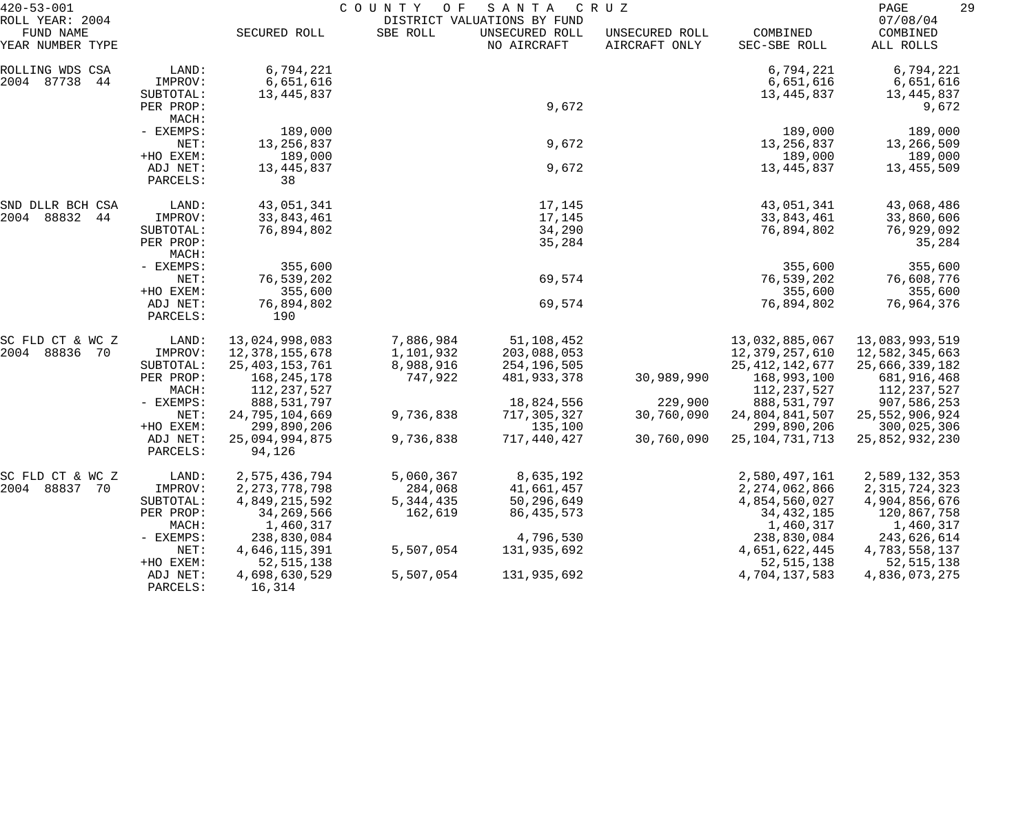420-53-001 COUNTY OF SANTA CRUZ
ROLL YEAR: 2004 DISTRICT VALUATIONS BY FUND 07/08/04

| FUND NAME YEAR NUMBER TYPE | | SECURED ROLL | SBE ROLL | UNSECURED ROLL NO AIRCRAFT | UNSECURED ROLL AIRCRAFT ONLY | COMBINED SEC-SBE ROLL | COMBINED ALL ROLLS |
|---|---|---|---|---|---|---|---|
| ROLLING WDS CSA | LAND: | 6,794,221 | | | | 6,794,221 | 6,794,221 |
| 2004 87738 44 | IMPROV: | 6,651,616 | | | | 6,651,616 | 6,651,616 |
| | SUBTOTAL: | 13,445,837 | | | | 13,445,837 | 13,445,837 |
| | PER PROP: | | | 9,672 | | | 9,672 |
| | MACH: | | | | | | |
| | - EXEMPS: | 189,000 | | | | 189,000 | 189,000 |
| | NET: | 13,256,837 | | 9,672 | | 13,256,837 | 13,266,509 |
| | +HO EXEM: | 189,000 | | | | 189,000 | 189,000 |
| | ADJ NET: | 13,445,837 | | 9,672 | | 13,445,837 | 13,455,509 |
| | PARCELS: | 38 | | | | | |
| SND DLLR BCH CSA | LAND: | 43,051,341 | | 17,145 | | 43,051,341 | 43,068,486 |
| 2004 88832 44 | IMPROV: | 33,843,461 | | 17,145 | | 33,843,461 | 33,860,606 |
| | SUBTOTAL: | 76,894,802 | | 34,290 | | 76,894,802 | 76,929,092 |
| | PER PROP: | | | 35,284 | | | 35,284 |
| | MACH: | | | | | | |
| | - EXEMPS: | 355,600 | | | | 355,600 | 355,600 |
| | NET: | 76,539,202 | | 69,574 | | 76,539,202 | 76,608,776 |
| | +HO EXEM: | 355,600 | | | | 355,600 | 355,600 |
| | ADJ NET: | 76,894,802 | | 69,574 | | 76,894,802 | 76,964,376 |
| | PARCELS: | 190 | | | | | |
| SC FLD CT & WC Z | LAND: | 13,024,998,083 | 7,886,984 | 51,108,452 | | 13,032,885,067 | 13,083,993,519 |
| 2004 88836 70 | IMPROV: | 12,378,155,678 | 1,101,932 | 203,088,053 | | 12,379,257,610 | 12,582,345,663 |
| | SUBTOTAL: | 25,403,153,761 | 8,988,916 | 254,196,505 | | 25,412,142,677 | 25,666,339,182 |
| | PER PROP: | 168,245,178 | 747,922 | 481,933,378 | 30,989,990 | 168,993,100 | 681,916,468 |
| | MACH: | 112,237,527 | | | | 112,237,527 | 112,237,527 |
| | - EXEMPS: | 888,531,797 | | 18,824,556 | 229,900 | 888,531,797 | 907,586,253 |
| | NET: | 24,795,104,669 | 9,736,838 | 717,305,327 | 30,760,090 | 24,804,841,507 | 25,552,906,924 |
| | +HO EXEM: | 299,890,206 | | 135,100 | | 299,890,206 | 300,025,306 |
| | ADJ NET: | 25,094,994,875 | 9,736,838 | 717,440,427 | 30,760,090 | 25,104,731,713 | 25,852,932,230 |
| | PARCELS: | 94,126 | | | | | |
| SC FLD CT & WC Z | LAND: | 2,575,436,794 | 5,060,367 | 8,635,192 | | 2,580,497,161 | 2,589,132,353 |
| 2004 88837 70 | IMPROV: | 2,273,778,798 | 284,068 | 41,661,457 | | 2,274,062,866 | 2,315,724,323 |
| | SUBTOTAL: | 4,849,215,592 | 5,344,435 | 50,296,649 | | 4,854,560,027 | 4,904,856,676 |
| | PER PROP: | 34,269,566 | 162,619 | 86,435,573 | | 34,432,185 | 120,867,758 |
| | MACH: | 1,460,317 | | | | 1,460,317 | 1,460,317 |
| | - EXEMPS: | 238,830,084 | | 4,796,530 | | 238,830,084 | 243,626,614 |
| | NET: | 4,646,115,391 | 5,507,054 | 131,935,692 | | 4,651,622,445 | 4,783,558,137 |
| | +HO EXEM: | 52,515,138 | | | | 52,515,138 | 52,515,138 |
| | ADJ NET: | 4,698,630,529 | 5,507,054 | 131,935,692 | | 4,704,137,583 | 4,836,073,275 |
| | PARCELS: | 16,314 | | | | | |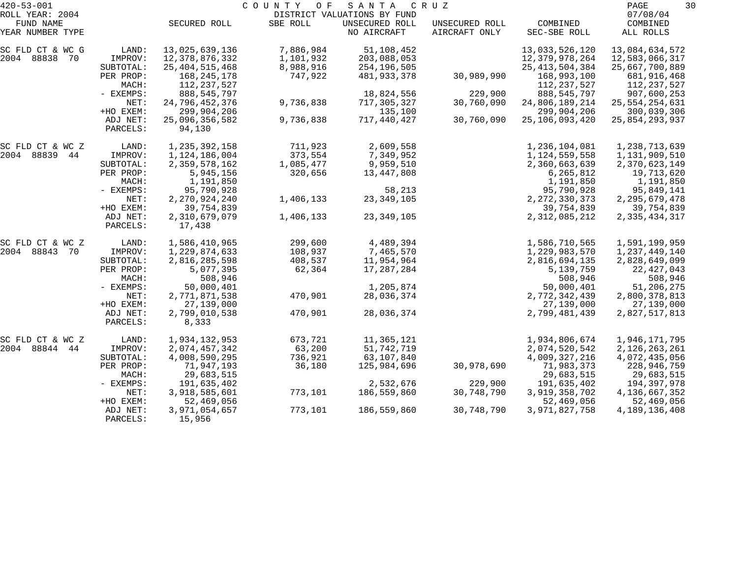420-53-001 COUNTY OF SANTA CRUZ 07/08/04

ROLL YEAR: 2004 DISTRICT VALUATIONS BY FUND

| FUND NAME YEAR NUMBER TYPE | | SECURED ROLL | SBE ROLL | UNSECURED ROLL NO AIRCRAFT | UNSECURED ROLL AIRCRAFT ONLY | COMBINED SEC-SBE ROLL | COMBINED ALL ROLLS |
|---|---|---|---|---|---|---|---|
| SC FLD CT & WC G | LAND: | 13,025,639,136 | 7,886,984 | 51,108,452 | | 13,033,526,120 | 13,084,634,572 |
| 2004 88838 70 | IMPROV: | 12,378,876,332 | 1,101,932 | 203,088,053 | | 12,379,978,264 | 12,583,066,317 |
| | SUBTOTAL: | 25,404,515,468 | 8,988,916 | 254,196,505 | | 25,413,504,384 | 25,667,700,889 |
| | PER PROP: | 168,245,178 | 747,922 | 481,933,378 | 30,989,990 | 168,993,100 | 681,916,468 |
| | MACH: | 112,237,527 | | | | 112,237,527 | 112,237,527 |
| | - EXEMPS: | 888,545,797 | | 18,824,556 | 229,900 | 888,545,797 | 907,600,253 |
| | NET: | 24,796,452,376 | 9,736,838 | 717,305,327 | 30,760,090 | 24,806,189,214 | 25,554,254,631 |
| | +HO EXEM: | 299,904,206 | | 135,100 | | 299,904,206 | 300,039,306 |
| | ADJ NET: | 25,096,356,582 | 9,736,838 | 717,440,427 | 30,760,090 | 25,106,093,420 | 25,854,293,937 |
| | PARCELS: | 94,130 | | | | | |
| SC FLD CT & WC Z | LAND: | 1,235,392,158 | 711,923 | 2,609,558 | | 1,236,104,081 | 1,238,713,639 |
| 2004 88839 44 | IMPROV: | 1,124,186,004 | 373,554 | 7,349,952 | | 1,124,559,558 | 1,131,909,510 |
| | SUBTOTAL: | 2,359,578,162 | 1,085,477 | 9,959,510 | | 2,360,663,639 | 2,370,623,149 |
| | PER PROP: | 5,945,156 | 320,656 | 13,447,808 | | 6,265,812 | 19,713,620 |
| | MACH: | 1,191,850 | | | | 1,191,850 | 1,191,850 |
| | - EXEMPS: | 95,790,928 | | 58,213 | | 95,790,928 | 95,849,141 |
| | NET: | 2,270,924,240 | 1,406,133 | 23,349,105 | | 2,272,330,373 | 2,295,679,478 |
| | +HO EXEM: | 39,754,839 | | | | 39,754,839 | 39,754,839 |
| | ADJ NET: | 2,310,679,079 | 1,406,133 | 23,349,105 | | 2,312,085,212 | 2,335,434,317 |
| | PARCELS: | 17,438 | | | | | |
| SC FLD CT & WC Z | LAND: | 1,586,410,965 | 299,600 | 4,489,394 | | 1,586,710,565 | 1,591,199,959 |
| 2004 88843 70 | IMPROV: | 1,229,874,633 | 108,937 | 7,465,570 | | 1,229,983,570 | 1,237,449,140 |
| | SUBTOTAL: | 2,816,285,598 | 408,537 | 11,954,964 | | 2,816,694,135 | 2,828,649,099 |
| | PER PROP: | 5,077,395 | 62,364 | 17,287,284 | | 5,139,759 | 22,427,043 |
| | MACH: | 508,946 | | | | 508,946 | 508,946 |
| | - EXEMPS: | 50,000,401 | | 1,205,874 | | 50,000,401 | 51,206,275 |
| | NET: | 2,771,871,538 | 470,901 | 28,036,374 | | 2,772,342,439 | 2,800,378,813 |
| | +HO EXEM: | 27,139,000 | | | | 27,139,000 | 27,139,000 |
| | ADJ NET: | 2,799,010,538 | 470,901 | 28,036,374 | | 2,799,481,439 | 2,827,517,813 |
| | PARCELS: | 8,333 | | | | | |
| SC FLD CT & WC Z | LAND: | 1,934,132,953 | 673,721 | 11,365,121 | | 1,934,806,674 | 1,946,171,795 |
| 2004 88844 44 | IMPROV: | 2,074,457,342 | 63,200 | 51,742,719 | | 2,074,520,542 | 2,126,263,261 |
| | SUBTOTAL: | 4,008,590,295 | 736,921 | 63,107,840 | | 4,009,327,216 | 4,072,435,056 |
| | PER PROP: | 71,947,193 | 36,180 | 125,984,696 | 30,978,690 | 71,983,373 | 228,946,759 |
| | MACH: | 29,683,515 | | | | 29,683,515 | 29,683,515 |
| | - EXEMPS: | 191,635,402 | | 2,532,676 | 229,900 | 191,635,402 | 194,397,978 |
| | NET: | 3,918,585,601 | 773,101 | 186,559,860 | 30,748,790 | 3,919,358,702 | 4,136,667,352 |
| | +HO EXEM: | 52,469,056 | | | | 52,469,056 | 52,469,056 |
| | ADJ NET: | 3,971,054,657 | 773,101 | 186,559,860 | 30,748,790 | 3,971,827,758 | 4,189,136,408 |
| | PARCELS: | 15,956 | | | | | |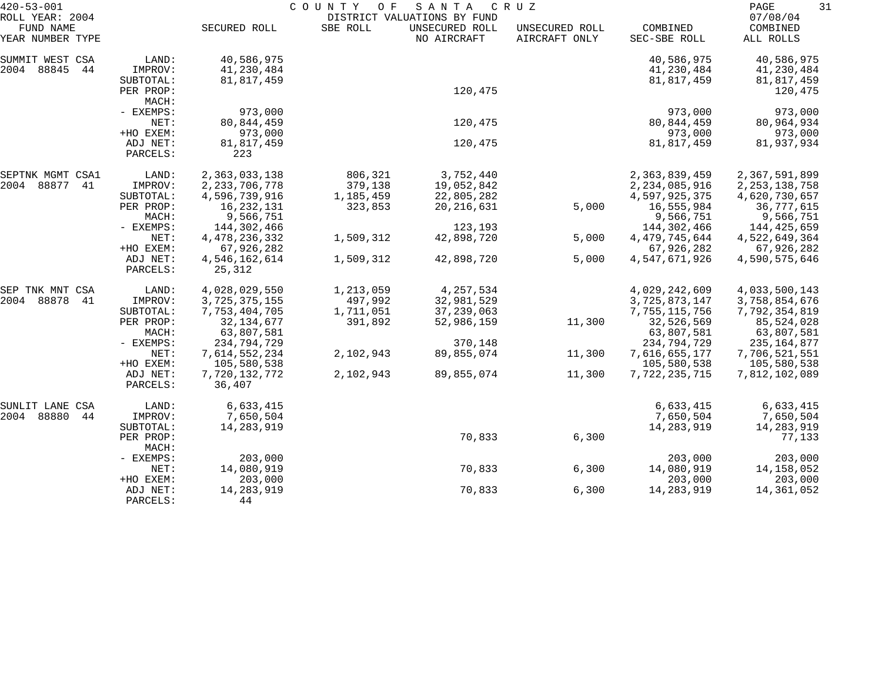420-53-001 COUNTY OF SANTA CRUZ

ROLL YEAR: 2004 DISTRICT VALUATIONS BY FUND 07/08/04

| FUND NAME YEAR NUMBER TYPE | | SECURED ROLL | SBE ROLL | UNSECURED ROLL NO AIRCRAFT | UNSECURED ROLL AIRCRAFT ONLY | COMBINED SEC-SBE ROLL | COMBINED ALL ROLLS |
|---|---|---|---|---|---|---|---|
| SUMMIT WEST CSA | LAND: | 40,586,975 | | | | 40,586,975 | 40,586,975 |
| 2004 88845 44 | IMPROV: | 41,230,484 | | | | 41,230,484 | 41,230,484 |
| | SUBTOTAL: | 81,817,459 | | | | 81,817,459 | 81,817,459 |
| | PER PROP: | | | 120,475 | | | 120,475 |
| | MACH: | | | | | | |
| | - EXEMPS: | 973,000 | | | | 973,000 | 973,000 |
| | NET: | 80,844,459 | | 120,475 | | 80,844,459 | 80,964,934 |
| | +HO EXEM: | 973,000 | | | | 973,000 | 973,000 |
| | ADJ NET: | 81,817,459 | | 120,475 | | 81,817,459 | 81,937,934 |
| | PARCELS: | 223 | | | | | |
| SEPTNK MGMT CSA1 | LAND: | 2,363,033,138 | 806,321 | 3,752,440 | | 2,363,839,459 | 2,367,591,899 |
| 2004 88877 41 | IMPROV: | 2,233,706,778 | 379,138 | 19,052,842 | | 2,234,085,916 | 2,253,138,758 |
| | SUBTOTAL: | 4,596,739,916 | 1,185,459 | 22,805,282 | | 4,597,925,375 | 4,620,730,657 |
| | PER PROP: | 16,232,131 | 323,853 | 20,216,631 | 5,000 | 16,555,984 | 36,777,615 |
| | MACH: | 9,566,751 | | | | 9,566,751 | 9,566,751 |
| | - EXEMPS: | 144,302,466 | | 123,193 | | 144,302,466 | 144,425,659 |
| | NET: | 4,478,236,332 | 1,509,312 | 42,898,720 | 5,000 | 4,479,745,644 | 4,522,649,364 |
| | +HO EXEM: | 67,926,282 | | | | 67,926,282 | 67,926,282 |
| | ADJ NET: | 4,546,162,614 | 1,509,312 | 42,898,720 | 5,000 | 4,547,671,926 | 4,590,575,646 |
| | PARCELS: | 25,312 | | | | | |
| SEP TNK MNT CSA | LAND: | 4,028,029,550 | 1,213,059 | 4,257,534 | | 4,029,242,609 | 4,033,500,143 |
| 2004 88878 41 | IMPROV: | 3,725,375,155 | 497,992 | 32,981,529 | | 3,725,873,147 | 3,758,854,676 |
| | SUBTOTAL: | 7,753,404,705 | 1,711,051 | 37,239,063 | | 7,755,115,756 | 7,792,354,819 |
| | PER PROP: | 32,134,677 | 391,892 | 52,986,159 | 11,300 | 32,526,569 | 85,524,028 |
| | MACH: | 63,807,581 | | | | 63,807,581 | 63,807,581 |
| | - EXEMPS: | 234,794,729 | | 370,148 | | 234,794,729 | 235,164,877 |
| | NET: | 7,614,552,234 | 2,102,943 | 89,855,074 | 11,300 | 7,616,655,177 | 7,706,521,551 |
| | +HO EXEM: | 105,580,538 | | | | 105,580,538 | 105,580,538 |
| | ADJ NET: | 7,720,132,772 | 2,102,943 | 89,855,074 | 11,300 | 7,722,235,715 | 7,812,102,089 |
| | PARCELS: | 36,407 | | | | | |
| SUNLIT LANE CSA | LAND: | 6,633,415 | | | | 6,633,415 | 6,633,415 |
| 2004 88880 44 | IMPROV: | 7,650,504 | | | | 7,650,504 | 7,650,504 |
| | SUBTOTAL: | 14,283,919 | | | | 14,283,919 | 14,283,919 |
| | PER PROP: | | | 70,833 | 6,300 | | 77,133 |
| | MACH: | | | | | | |
| | - EXEMPS: | 203,000 | | | | 203,000 | 203,000 |
| | NET: | 14,080,919 | | 70,833 | 6,300 | 14,080,919 | 14,158,052 |
| | +HO EXEM: | 203,000 | | | | 203,000 | 203,000 |
| | ADJ NET: | 14,283,919 | | 70,833 | 6,300 | 14,283,919 | 14,361,052 |
| | PARCELS: | 44 | | | | | |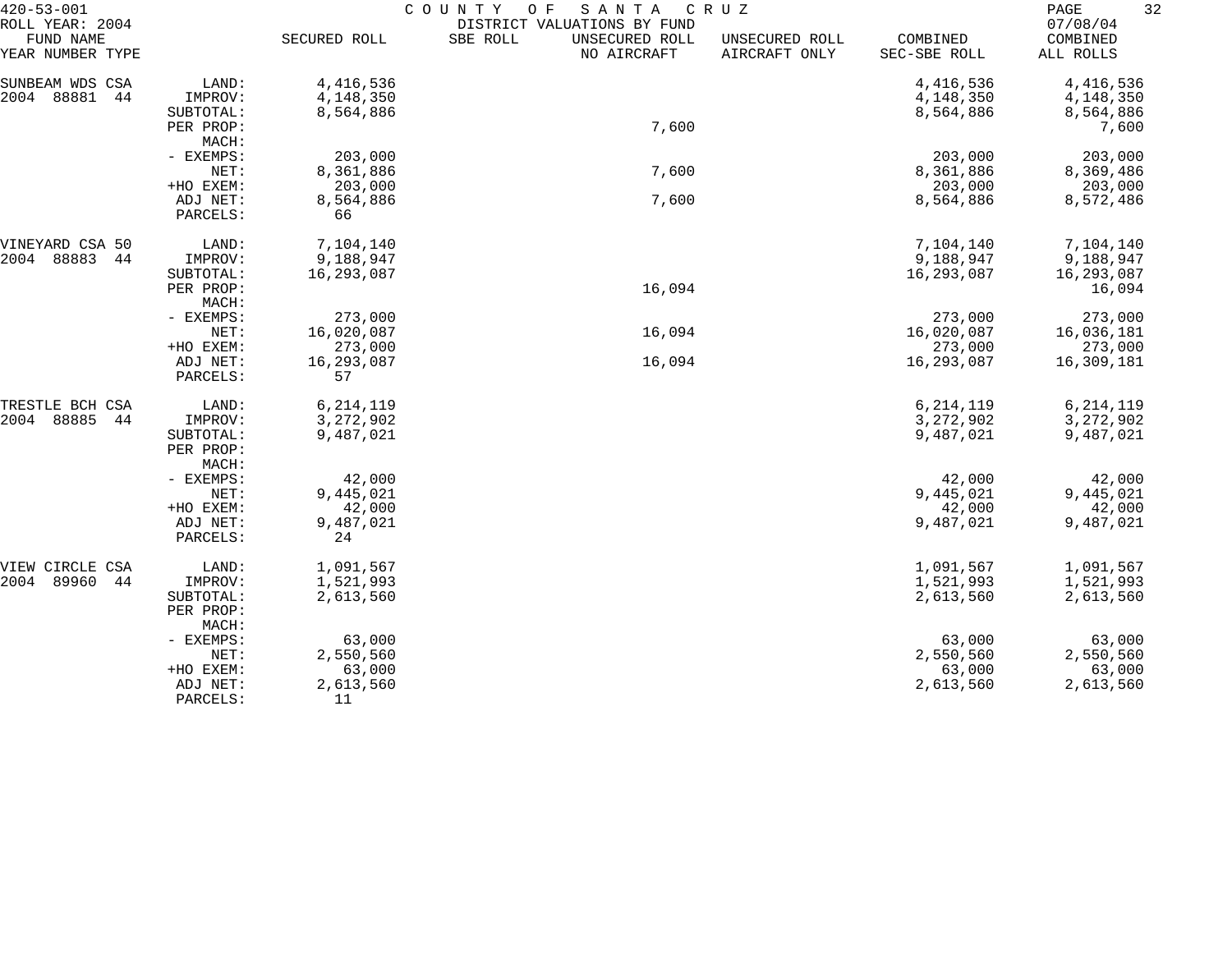420-53-001 COUNTY OF SANTA CRUZ
ROLL YEAR: 2004 DISTRICT VALUATIONS BY FUND 07/08/04

| FUND NAME<br>YEAR NUMBER TYPE | | SECURED ROLL | SBE ROLL | UNSECURED ROLL<br>NO AIRCRAFT | UNSECURED ROLL<br>AIRCRAFT ONLY | COMBINED<br>SEC-SBE ROLL | COMBINED<br>ALL ROLLS |
|---|---|---|---|---|---|---|---|
| SUNBEAM WDS CSA | LAND: | 4,416,536 | | | | 4,416,536 | 4,416,536 |
| 2004 88881 44 | IMPROV: | 4,148,350 | | | | 4,148,350 | 4,148,350 |
| | SUBTOTAL: | 8,564,886 | | | | 8,564,886 | 8,564,886 |
| | PER PROP: | | | 7,600 | | | 7,600 |
| | MACH: | | | | | | |
| | - EXEMPS: | 203,000 | | | | 203,000 | 203,000 |
| | NET: | 8,361,886 | | 7,600 | | 8,361,886 | 8,369,486 |
| | +HO EXEM: | 203,000 | | | | 203,000 | 203,000 |
| | ADJ NET: | 8,564,886 | | 7,600 | | 8,564,886 | 8,572,486 |
| | PARCELS: | 66 | | | | | |
| VINEYARD CSA 50 | LAND: | 7,104,140 | | | | 7,104,140 | 7,104,140 |
| 2004 88883 44 | IMPROV: | 9,188,947 | | | | 9,188,947 | 9,188,947 |
| | SUBTOTAL: | 16,293,087 | | | | 16,293,087 | 16,293,087 |
| | PER PROP: | | | 16,094 | | | 16,094 |
| | MACH: | | | | | | |
| | - EXEMPS: | 273,000 | | | | 273,000 | 273,000 |
| | NET: | 16,020,087 | | 16,094 | | 16,020,087 | 16,036,181 |
| | +HO EXEM: | 273,000 | | | | 273,000 | 273,000 |
| | ADJ NET: | 16,293,087 | | 16,094 | | 16,293,087 | 16,309,181 |
| | PARCELS: | 57 | | | | | |
| TRESTLE BCH CSA | LAND: | 6,214,119 | | | | 6,214,119 | 6,214,119 |
| 2004 88885 44 | IMPROV: | 3,272,902 | | | | 3,272,902 | 3,272,902 |
| | SUBTOTAL: | 9,487,021 | | | | 9,487,021 | 9,487,021 |
| | PER PROP: | | | | | | |
| | MACH: | | | | | | |
| | - EXEMPS: | 42,000 | | | | 42,000 | 42,000 |
| | NET: | 9,445,021 | | | | 9,445,021 | 9,445,021 |
| | +HO EXEM: | 42,000 | | | | 42,000 | 42,000 |
| | ADJ NET: | 9,487,021 | | | | 9,487,021 | 9,487,021 |
| | PARCELS: | 24 | | | | | |
| VIEW CIRCLE CSA | LAND: | 1,091,567 | | | | 1,091,567 | 1,091,567 |
| 2004 89960 44 | IMPROV: | 1,521,993 | | | | 1,521,993 | 1,521,993 |
| | SUBTOTAL: | 2,613,560 | | | | 2,613,560 | 2,613,560 |
| | PER PROP: | | | | | | |
| | MACH: | | | | | | |
| | - EXEMPS: | 63,000 | | | | 63,000 | 63,000 |
| | NET: | 2,550,560 | | | | 2,550,560 | 2,550,560 |
| | +HO EXEM: | 63,000 | | | | 63,000 | 63,000 |
| | ADJ NET: | 2,613,560 | | | | 2,613,560 | 2,613,560 |
| | PARCELS: | 11 | | | | | |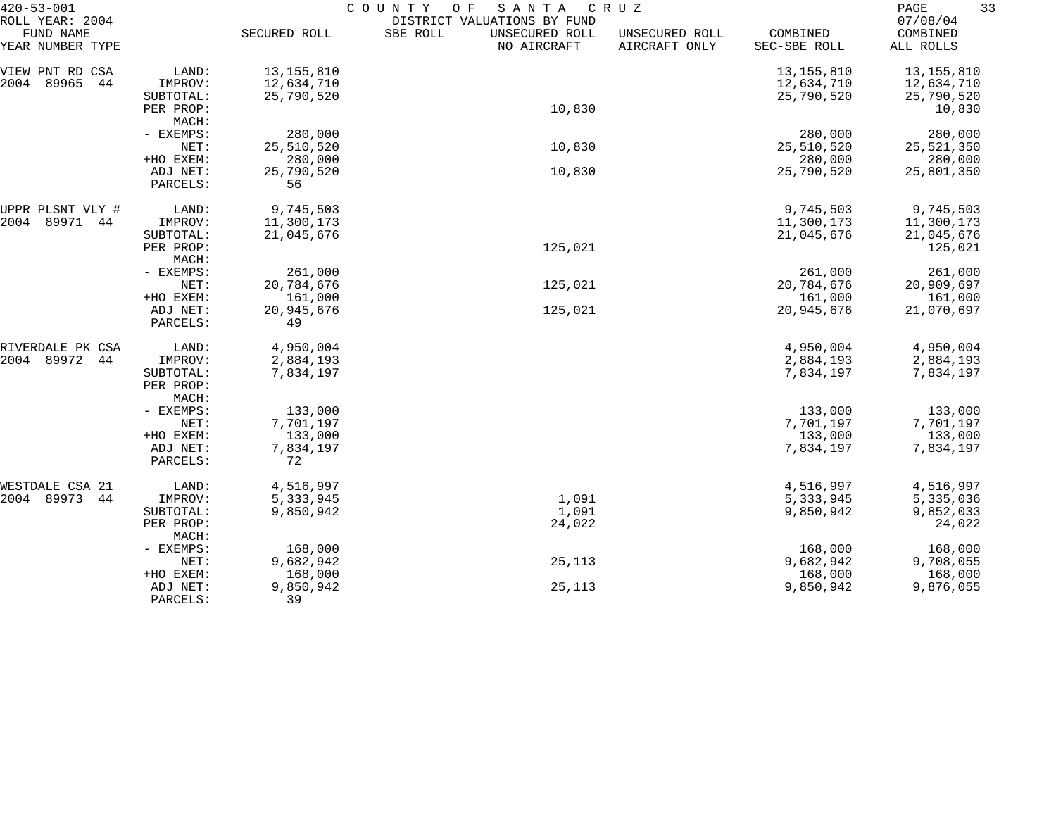420-53-001 COUNTY OF SANTA CRUZ
ROLL YEAR: 2004 DISTRICT VALUATIONS BY FUND 07/08/04

| FUND NAME YEAR NUMBER TYPE | | SECURED ROLL | SBE ROLL | UNSECURED ROLL NO AIRCRAFT | UNSECURED ROLL AIRCRAFT ONLY | COMBINED SEC-SBE ROLL | COMBINED ALL ROLLS |
|---|---|---|---|---|---|---|---|
| VIEW PNT RD CSA | LAND: | 13,155,810 | | | | 13,155,810 | 13,155,810 |
| 2004 89965 44 | IMPROV: | 12,634,710 | | | | 12,634,710 | 12,634,710 |
| | SUBTOTAL: | 25,790,520 | | | | 25,790,520 | 25,790,520 |
| | PER PROP: | | | 10,830 | | | 10,830 |
| | MACH: | | | | | | |
| | - EXEMPS: | 280,000 | | | | 280,000 | 280,000 |
| | NET: | 25,510,520 | | 10,830 | | 25,510,520 | 25,521,350 |
| | +HO EXEM: | 280,000 | | | | 280,000 | 280,000 |
| | ADJ NET: | 25,790,520 | | 10,830 | | 25,790,520 | 25,801,350 |
| | PARCELS: | 56 | | | | | |
| UPPR PLSNT VLY # | LAND: | 9,745,503 | | | | 9,745,503 | 9,745,503 |
| 2004 89971 44 | IMPROV: | 11,300,173 | | | | 11,300,173 | 11,300,173 |
| | SUBTOTAL: | 21,045,676 | | | | 21,045,676 | 21,045,676 |
| | PER PROP: | | | 125,021 | | | 125,021 |
| | MACH: | | | | | | |
| | - EXEMPS: | 261,000 | | | | 261,000 | 261,000 |
| | NET: | 20,784,676 | | 125,021 | | 20,784,676 | 20,909,697 |
| | +HO EXEM: | 161,000 | | | | 161,000 | 161,000 |
| | ADJ NET: | 20,945,676 | | 125,021 | | 20,945,676 | 21,070,697 |
| | PARCELS: | 49 | | | | | |
| RIVERDALE PK CSA | LAND: | 4,950,004 | | | | 4,950,004 | 4,950,004 |
| 2004 89972 44 | IMPROV: | 2,884,193 | | | | 2,884,193 | 2,884,193 |
| | SUBTOTAL: | 7,834,197 | | | | 7,834,197 | 7,834,197 |
| | PER PROP: | | | | | | |
| | MACH: | | | | | | |
| | - EXEMPS: | 133,000 | | | | 133,000 | 133,000 |
| | NET: | 7,701,197 | | | | 7,701,197 | 7,701,197 |
| | +HO EXEM: | 133,000 | | | | 133,000 | 133,000 |
| | ADJ NET: | 7,834,197 | | | | 7,834,197 | 7,834,197 |
| | PARCELS: | 72 | | | | | |
| WESTDALE CSA 21 | LAND: | 4,516,997 | | | | 4,516,997 | 4,516,997 |
| 2004 89973 44 | IMPROV: | 5,333,945 | | 1,091 | | 5,333,945 | 5,335,036 |
| | SUBTOTAL: | 9,850,942 | | 1,091 | | 9,850,942 | 9,852,033 |
| | PER PROP: | | | 24,022 | | | 24,022 |
| | MACH: | | | | | | |
| | - EXEMPS: | 168,000 | | | | 168,000 | 168,000 |
| | NET: | 9,682,942 | | 25,113 | | 9,682,942 | 9,708,055 |
| | +HO EXEM: | 168,000 | | | | 168,000 | 168,000 |
| | ADJ NET: | 9,850,942 | | 25,113 | | 9,850,942 | 9,876,055 |
| | PARCELS: | 39 | | | | | |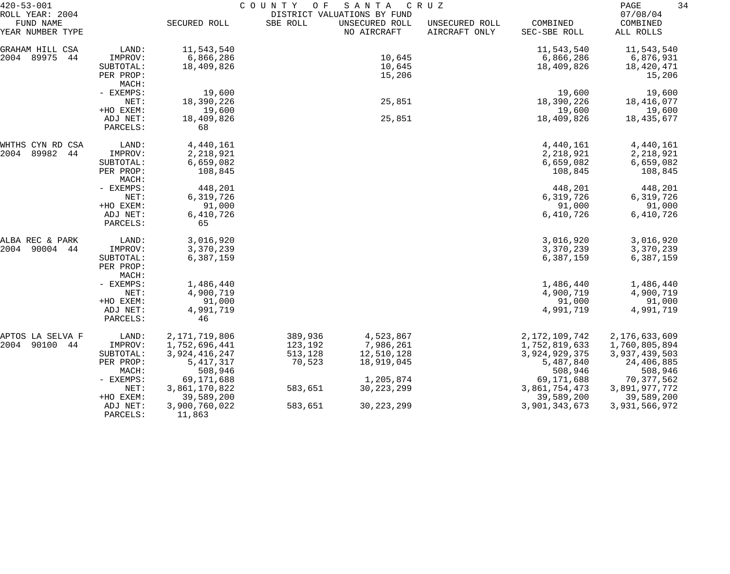420-53-001 — COUNTY OF SANTA CRUZ — DISTRICT VALUATIONS BY FUND

ROLL YEAR: 2004 — 07/08/04

| FUND NAME YEAR NUMBER TYPE | | SECURED ROLL | SBE ROLL | UNSECURED ROLL NO AIRCRAFT | UNSECURED ROLL AIRCRAFT ONLY | COMBINED SEC-SBE ROLL | COMBINED ALL ROLLS |
|---|---|---|---|---|---|---|---|
| GRAHAM HILL CSA | LAND: | 11,543,540 | | | | 11,543,540 | 11,543,540 |
| 2004 89975 44 | IMPROV: | 6,866,286 | | 10,645 | | 6,866,286 | 6,876,931 |
| | SUBTOTAL: | 18,409,826 | | 10,645 | | 18,409,826 | 18,420,471 |
| | PER PROP: | | | 15,206 | | | 15,206 |
| | MACH: | | | | | | |
| | - EXEMPS: | 19,600 | | | | 19,600 | 19,600 |
| | NET: | 18,390,226 | | 25,851 | | 18,390,226 | 18,416,077 |
| | +HO EXEM: | 19,600 | | | | 19,600 | 19,600 |
| | ADJ NET: | 18,409,826 | | 25,851 | | 18,409,826 | 18,435,677 |
| | PARCELS: | 68 | | | | | |
| WHTHS CYN RD CSA | LAND: | 4,440,161 | | | | 4,440,161 | 4,440,161 |
| 2004 89982 44 | IMPROV: | 2,218,921 | | | | 2,218,921 | 2,218,921 |
| | SUBTOTAL: | 6,659,082 | | | | 6,659,082 | 6,659,082 |
| | PER PROP: | 108,845 | | | | 108,845 | 108,845 |
| | MACH: | | | | | | |
| | - EXEMPS: | 448,201 | | | | 448,201 | 448,201 |
| | NET: | 6,319,726 | | | | 6,319,726 | 6,319,726 |
| | +HO EXEM: | 91,000 | | | | 91,000 | 91,000 |
| | ADJ NET: | 6,410,726 | | | | 6,410,726 | 6,410,726 |
| | PARCELS: | 65 | | | | | |
| ALBA REC & PARK | LAND: | 3,016,920 | | | | 3,016,920 | 3,016,920 |
| 2004 90004 44 | IMPROV: | 3,370,239 | | | | 3,370,239 | 3,370,239 |
| | SUBTOTAL: | 6,387,159 | | | | 6,387,159 | 6,387,159 |
| | PER PROP: | | | | | | |
| | MACH: | | | | | | |
| | - EXEMPS: | 1,486,440 | | | | 1,486,440 | 1,486,440 |
| | NET: | 4,900,719 | | | | 4,900,719 | 4,900,719 |
| | +HO EXEM: | 91,000 | | | | 91,000 | 91,000 |
| | ADJ NET: | 4,991,719 | | | | 4,991,719 | 4,991,719 |
| | PARCELS: | 46 | | | | | |
| APTOS LA SELVA F | LAND: | 2,171,719,806 | 389,936 | 4,523,867 | | 2,172,109,742 | 2,176,633,609 |
| 2004 90100 44 | IMPROV: | 1,752,696,441 | 123,192 | 7,986,261 | | 1,752,819,633 | 1,760,805,894 |
| | SUBTOTAL: | 3,924,416,247 | 513,128 | 12,510,128 | | 3,924,929,375 | 3,937,439,503 |
| | PER PROP: | 5,417,317 | 70,523 | 18,919,045 | | 5,487,840 | 24,406,885 |
| | MACH: | 508,946 | | | | 508,946 | 508,946 |
| | - EXEMPS: | 69,171,688 | | 1,205,874 | | 69,171,688 | 70,377,562 |
| | NET: | 3,861,170,822 | 583,651 | 30,223,299 | | 3,861,754,473 | 3,891,977,772 |
| | +HO EXEM: | 39,589,200 | | | | 39,589,200 | 39,589,200 |
| | ADJ NET: | 3,900,760,022 | 583,651 | 30,223,299 | | 3,901,343,673 | 3,931,566,972 |
| | PARCELS: | 11,863 | | | | | |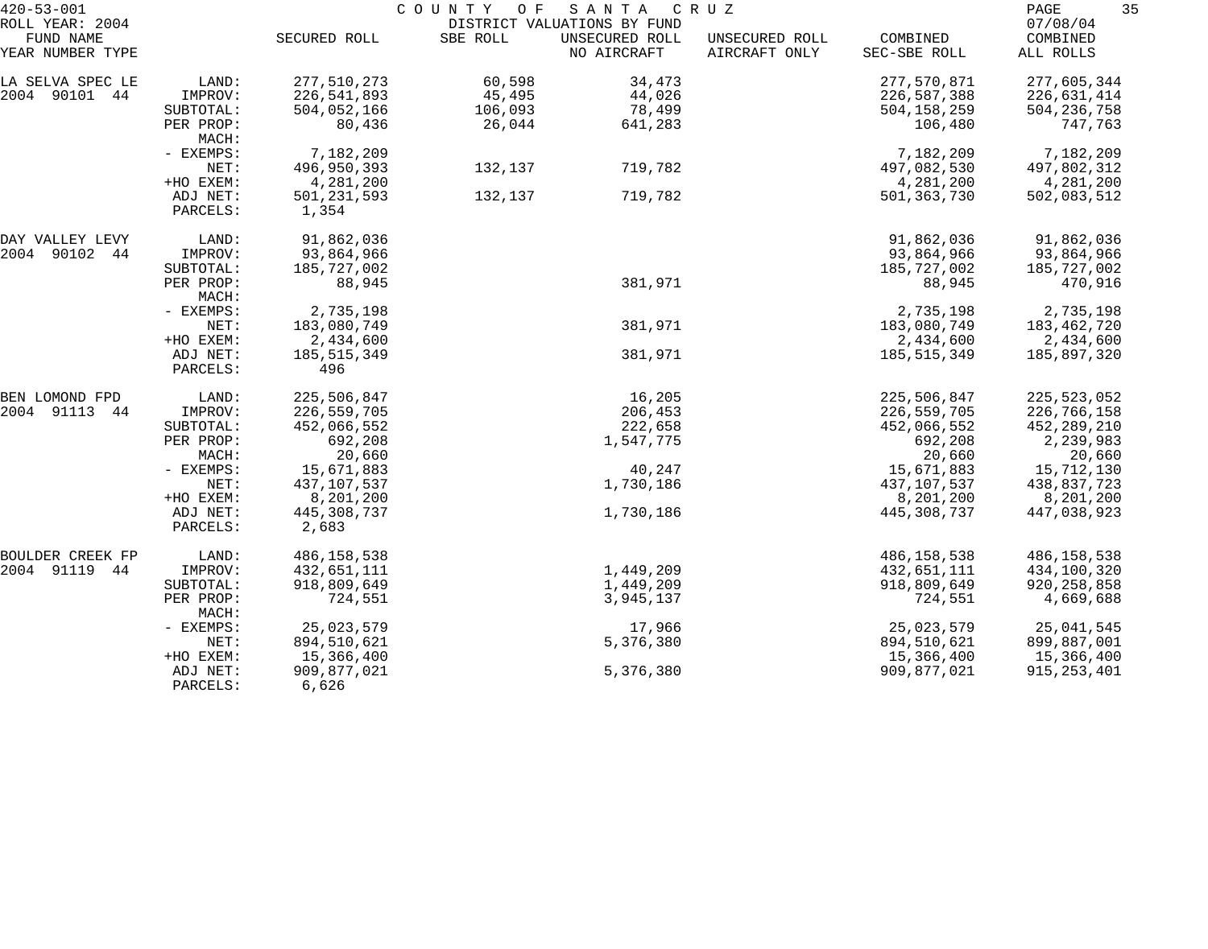420-53-001 — COUNTY OF SANTA CRUZ — ROLL YEAR: 2004 — DISTRICT VALUATIONS BY FUND — 07/08/04

| FUND NAME YEAR NUMBER TYPE | | SECURED ROLL | SBE ROLL | UNSECURED ROLL NO AIRCRAFT | UNSECURED ROLL AIRCRAFT ONLY | COMBINED SEC-SBE ROLL | COMBINED ALL ROLLS |
|---|---|---|---|---|---|---|---|
| LA SELVA SPEC LE | LAND: | 277,510,273 | 60,598 | 34,473 | | 277,570,871 | 277,605,344 |
| 2004 90101 44 | IMPROV: | 226,541,893 | 45,495 | 44,026 | | 226,587,388 | 226,631,414 |
| | SUBTOTAL: | 504,052,166 | 106,093 | 78,499 | | 504,158,259 | 504,236,758 |
| | PER PROP: | 80,436 | 26,044 | 641,283 | | 106,480 | 747,763 |
| | MACH: | | | | | | |
| | - EXEMPS: | 7,182,209 | | | | 7,182,209 | 7,182,209 |
| | NET: | 496,950,393 | 132,137 | 719,782 | | 497,082,530 | 497,802,312 |
| | +HO EXEM: | 4,281,200 | | | | 4,281,200 | 4,281,200 |
| | ADJ NET: | 501,231,593 | 132,137 | 719,782 | | 501,363,730 | 502,083,512 |
| | PARCELS: | 1,354 | | | | | |
| DAY VALLEY LEVY | LAND: | 91,862,036 | | | | 91,862,036 | 91,862,036 |
| 2004 90102 44 | IMPROV: | 93,864,966 | | | | 93,864,966 | 93,864,966 |
| | SUBTOTAL: | 185,727,002 | | | | 185,727,002 | 185,727,002 |
| | PER PROP: | 88,945 | | 381,971 | | 88,945 | 470,916 |
| | MACH: | | | | | | |
| | - EXEMPS: | 2,735,198 | | | | 2,735,198 | 2,735,198 |
| | NET: | 183,080,749 | | 381,971 | | 183,080,749 | 183,462,720 |
| | +HO EXEM: | 2,434,600 | | | | 2,434,600 | 2,434,600 |
| | ADJ NET: | 185,515,349 | | 381,971 | | 185,515,349 | 185,897,320 |
| | PARCELS: | 496 | | | | | |
| BEN LOMOND FPD | LAND: | 225,506,847 | | 16,205 | | 225,506,847 | 225,523,052 |
| 2004 91113 44 | IMPROV: | 226,559,705 | | 206,453 | | 226,559,705 | 226,766,158 |
| | SUBTOTAL: | 452,066,552 | | 222,658 | | 452,066,552 | 452,289,210 |
| | PER PROP: | 692,208 | | 1,547,775 | | 692,208 | 2,239,983 |
| | MACH: | 20,660 | | | | 20,660 | 20,660 |
| | - EXEMPS: | 15,671,883 | | 40,247 | | 15,671,883 | 15,712,130 |
| | NET: | 437,107,537 | | 1,730,186 | | 437,107,537 | 438,837,723 |
| | +HO EXEM: | 8,201,200 | | | | 8,201,200 | 8,201,200 |
| | ADJ NET: | 445,308,737 | | 1,730,186 | | 445,308,737 | 447,038,923 |
| | PARCELS: | 2,683 | | | | | |
| BOULDER CREEK FP | LAND: | 486,158,538 | | | | 486,158,538 | 486,158,538 |
| 2004 91119 44 | IMPROV: | 432,651,111 | | 1,449,209 | | 432,651,111 | 434,100,320 |
| | SUBTOTAL: | 918,809,649 | | 1,449,209 | | 918,809,649 | 920,258,858 |
| | PER PROP: | 724,551 | | 3,945,137 | | 724,551 | 4,669,688 |
| | MACH: | | | | | | |
| | - EXEMPS: | 25,023,579 | | 17,966 | | 25,023,579 | 25,041,545 |
| | NET: | 894,510,621 | | 5,376,380 | | 894,510,621 | 899,887,001 |
| | +HO EXEM: | 15,366,400 | | | | 15,366,400 | 15,366,400 |
| | ADJ NET: | 909,877,021 | | 5,376,380 | | 909,877,021 | 915,253,401 |
| | PARCELS: | 6,626 | | | | | |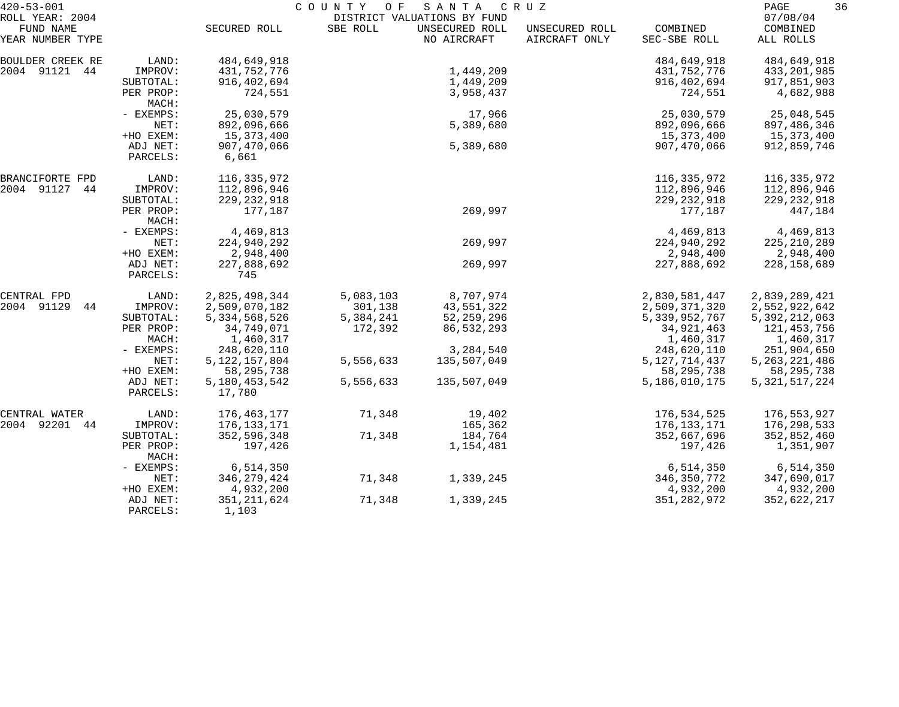420-53-001 COUNTY OF SANTA CRUZ
ROLL YEAR: 2004 DISTRICT VALUATIONS BY FUND 07/08/04

| FUND NAME YEAR NUMBER TYPE | | SECURED ROLL | SBE ROLL | UNSECURED ROLL NO AIRCRAFT | UNSECURED ROLL AIRCRAFT ONLY | COMBINED SEC-SBE ROLL | COMBINED ALL ROLLS |
|---|---|---|---|---|---|---|---|
| BOULDER CREEK RE | LAND: | 484,649,918 | | | | 484,649,918 | 484,649,918 |
| 2004 91121 44 | IMPROV: | 431,752,776 | | 1,449,209 | | 431,752,776 | 433,201,985 |
| | SUBTOTAL: | 916,402,694 | | 1,449,209 | | 916,402,694 | 917,851,903 |
| | PER PROP: | 724,551 | | 3,958,437 | | 724,551 | 4,682,988 |
| | MACH: | | | | | | |
| | - EXEMPS: | 25,030,579 | | 17,966 | | 25,030,579 | 25,048,545 |
| | NET: | 892,096,666 | | 5,389,680 | | 892,096,666 | 897,486,346 |
| | +HO EXEM: | 15,373,400 | | | | 15,373,400 | 15,373,400 |
| | ADJ NET: | 907,470,066 | | 5,389,680 | | 907,470,066 | 912,859,746 |
| | PARCELS: | 6,661 | | | | | |
| BRANCIFORTE FPD | LAND: | 116,335,972 | | | | 116,335,972 | 116,335,972 |
| 2004 91127 44 | IMPROV: | 112,896,946 | | | | 112,896,946 | 112,896,946 |
| | SUBTOTAL: | 229,232,918 | | | | 229,232,918 | 229,232,918 |
| | PER PROP: | 177,187 | | 269,997 | | 177,187 | 447,184 |
| | MACH: | | | | | | |
| | - EXEMPS: | 4,469,813 | | | | 4,469,813 | 4,469,813 |
| | NET: | 224,940,292 | | 269,997 | | 224,940,292 | 225,210,289 |
| | +HO EXEM: | 2,948,400 | | | | 2,948,400 | 2,948,400 |
| | ADJ NET: | 227,888,692 | | 269,997 | | 227,888,692 | 228,158,689 |
| | PARCELS: | 745 | | | | | |
| CENTRAL FPD | LAND: | 2,825,498,344 | 5,083,103 | 8,707,974 | | 2,830,581,447 | 2,839,289,421 |
| 2004 91129 44 | IMPROV: | 2,509,070,182 | 301,138 | 43,551,322 | | 2,509,371,320 | 2,552,922,642 |
| | SUBTOTAL: | 5,334,568,526 | 5,384,241 | 52,259,296 | | 5,339,952,767 | 5,392,212,063 |
| | PER PROP: | 34,749,071 | 172,392 | 86,532,293 | | 34,921,463 | 121,453,756 |
| | MACH: | 1,460,317 | | | | 1,460,317 | 1,460,317 |
| | - EXEMPS: | 248,620,110 | | 3,284,540 | | 248,620,110 | 251,904,650 |
| | NET: | 5,122,157,804 | 5,556,633 | 135,507,049 | | 5,127,714,437 | 5,263,221,486 |
| | +HO EXEM: | 58,295,738 | | | | 58,295,738 | 58,295,738 |
| | ADJ NET: | 5,180,453,542 | 5,556,633 | 135,507,049 | | 5,186,010,175 | 5,321,517,224 |
| | PARCELS: | 17,780 | | | | | |
| CENTRAL WATER | LAND: | 176,463,177 | 71,348 | 19,402 | | 176,534,525 | 176,553,927 |
| 2004 92201 44 | IMPROV: | 176,133,171 | | 165,362 | | 176,133,171 | 176,298,533 |
| | SUBTOTAL: | 352,596,348 | 71,348 | 184,764 | | 352,667,696 | 352,852,460 |
| | PER PROP: | 197,426 | | 1,154,481 | | 197,426 | 1,351,907 |
| | MACH: | | | | | | |
| | - EXEMPS: | 6,514,350 | | | | 6,514,350 | 6,514,350 |
| | NET: | 346,279,424 | 71,348 | 1,339,245 | | 346,350,772 | 347,690,017 |
| | +HO EXEM: | 4,932,200 | | | | 4,932,200 | 4,932,200 |
| | ADJ NET: | 351,211,624 | 71,348 | 1,339,245 | | 351,282,972 | 352,622,217 |
| | PARCELS: | 1,103 | | | | | |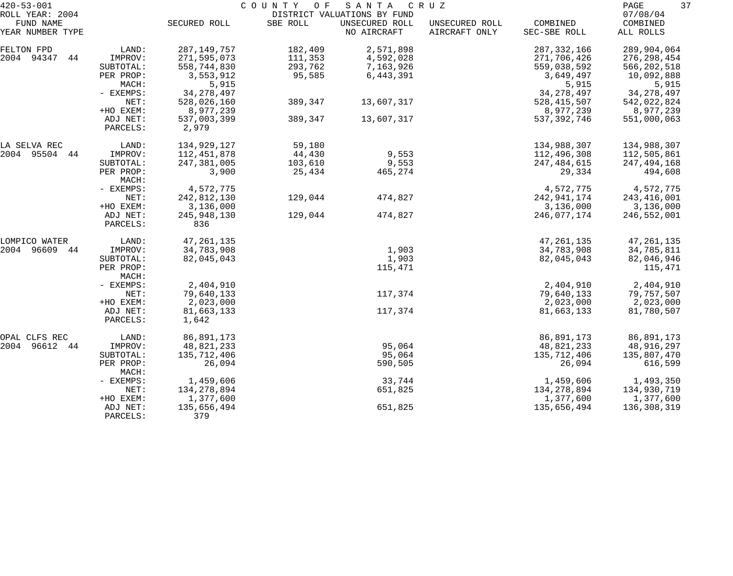420-53-001 COUNTY OF SANTA CRUZ

ROLL YEAR: 2004 DISTRICT VALUATIONS BY FUND 07/08/04

| FUND NAME YEAR NUMBER TYPE | | SECURED ROLL | SBE ROLL | UNSECURED ROLL NO AIRCRAFT | UNSECURED ROLL AIRCRAFT ONLY | COMBINED SEC-SBE ROLL | COMBINED ALL ROLLS |
|---|---|---|---|---|---|---|---|
| FELTON FPD | LAND: | 287,149,757 | 182,409 | 2,571,898 | | 287,332,166 | 289,904,064 |
| 2004 94347 44 | IMPROV: | 271,595,073 | 111,353 | 4,592,028 | | 271,706,426 | 276,298,454 |
| | SUBTOTAL: | 558,744,830 | 293,762 | 7,163,926 | | 559,038,592 | 566,202,518 |
| | PER PROP: | 3,553,912 | 95,585 | 6,443,391 | | 3,649,497 | 10,092,888 |
| | MACH: | 5,915 | | | | 5,915 | 5,915 |
| | - EXEMPS: | 34,278,497 | | | | 34,278,497 | 34,278,497 |
| | NET: | 528,026,160 | 389,347 | 13,607,317 | | 528,415,507 | 542,022,824 |
| | +HO EXEM: | 8,977,239 | | | | 8,977,239 | 8,977,239 |
| | ADJ NET: | 537,003,399 | 389,347 | 13,607,317 | | 537,392,746 | 551,000,063 |
| | PARCELS: | 2,979 | | | | | |
| LA SELVA REC | LAND: | 134,929,127 | 59,180 | | | 134,988,307 | 134,988,307 |
| 2004 95504 44 | IMPROV: | 112,451,878 | 44,430 | 9,553 | | 112,496,308 | 112,505,861 |
| | SUBTOTAL: | 247,381,005 | 103,610 | 9,553 | | 247,484,615 | 247,494,168 |
| | PER PROP: | 3,900 | 25,434 | 465,274 | | 29,334 | 494,608 |
| | MACH: | | | | | | |
| | - EXEMPS: | 4,572,775 | | | | 4,572,775 | 4,572,775 |
| | NET: | 242,812,130 | 129,044 | 474,827 | | 242,941,174 | 243,416,001 |
| | +HO EXEM: | 3,136,000 | | | | 3,136,000 | 3,136,000 |
| | ADJ NET: | 245,948,130 | 129,044 | 474,827 | | 246,077,174 | 246,552,001 |
| | PARCELS: | 836 | | | | | |
| LOMPICO WATER | LAND: | 47,261,135 | | | | 47,261,135 | 47,261,135 |
| 2004 96609 44 | IMPROV: | 34,783,908 | | 1,903 | | 34,783,908 | 34,785,811 |
| | SUBTOTAL: | 82,045,043 | | 1,903 | | 82,045,043 | 82,046,946 |
| | PER PROP: | | | 115,471 | | | 115,471 |
| | MACH: | | | | | | |
| | - EXEMPS: | 2,404,910 | | | | 2,404,910 | 2,404,910 |
| | NET: | 79,640,133 | | 117,374 | | 79,640,133 | 79,757,507 |
| | +HO EXEM: | 2,023,000 | | | | 2,023,000 | 2,023,000 |
| | ADJ NET: | 81,663,133 | | 117,374 | | 81,663,133 | 81,780,507 |
| | PARCELS: | 1,642 | | | | | |
| OPAL CLFS REC | LAND: | 86,891,173 | | | | 86,891,173 | 86,891,173 |
| 2004 96612 44 | IMPROV: | 48,821,233 | | 95,064 | | 48,821,233 | 48,916,297 |
| | SUBTOTAL: | 135,712,406 | | 95,064 | | 135,712,406 | 135,807,470 |
| | PER PROP: | 26,094 | | 590,505 | | 26,094 | 616,599 |
| | MACH: | | | | | | |
| | - EXEMPS: | 1,459,606 | | 33,744 | | 1,459,606 | 1,493,350 |
| | NET: | 134,278,894 | | 651,825 | | 134,278,894 | 134,930,719 |
| | +HO EXEM: | 1,377,600 | | | | 1,377,600 | 1,377,600 |
| | ADJ NET: | 135,656,494 | | 651,825 | | 135,656,494 | 136,308,319 |
| | PARCELS: | 379 | | | | | |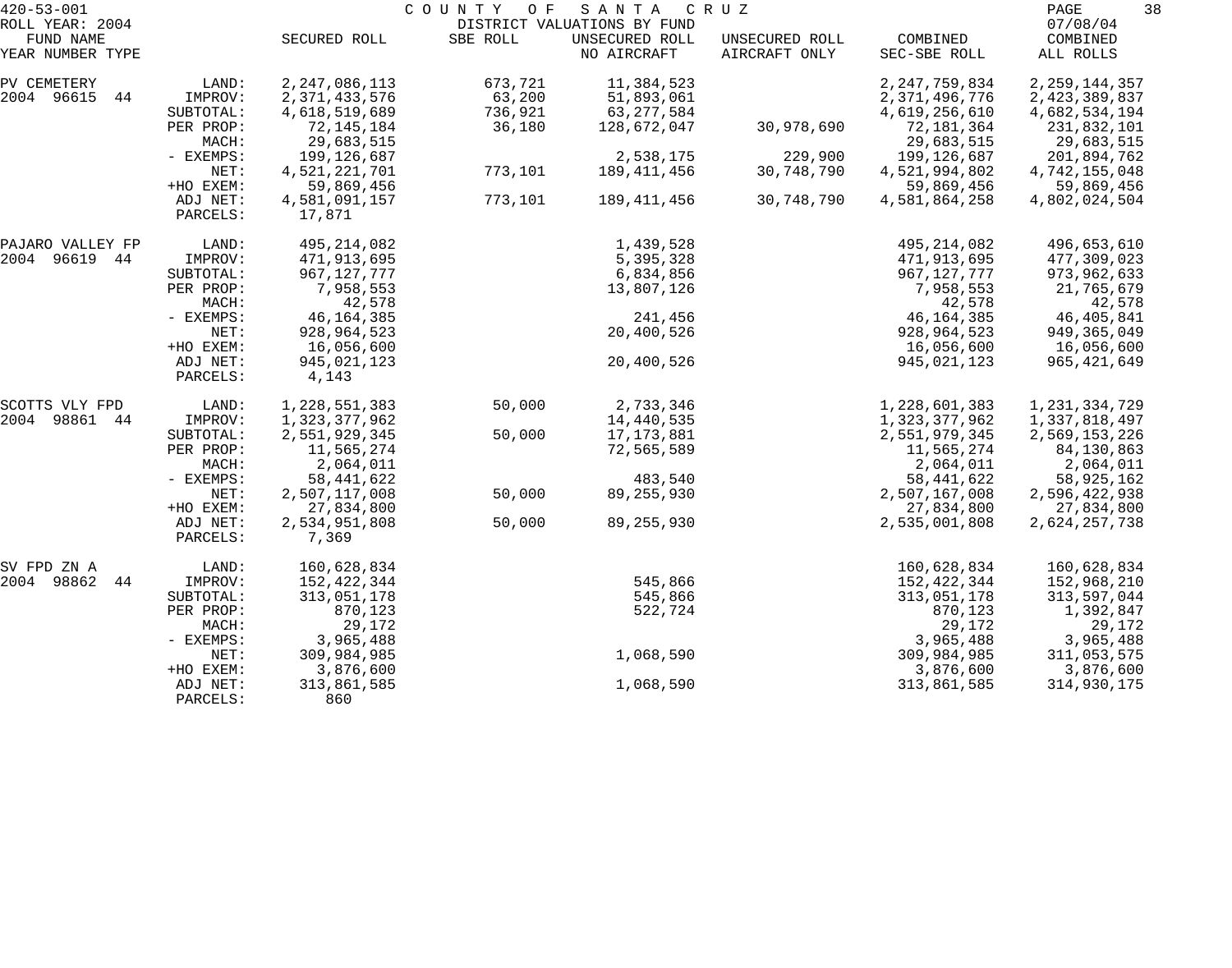420-53-001 — COUNTY OF SANTA CRUZ — DISTRICT VALUATIONS BY FUND

ROLL YEAR: 2004 — 07/08/04

| FUND NAME YEAR NUMBER TYPE | | SECURED ROLL | SBE ROLL | UNSECURED ROLL NO AIRCRAFT | UNSECURED ROLL AIRCRAFT ONLY | COMBINED SEC-SBE ROLL | COMBINED ALL ROLLS |
|---|---|---|---|---|---|---|---|
| PV CEMETERY | LAND: | 2,247,086,113 | 673,721 | 11,384,523 | | 2,247,759,834 | 2,259,144,357 |
| 2004 96615 44 | IMPROV: | 2,371,433,576 | 63,200 | 51,893,061 | | 2,371,496,776 | 2,423,389,837 |
| | SUBTOTAL: | 4,618,519,689 | 736,921 | 63,277,584 | | 4,619,256,610 | 4,682,534,194 |
| | PER PROP: | 72,145,184 | 36,180 | 128,672,047 | 30,978,690 | 72,181,364 | 231,832,101 |
| | MACH: | 29,683,515 | | | | 29,683,515 | 29,683,515 |
| | - EXEMPS: | 199,126,687 | | 2,538,175 | 229,900 | 199,126,687 | 201,894,762 |
| | NET: | 4,521,221,701 | 773,101 | 189,411,456 | 30,748,790 | 4,521,994,802 | 4,742,155,048 |
| | +HO EXEM: | 59,869,456 | | | | 59,869,456 | 59,869,456 |
| | ADJ NET: | 4,581,091,157 | 773,101 | 189,411,456 | 30,748,790 | 4,581,864,258 | 4,802,024,504 |
| | PARCELS: | 17,871 | | | | | |
| PAJARO VALLEY FP | LAND: | 495,214,082 | | 1,439,528 | | 495,214,082 | 496,653,610 |
| 2004 96619 44 | IMPROV: | 471,913,695 | | 5,395,328 | | 471,913,695 | 477,309,023 |
| | SUBTOTAL: | 967,127,777 | | 6,834,856 | | 967,127,777 | 973,962,633 |
| | PER PROP: | 7,958,553 | | 13,807,126 | | 7,958,553 | 21,765,679 |
| | MACH: | 42,578 | | | | 42,578 | 42,578 |
| | - EXEMPS: | 46,164,385 | | 241,456 | | 46,164,385 | 46,405,841 |
| | NET: | 928,964,523 | | 20,400,526 | | 928,964,523 | 949,365,049 |
| | +HO EXEM: | 16,056,600 | | | | 16,056,600 | 16,056,600 |
| | ADJ NET: | 945,021,123 | | 20,400,526 | | 945,021,123 | 965,421,649 |
| | PARCELS: | 4,143 | | | | | |
| SCOTTS VLY FPD | LAND: | 1,228,551,383 | 50,000 | 2,733,346 | | 1,228,601,383 | 1,231,334,729 |
| 2004 98861 44 | IMPROV: | 1,323,377,962 | | 14,440,535 | | 1,323,377,962 | 1,337,818,497 |
| | SUBTOTAL: | 2,551,929,345 | 50,000 | 17,173,881 | | 2,551,979,345 | 2,569,153,226 |
| | PER PROP: | 11,565,274 | | 72,565,589 | | 11,565,274 | 84,130,863 |
| | MACH: | 2,064,011 | | | | 2,064,011 | 2,064,011 |
| | - EXEMPS: | 58,441,622 | | 483,540 | | 58,441,622 | 58,925,162 |
| | NET: | 2,507,117,008 | 50,000 | 89,255,930 | | 2,507,167,008 | 2,596,422,938 |
| | +HO EXEM: | 27,834,800 | | | | 27,834,800 | 27,834,800 |
| | ADJ NET: | 2,534,951,808 | 50,000 | 89,255,930 | | 2,535,001,808 | 2,624,257,738 |
| | PARCELS: | 7,369 | | | | | |
| SV FPD ZN A | LAND: | 160,628,834 | | | | 160,628,834 | 160,628,834 |
| 2004 98862 44 | IMPROV: | 152,422,344 | | 545,866 | | 152,422,344 | 152,968,210 |
| | SUBTOTAL: | 313,051,178 | | 545,866 | | 313,051,178 | 313,597,044 |
| | PER PROP: | 870,123 | | 522,724 | | 870,123 | 1,392,847 |
| | MACH: | 29,172 | | | | 29,172 | 29,172 |
| | - EXEMPS: | 3,965,488 | | | | 3,965,488 | 3,965,488 |
| | NET: | 309,984,985 | | 1,068,590 | | 309,984,985 | 311,053,575 |
| | +HO EXEM: | 3,876,600 | | | | 3,876,600 | 3,876,600 |
| | ADJ NET: | 313,861,585 | | 1,068,590 | | 313,861,585 | 314,930,175 |
| | PARCELS: | 860 | | | | | |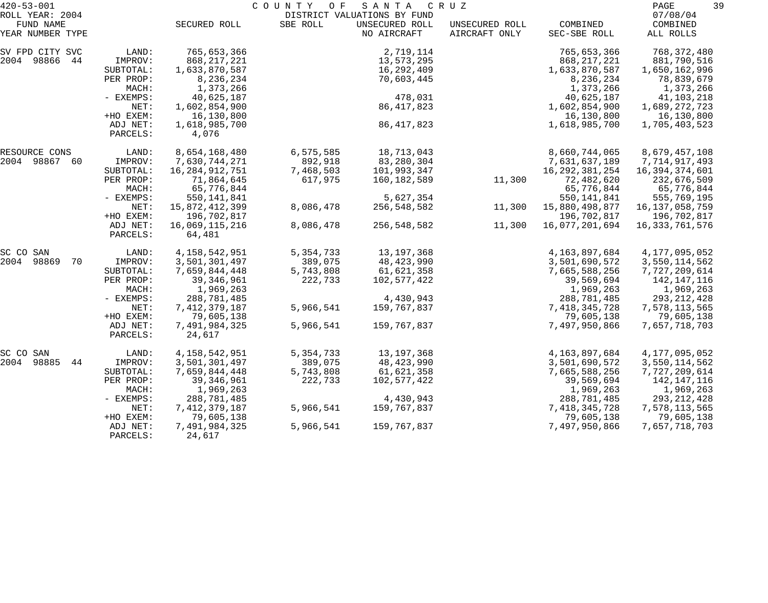420-53-001 COUNTY OF SANTA CRUZ
ROLL YEAR: 2004 DISTRICT VALUATIONS BY FUND 07/08/04

| FUND NAME YEAR NUMBER TYPE | | SECURED ROLL | SBE ROLL | UNSECURED ROLL NO AIRCRAFT | UNSECURED ROLL AIRCRAFT ONLY | COMBINED SEC-SBE ROLL | COMBINED ALL ROLLS |
|---|---|---|---|---|---|---|---|
| SV FPD CITY SVC | LAND: | 765,653,366 | | 2,719,114 | | 765,653,366 | 768,372,480 |
| 2004 98866 44 | IMPROV: | 868,217,221 | | 13,573,295 | | 868,217,221 | 881,790,516 |
| | SUBTOTAL: | 1,633,870,587 | | 16,292,409 | | 1,633,870,587 | 1,650,162,996 |
| | PER PROP: | 8,236,234 | | 70,603,445 | | 8,236,234 | 78,839,679 |
| | MACH: | 1,373,266 | | | | 1,373,266 | 1,373,266 |
| | - EXEMPS: | 40,625,187 | | 478,031 | | 40,625,187 | 41,103,218 |
| | NET: | 1,602,854,900 | | 86,417,823 | | 1,602,854,900 | 1,689,272,723 |
| | +HO EXEM: | 16,130,800 | | | | 16,130,800 | 16,130,800 |
| | ADJ NET: | 1,618,985,700 | | 86,417,823 | | 1,618,985,700 | 1,705,403,523 |
| | PARCELS: | 4,076 | | | | | |
| RESOURCE CONS | LAND: | 8,654,168,480 | 6,575,585 | 18,713,043 | | 8,660,744,065 | 8,679,457,108 |
| 2004 98867 60 | IMPROV: | 7,630,744,271 | 892,918 | 83,280,304 | | 7,631,637,189 | 7,714,917,493 |
| | SUBTOTAL: | 16,284,912,751 | 7,468,503 | 101,993,347 | | 16,292,381,254 | 16,394,374,601 |
| | PER PROP: | 71,864,645 | 617,975 | 160,182,589 | 11,300 | 72,482,620 | 232,676,509 |
| | MACH: | 65,776,844 | | | | 65,776,844 | 65,776,844 |
| | - EXEMPS: | 550,141,841 | | 5,627,354 | | 550,141,841 | 555,769,195 |
| | NET: | 15,872,412,399 | 8,086,478 | 256,548,582 | 11,300 | 15,880,498,877 | 16,137,058,759 |
| | +HO EXEM: | 196,702,817 | | | | 196,702,817 | 196,702,817 |
| | ADJ NET: | 16,069,115,216 | 8,086,478 | 256,548,582 | 11,300 | 16,077,201,694 | 16,333,761,576 |
| | PARCELS: | 64,481 | | | | | |
| SC CO SAN | LAND: | 4,158,542,951 | 5,354,733 | 13,197,368 | | 4,163,897,684 | 4,177,095,052 |
| 2004 98869 70 | IMPROV: | 3,501,301,497 | 389,075 | 48,423,990 | | 3,501,690,572 | 3,550,114,562 |
| | SUBTOTAL: | 7,659,844,448 | 5,743,808 | 61,621,358 | | 7,665,588,256 | 7,727,209,614 |
| | PER PROP: | 39,346,961 | 222,733 | 102,577,422 | | 39,569,694 | 142,147,116 |
| | MACH: | 1,969,263 | | | | 1,969,263 | 1,969,263 |
| | - EXEMPS: | 288,781,485 | | 4,430,943 | | 288,781,485 | 293,212,428 |
| | NET: | 7,412,379,187 | 5,966,541 | 159,767,837 | | 7,418,345,728 | 7,578,113,565 |
| | +HO EXEM: | 79,605,138 | | | | 79,605,138 | 79,605,138 |
| | ADJ NET: | 7,491,984,325 | 5,966,541 | 159,767,837 | | 7,497,950,866 | 7,657,718,703 |
| | PARCELS: | 24,617 | | | | | |
| SC CO SAN | LAND: | 4,158,542,951 | 5,354,733 | 13,197,368 | | 4,163,897,684 | 4,177,095,052 |
| 2004 98885 44 | IMPROV: | 3,501,301,497 | 389,075 | 48,423,990 | | 3,501,690,572 | 3,550,114,562 |
| | SUBTOTAL: | 7,659,844,448 | 5,743,808 | 61,621,358 | | 7,665,588,256 | 7,727,209,614 |
| | PER PROP: | 39,346,961 | 222,733 | 102,577,422 | | 39,569,694 | 142,147,116 |
| | MACH: | 1,969,263 | | | | 1,969,263 | 1,969,263 |
| | - EXEMPS: | 288,781,485 | | 4,430,943 | | 288,781,485 | 293,212,428 |
| | NET: | 7,412,379,187 | 5,966,541 | 159,767,837 | | 7,418,345,728 | 7,578,113,565 |
| | +HO EXEM: | 79,605,138 | | | | 79,605,138 | 79,605,138 |
| | ADJ NET: | 7,491,984,325 | 5,966,541 | 159,767,837 | | 7,497,950,866 | 7,657,718,703 |
| | PARCELS: | 24,617 | | | | | |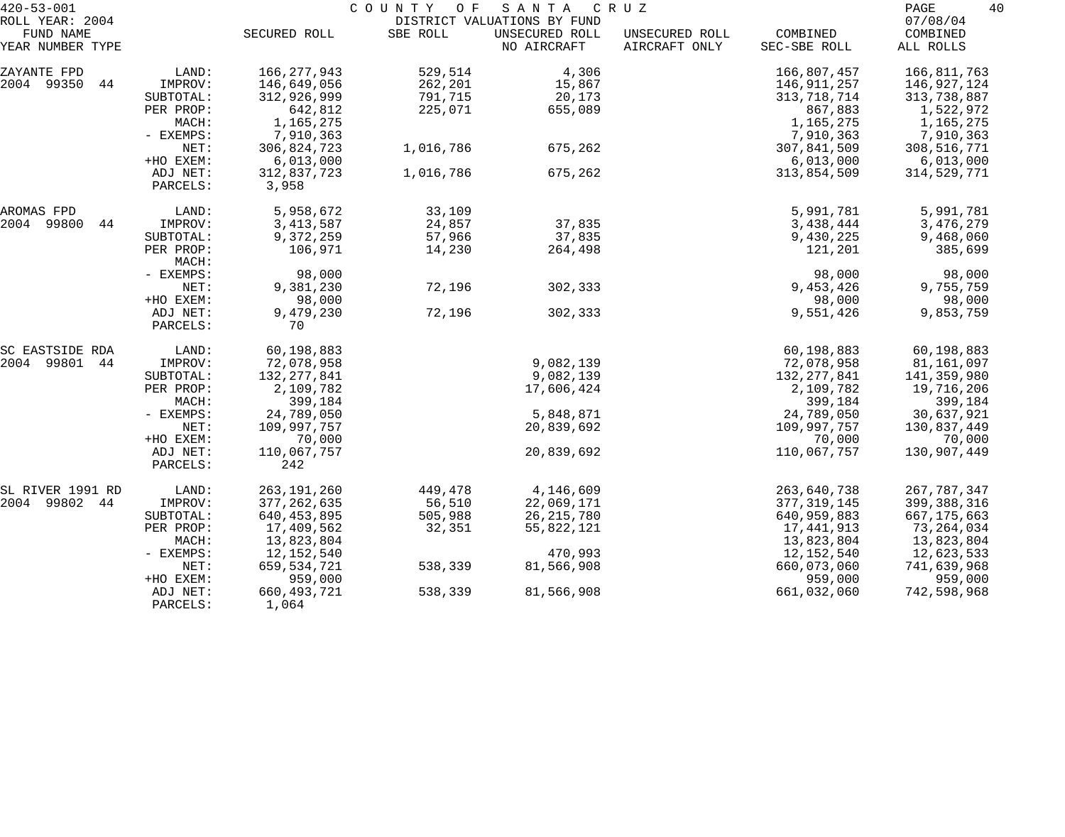420-53-001 COUNTY OF SANTA CRUZ
ROLL YEAR: 2004 DISTRICT VALUATIONS BY FUND 07/08/04

| FUND NAME YEAR NUMBER TYPE | | SECURED ROLL | SBE ROLL | UNSECURED ROLL NO AIRCRAFT | UNSECURED ROLL AIRCRAFT ONLY | COMBINED SEC-SBE ROLL | COMBINED ALL ROLLS |
|---|---|---|---|---|---|---|---|
| ZAYANTE FPD | LAND: | 166,277,943 | 529,514 | 4,306 | | 166,807,457 | 166,811,763 |
| 2004 99350 44 | IMPROV: | 146,649,056 | 262,201 | 15,867 | | 146,911,257 | 146,927,124 |
| | SUBTOTAL: | 312,926,999 | 791,715 | 20,173 | | 313,718,714 | 313,738,887 |
| | PER PROP: | 642,812 | 225,071 | 655,089 | | 867,883 | 1,522,972 |
| | MACH: | 1,165,275 | | | | 1,165,275 | 1,165,275 |
| | - EXEMPS: | 7,910,363 | | | | 7,910,363 | 7,910,363 |
| | NET: | 306,824,723 | 1,016,786 | 675,262 | | 307,841,509 | 308,516,771 |
| | +HO EXEM: | 6,013,000 | | | | 6,013,000 | 6,013,000 |
| | ADJ NET: | 312,837,723 | 1,016,786 | 675,262 | | 313,854,509 | 314,529,771 |
| | PARCELS: | 3,958 | | | | | |
| AROMAS FPD | LAND: | 5,958,672 | 33,109 | | | 5,991,781 | 5,991,781 |
| 2004 99800 44 | IMPROV: | 3,413,587 | 24,857 | 37,835 | | 3,438,444 | 3,476,279 |
| | SUBTOTAL: | 9,372,259 | 57,966 | 37,835 | | 9,430,225 | 9,468,060 |
| | PER PROP: | 106,971 | 14,230 | 264,498 | | 121,201 | 385,699 |
| | MACH: | | | | | | |
| | - EXEMPS: | 98,000 | | | | 98,000 | 98,000 |
| | NET: | 9,381,230 | 72,196 | 302,333 | | 9,453,426 | 9,755,759 |
| | +HO EXEM: | 98,000 | | | | 98,000 | 98,000 |
| | ADJ NET: | 9,479,230 | 72,196 | 302,333 | | 9,551,426 | 9,853,759 |
| | PARCELS: | 70 | | | | | |
| SC EASTSIDE RDA | LAND: | 60,198,883 | | | | 60,198,883 | 60,198,883 |
| 2004 99801 44 | IMPROV: | 72,078,958 | | 9,082,139 | | 72,078,958 | 81,161,097 |
| | SUBTOTAL: | 132,277,841 | | 9,082,139 | | 132,277,841 | 141,359,980 |
| | PER PROP: | 2,109,782 | | 17,606,424 | | 2,109,782 | 19,716,206 |
| | MACH: | 399,184 | | | | 399,184 | 399,184 |
| | - EXEMPS: | 24,789,050 | | 5,848,871 | | 24,789,050 | 30,637,921 |
| | NET: | 109,997,757 | | 20,839,692 | | 109,997,757 | 130,837,449 |
| | +HO EXEM: | 70,000 | | | | 70,000 | 70,000 |
| | ADJ NET: | 110,067,757 | | 20,839,692 | | 110,067,757 | 130,907,449 |
| | PARCELS: | 242 | | | | | |
| SL RIVER 1991 RD | LAND: | 263,191,260 | 449,478 | 4,146,609 | | 263,640,738 | 267,787,347 |
| 2004 99802 44 | IMPROV: | 377,262,635 | 56,510 | 22,069,171 | | 377,319,145 | 399,388,316 |
| | SUBTOTAL: | 640,453,895 | 505,988 | 26,215,780 | | 640,959,883 | 667,175,663 |
| | PER PROP: | 17,409,562 | 32,351 | 55,822,121 | | 17,441,913 | 73,264,034 |
| | MACH: | 13,823,804 | | | | 13,823,804 | 13,823,804 |
| | - EXEMPS: | 12,152,540 | | 470,993 | | 12,152,540 | 12,623,533 |
| | NET: | 659,534,721 | 538,339 | 81,566,908 | | 660,073,060 | 741,639,968 |
| | +HO EXEM: | 959,000 | | | | 959,000 | 959,000 |
| | ADJ NET: | 660,493,721 | 538,339 | 81,566,908 | | 661,032,060 | 742,598,968 |
| | PARCELS: | 1,064 | | | | | |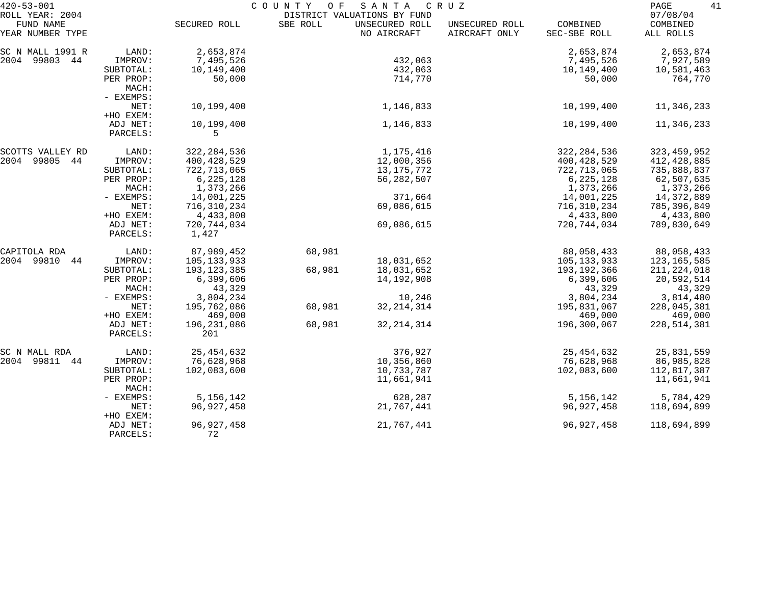420-53-001 COUNTY OF SANTA CRUZ
ROLL YEAR: 2004 DISTRICT VALUATIONS BY FUND 07/08/04

| FUND NAME YEAR NUMBER TYPE | | SECURED ROLL | SBE ROLL | UNSECURED ROLL NO AIRCRAFT | UNSECURED ROLL AIRCRAFT ONLY | COMBINED SEC-SBE ROLL | COMBINED ALL ROLLS |
|---|---|---|---|---|---|---|---|
| SC N MALL 1991 R | LAND: | 2,653,874 | | | | 2,653,874 | 2,653,874 |
| 2004 99803 44 | IMPROV: | 7,495,526 | | 432,063 | | 7,495,526 | 7,927,589 |
| | SUBTOTAL: | 10,149,400 | | 432,063 | | 10,149,400 | 10,581,463 |
| | PER PROP: | 50,000 | | 714,770 | | 50,000 | 764,770 |
| | MACH: | | | | | | |
| | - EXEMPS: | | | | | | |
| | NET: | 10,199,400 | | 1,146,833 | | 10,199,400 | 11,346,233 |
| | +HO EXEM: | | | | | | |
| | ADJ NET: | 10,199,400 | | 1,146,833 | | 10,199,400 | 11,346,233 |
| | PARCELS: | 5 | | | | | |
| SCOTTS VALLEY RD | LAND: | 322,284,536 | | 1,175,416 | | 322,284,536 | 323,459,952 |
| 2004 99805 44 | IMPROV: | 400,428,529 | | 12,000,356 | | 400,428,529 | 412,428,885 |
| | SUBTOTAL: | 722,713,065 | | 13,175,772 | | 722,713,065 | 735,888,837 |
| | PER PROP: | 6,225,128 | | 56,282,507 | | 6,225,128 | 62,507,635 |
| | MACH: | 1,373,266 | | | | 1,373,266 | 1,373,266 |
| | - EXEMPS: | 14,001,225 | | 371,664 | | 14,001,225 | 14,372,889 |
| | NET: | 716,310,234 | | 69,086,615 | | 716,310,234 | 785,396,849 |
| | +HO EXEM: | 4,433,800 | | | | 4,433,800 | 4,433,800 |
| | ADJ NET: | 720,744,034 | | 69,086,615 | | 720,744,034 | 789,830,649 |
| | PARCELS: | 1,427 | | | | | |
| CAPITOLA RDA | LAND: | 87,989,452 | 68,981 | | | 88,058,433 | 88,058,433 |
| 2004 99810 44 | IMPROV: | 105,133,933 | | 18,031,652 | | 105,133,933 | 123,165,585 |
| | SUBTOTAL: | 193,123,385 | 68,981 | 18,031,652 | | 193,192,366 | 211,224,018 |
| | PER PROP: | 6,399,606 | | 14,192,908 | | 6,399,606 | 20,592,514 |
| | MACH: | 43,329 | | | | 43,329 | 43,329 |
| | - EXEMPS: | 3,804,234 | | 10,246 | | 3,804,234 | 3,814,480 |
| | NET: | 195,762,086 | 68,981 | 32,214,314 | | 195,831,067 | 228,045,381 |
| | +HO EXEM: | 469,000 | | | | 469,000 | 469,000 |
| | ADJ NET: | 196,231,086 | 68,981 | 32,214,314 | | 196,300,067 | 228,514,381 |
| | PARCELS: | 201 | | | | | |
| SC N MALL RDA | LAND: | 25,454,632 | | 376,927 | | 25,454,632 | 25,831,559 |
| 2004 99811 44 | IMPROV: | 76,628,968 | | 10,356,860 | | 76,628,968 | 86,985,828 |
| | SUBTOTAL: | 102,083,600 | | 10,733,787 | | 102,083,600 | 112,817,387 |
| | PER PROP: | | | 11,661,941 | | | 11,661,941 |
| | MACH: | | | | | | |
| | - EXEMPS: | 5,156,142 | | 628,287 | | 5,156,142 | 5,784,429 |
| | NET: | 96,927,458 | | 21,767,441 | | 96,927,458 | 118,694,899 |
| | +HO EXEM: | | | | | | |
| | ADJ NET: | 96,927,458 | | 21,767,441 | | 96,927,458 | 118,694,899 |
| | PARCELS: | 72 | | | | | |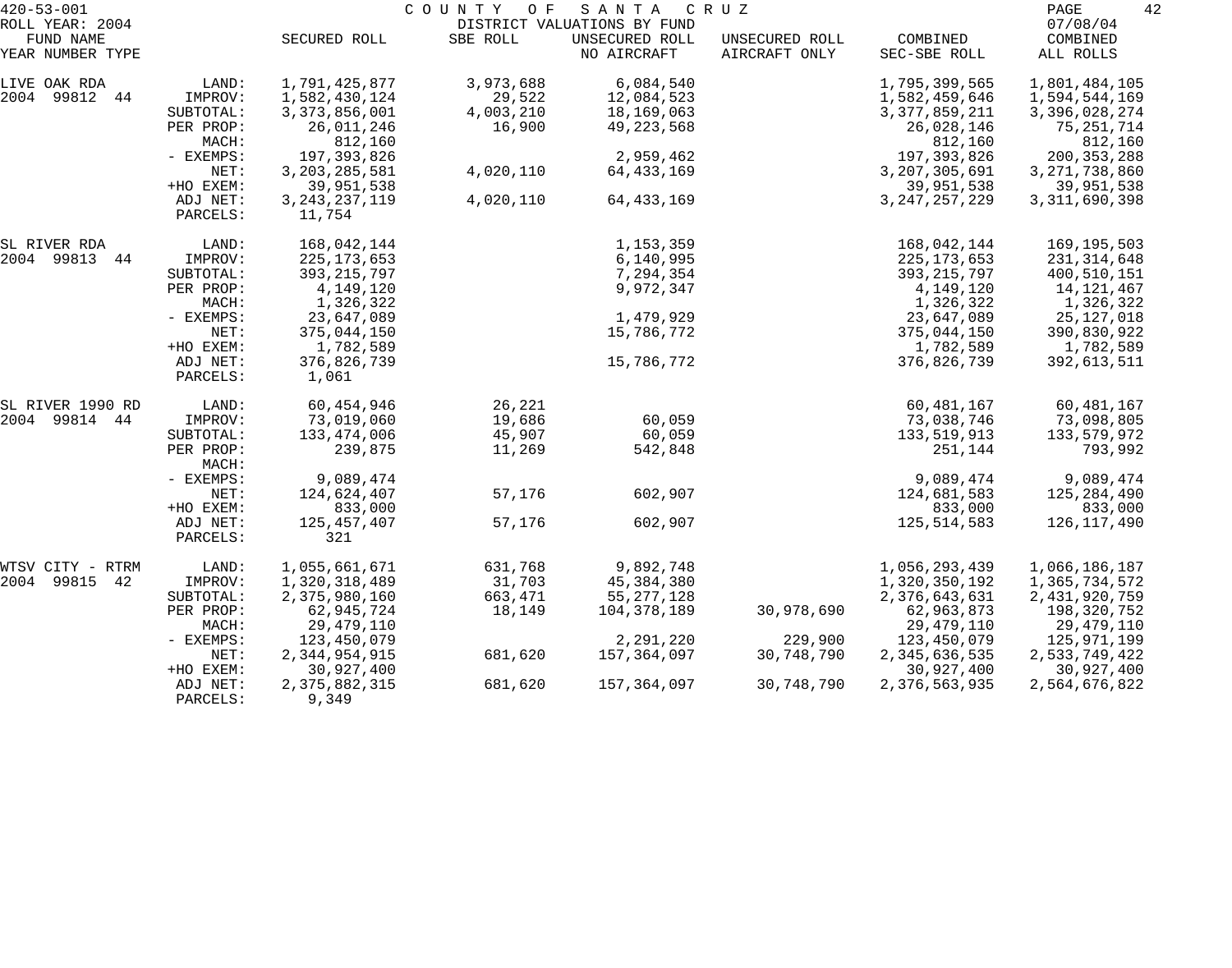420-53-001 COUNTY OF SANTA CRUZ
ROLL YEAR: 2004 DISTRICT VALUATIONS BY FUND 07/08/04

| FUND NAME YEAR NUMBER TYPE | | SECURED ROLL | SBE ROLL | UNSECURED ROLL NO AIRCRAFT | UNSECURED ROLL AIRCRAFT ONLY | COMBINED SEC-SBE ROLL | COMBINED ALL ROLLS |
|---|---|---|---|---|---|---|---|
| LIVE OAK RDA | LAND: | 1,791,425,877 | 3,973,688 | 6,084,540 | | 1,795,399,565 | 1,801,484,105 |
| 2004 99812 44 | IMPROV: | 1,582,430,124 | 29,522 | 12,084,523 | | 1,582,459,646 | 1,594,544,169 |
| | SUBTOTAL: | 3,373,856,001 | 4,003,210 | 18,169,063 | | 3,377,859,211 | 3,396,028,274 |
| | PER PROP: | 26,011,246 | 16,900 | 49,223,568 | | 26,028,146 | 75,251,714 |
| | MACH: | 812,160 | | | | 812,160 | 812,160 |
| | - EXEMPS: | 197,393,826 | | 2,959,462 | | 197,393,826 | 200,353,288 |
| | NET: | 3,203,285,581 | 4,020,110 | 64,433,169 | | 3,207,305,691 | 3,271,738,860 |
| | +HO EXEM: | 39,951,538 | | | | 39,951,538 | 39,951,538 |
| | ADJ NET: | 3,243,237,119 | 4,020,110 | 64,433,169 | | 3,247,257,229 | 3,311,690,398 |
| | PARCELS: | 11,754 | | | | | |
| SL RIVER RDA | LAND: | 168,042,144 | | 1,153,359 | | 168,042,144 | 169,195,503 |
| 2004 99813 44 | IMPROV: | 225,173,653 | | 6,140,995 | | 225,173,653 | 231,314,648 |
| | SUBTOTAL: | 393,215,797 | | 7,294,354 | | 393,215,797 | 400,510,151 |
| | PER PROP: | 4,149,120 | | 9,972,347 | | 4,149,120 | 14,121,467 |
| | MACH: | 1,326,322 | | | | 1,326,322 | 1,326,322 |
| | - EXEMPS: | 23,647,089 | | 1,479,929 | | 23,647,089 | 25,127,018 |
| | NET: | 375,044,150 | | 15,786,772 | | 375,044,150 | 390,830,922 |
| | +HO EXEM: | 1,782,589 | | | | 1,782,589 | 1,782,589 |
| | ADJ NET: | 376,826,739 | | 15,786,772 | | 376,826,739 | 392,613,511 |
| | PARCELS: | 1,061 | | | | | |
| SL RIVER 1990 RD | LAND: | 60,454,946 | 26,221 | | | 60,481,167 | 60,481,167 |
| 2004 99814 44 | IMPROV: | 73,019,060 | 19,686 | 60,059 | | 73,038,746 | 73,098,805 |
| | SUBTOTAL: | 133,474,006 | 45,907 | 60,059 | | 133,519,913 | 133,579,972 |
| | PER PROP: | 239,875 | 11,269 | 542,848 | | 251,144 | 793,992 |
| | MACH: | | | | | | |
| | - EXEMPS: | 9,089,474 | | | | 9,089,474 | 9,089,474 |
| | NET: | 124,624,407 | 57,176 | 602,907 | | 124,681,583 | 125,284,490 |
| | +HO EXEM: | 833,000 | | | | 833,000 | 833,000 |
| | ADJ NET: | 125,457,407 | 57,176 | 602,907 | | 125,514,583 | 126,117,490 |
| | PARCELS: | 321 | | | | | |
| WTSV CITY - RTRM | LAND: | 1,055,661,671 | 631,768 | 9,892,748 | | 1,056,293,439 | 1,066,186,187 |
| 2004 99815 42 | IMPROV: | 1,320,318,489 | 31,703 | 45,384,380 | | 1,320,350,192 | 1,365,734,572 |
| | SUBTOTAL: | 2,375,980,160 | 663,471 | 55,277,128 | | 2,376,643,631 | 2,431,920,759 |
| | PER PROP: | 62,945,724 | 18,149 | 104,378,189 | 30,978,690 | 62,963,873 | 198,320,752 |
| | MACH: | 29,479,110 | | | | 29,479,110 | 29,479,110 |
| | - EXEMPS: | 123,450,079 | | 2,291,220 | 229,900 | 123,450,079 | 125,971,199 |
| | NET: | 2,344,954,915 | 681,620 | 157,364,097 | 30,748,790 | 2,345,636,535 | 2,533,749,422 |
| | +HO EXEM: | 30,927,400 | | | | 30,927,400 | 30,927,400 |
| | ADJ NET: | 2,375,882,315 | 681,620 | 157,364,097 | 30,748,790 | 2,376,563,935 | 2,564,676,822 |
| | PARCELS: | 9,349 | | | | | |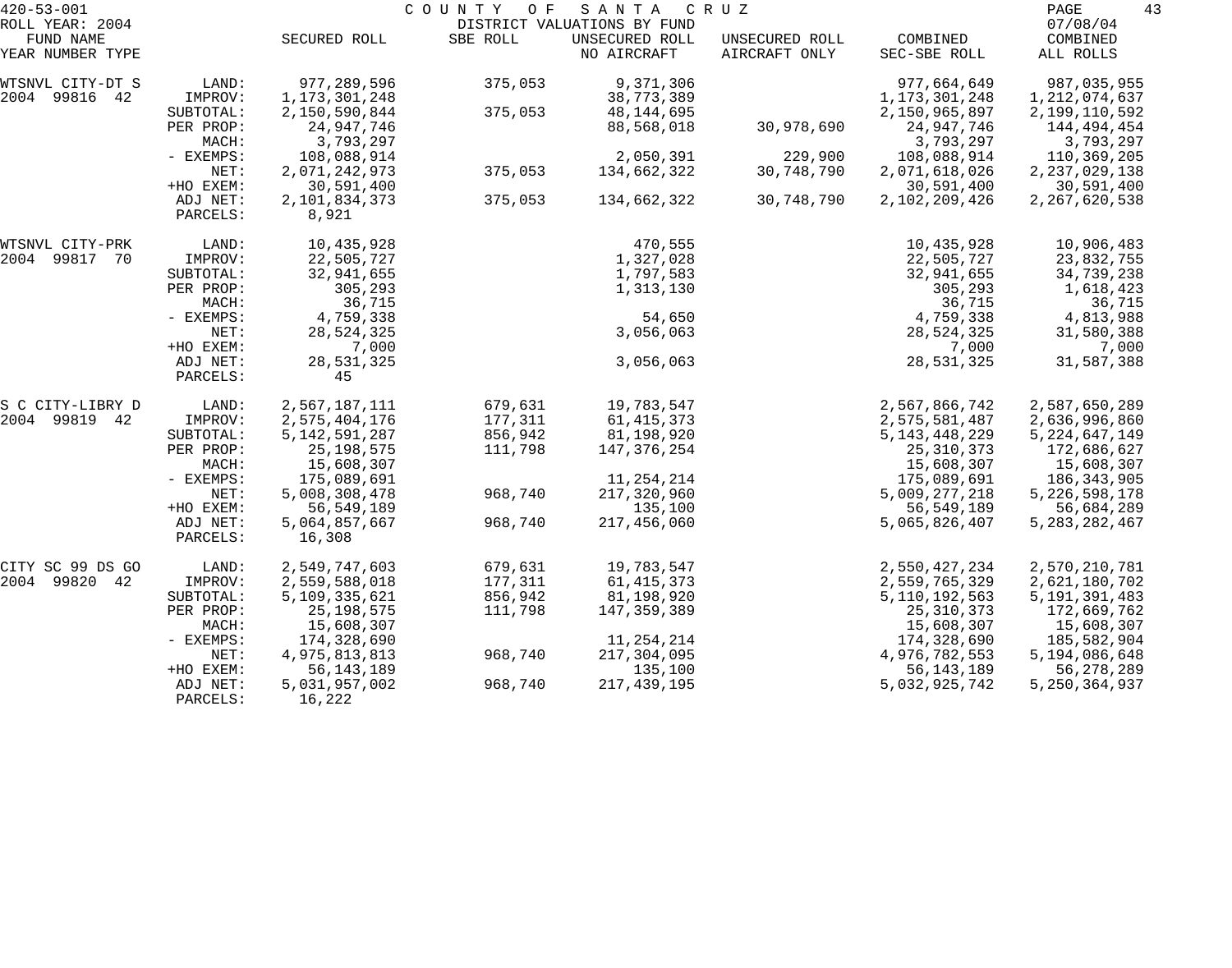420-53-001 COUNTY OF SANTA CRUZ

ROLL YEAR: 2004 DISTRICT VALUATIONS BY FUND 07/08/04

| FUND NAME YEAR NUMBER TYPE | | SECURED ROLL | SBE ROLL | UNSECURED ROLL NO AIRCRAFT | UNSECURED ROLL AIRCRAFT ONLY | COMBINED SEC-SBE ROLL | COMBINED ALL ROLLS |
|---|---|---|---|---|---|---|---|
| WTSNVL CITY-DT S | LAND: | 977,289,596 | 375,053 | 9,371,306 | | 977,664,649 | 987,035,955 |
| 2004 99816 42 | IMPROV: | 1,173,301,248 | | 38,773,389 | | 1,173,301,248 | 1,212,074,637 |
| | SUBTOTAL: | 2,150,590,844 | 375,053 | 48,144,695 | | 2,150,965,897 | 2,199,110,592 |
| | PER PROP: | 24,947,746 | | 88,568,018 | 30,978,690 | 24,947,746 | 144,494,454 |
| | MACH: | 3,793,297 | | | | 3,793,297 | 3,793,297 |
| | - EXEMPS: | 108,088,914 | | 2,050,391 | 229,900 | 108,088,914 | 110,369,205 |
| | NET: | 2,071,242,973 | 375,053 | 134,662,322 | 30,748,790 | 2,071,618,026 | 2,237,029,138 |
| | +HO EXEM: | 30,591,400 | | | | 30,591,400 | 30,591,400 |
| | ADJ NET: | 2,101,834,373 | 375,053 | 134,662,322 | 30,748,790 | 2,102,209,426 | 2,267,620,538 |
| | PARCELS: | 8,921 | | | | | |
| WTSNVL CITY-PRK | LAND: | 10,435,928 | | 470,555 | | 10,435,928 | 10,906,483 |
| 2004 99817 70 | IMPROV: | 22,505,727 | | 1,327,028 | | 22,505,727 | 23,832,755 |
| | SUBTOTAL: | 32,941,655 | | 1,797,583 | | 32,941,655 | 34,739,238 |
| | PER PROP: | 305,293 | | 1,313,130 | | 305,293 | 1,618,423 |
| | MACH: | 36,715 | | | | 36,715 | 36,715 |
| | - EXEMPS: | 4,759,338 | | 54,650 | | 4,759,338 | 4,813,988 |
| | NET: | 28,524,325 | | 3,056,063 | | 28,524,325 | 31,580,388 |
| | +HO EXEM: | 7,000 | | | | 7,000 | 7,000 |
| | ADJ NET: | 28,531,325 | | 3,056,063 | | 28,531,325 | 31,587,388 |
| | PARCELS: | 45 | | | | | |
| S C CITY-LIBRY D | LAND: | 2,567,187,111 | 679,631 | 19,783,547 | | 2,567,866,742 | 2,587,650,289 |
| 2004 99819 42 | IMPROV: | 2,575,404,176 | 177,311 | 61,415,373 | | 2,575,581,487 | 2,636,996,860 |
| | SUBTOTAL: | 5,142,591,287 | 856,942 | 81,198,920 | | 5,143,448,229 | 5,224,647,149 |
| | PER PROP: | 25,198,575 | 111,798 | 147,376,254 | | 25,310,373 | 172,686,627 |
| | MACH: | 15,608,307 | | | | 15,608,307 | 15,608,307 |
| | - EXEMPS: | 175,089,691 | | 11,254,214 | | 175,089,691 | 186,343,905 |
| | NET: | 5,008,308,478 | 968,740 | 217,320,960 | | 5,009,277,218 | 5,226,598,178 |
| | +HO EXEM: | 56,549,189 | | 135,100 | | 56,549,189 | 56,684,289 |
| | ADJ NET: | 5,064,857,667 | 968,740 | 217,456,060 | | 5,065,826,407 | 5,283,282,467 |
| | PARCELS: | 16,308 | | | | | |
| CITY SC 99 DS GO | LAND: | 2,549,747,603 | 679,631 | 19,783,547 | | 2,550,427,234 | 2,570,210,781 |
| 2004 99820 42 | IMPROV: | 2,559,588,018 | 177,311 | 61,415,373 | | 2,559,765,329 | 2,621,180,702 |
| | SUBTOTAL: | 5,109,335,621 | 856,942 | 81,198,920 | | 5,110,192,563 | 5,191,391,483 |
| | PER PROP: | 25,198,575 | 111,798 | 147,359,389 | | 25,310,373 | 172,669,762 |
| | MACH: | 15,608,307 | | | | 15,608,307 | 15,608,307 |
| | - EXEMPS: | 174,328,690 | | 11,254,214 | | 174,328,690 | 185,582,904 |
| | NET: | 4,975,813,813 | 968,740 | 217,304,095 | | 4,976,782,553 | 5,194,086,648 |
| | +HO EXEM: | 56,143,189 | | 135,100 | | 56,143,189 | 56,278,289 |
| | ADJ NET: | 5,031,957,002 | 968,740 | 217,439,195 | | 5,032,925,742 | 5,250,364,937 |
| | PARCELS: | 16,222 | | | | | |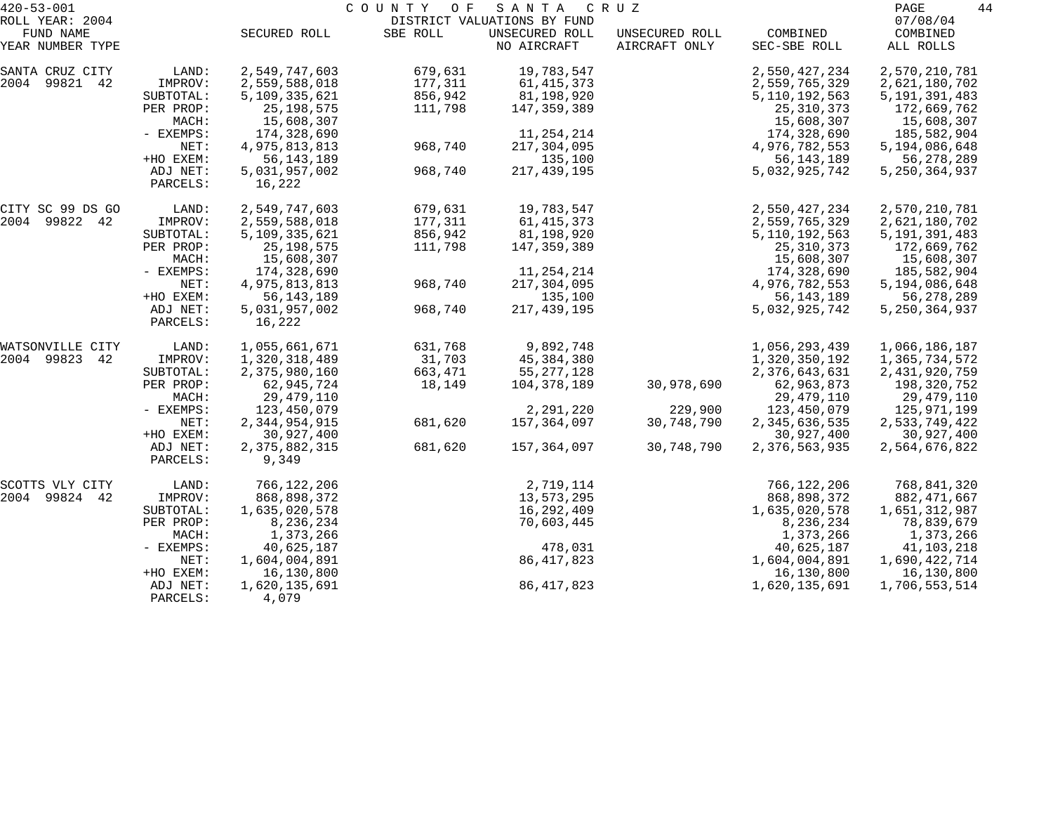420-53-001 COUNTY OF SANTA CRUZ

ROLL YEAR: 2004 DISTRICT VALUATIONS BY FUND 07/08/04

| FUND NAME YEAR NUMBER TYPE | | SECURED ROLL | SBE ROLL | UNSECURED ROLL NO AIRCRAFT | UNSECURED ROLL AIRCRAFT ONLY | COMBINED SEC-SBE ROLL | COMBINED ALL ROLLS |
|---|---|---|---|---|---|---|---|
| SANTA CRUZ CITY | LAND: | 2,549,747,603 | 679,631 | 19,783,547 | | 2,550,427,234 | 2,570,210,781 |
| 2004 99821 42 | IMPROV: | 2,559,588,018 | 177,311 | 61,415,373 | | 2,559,765,329 | 2,621,180,702 |
| | SUBTOTAL: | 5,109,335,621 | 856,942 | 81,198,920 | | 5,110,192,563 | 5,191,391,483 |
| | PER PROP: | 25,198,575 | 111,798 | 147,359,389 | | 25,310,373 | 172,669,762 |
| | MACH: | 15,608,307 | | | | 15,608,307 | 15,608,307 |
| | - EXEMPS: | 174,328,690 | | 11,254,214 | | 174,328,690 | 185,582,904 |
| | NET: | 4,975,813,813 | 968,740 | 217,304,095 | | 4,976,782,553 | 5,194,086,648 |
| | +HO EXEM: | 56,143,189 | | 135,100 | | 56,143,189 | 56,278,289 |
| | ADJ NET: | 5,031,957,002 | 968,740 | 217,439,195 | | 5,032,925,742 | 5,250,364,937 |
| | PARCELS: | 16,222 | | | | | |
| CITY SC 99 DS GO | LAND: | 2,549,747,603 | 679,631 | 19,783,547 | | 2,550,427,234 | 2,570,210,781 |
| 2004 99822 42 | IMPROV: | 2,559,588,018 | 177,311 | 61,415,373 | | 2,559,765,329 | 2,621,180,702 |
| | SUBTOTAL: | 5,109,335,621 | 856,942 | 81,198,920 | | 5,110,192,563 | 5,191,391,483 |
| | PER PROP: | 25,198,575 | 111,798 | 147,359,389 | | 25,310,373 | 172,669,762 |
| | MACH: | 15,608,307 | | | | 15,608,307 | 15,608,307 |
| | - EXEMPS: | 174,328,690 | | 11,254,214 | | 174,328,690 | 185,582,904 |
| | NET: | 4,975,813,813 | 968,740 | 217,304,095 | | 4,976,782,553 | 5,194,086,648 |
| | +HO EXEM: | 56,143,189 | | 135,100 | | 56,143,189 | 56,278,289 |
| | ADJ NET: | 5,031,957,002 | 968,740 | 217,439,195 | | 5,032,925,742 | 5,250,364,937 |
| | PARCELS: | 16,222 | | | | | |
| WATSONVILLE CITY | LAND: | 1,055,661,671 | 631,768 | 9,892,748 | | 1,056,293,439 | 1,066,186,187 |
| 2004 99823 42 | IMPROV: | 1,320,318,489 | 31,703 | 45,384,380 | | 1,320,350,192 | 1,365,734,572 |
| | SUBTOTAL: | 2,375,980,160 | 663,471 | 55,277,128 | | 2,376,643,631 | 2,431,920,759 |
| | PER PROP: | 62,945,724 | 18,149 | 104,378,189 | 30,978,690 | 62,963,873 | 198,320,752 |
| | MACH: | 29,479,110 | | | | 29,479,110 | 29,479,110 |
| | - EXEMPS: | 123,450,079 | | 2,291,220 | 229,900 | 123,450,079 | 125,971,199 |
| | NET: | 2,344,954,915 | 681,620 | 157,364,097 | 30,748,790 | 2,345,636,535 | 2,533,749,422 |
| | +HO EXEM: | 30,927,400 | | | | 30,927,400 | 30,927,400 |
| | ADJ NET: | 2,375,882,315 | 681,620 | 157,364,097 | 30,748,790 | 2,376,563,935 | 2,564,676,822 |
| | PARCELS: | 9,349 | | | | | |
| SCOTTS VLY CITY | LAND: | 766,122,206 | | 2,719,114 | | 766,122,206 | 768,841,320 |
| 2004 99824 42 | IMPROV: | 868,898,372 | | 13,573,295 | | 868,898,372 | 882,471,667 |
| | SUBTOTAL: | 1,635,020,578 | | 16,292,409 | | 1,635,020,578 | 1,651,312,987 |
| | PER PROP: | 8,236,234 | | 70,603,445 | | 8,236,234 | 78,839,679 |
| | MACH: | 1,373,266 | | | | 1,373,266 | 1,373,266 |
| | - EXEMPS: | 40,625,187 | | 478,031 | | 40,625,187 | 41,103,218 |
| | NET: | 1,604,004,891 | | 86,417,823 | | 1,604,004,891 | 1,690,422,714 |
| | +HO EXEM: | 16,130,800 | | | | 16,130,800 | 16,130,800 |
| | ADJ NET: | 1,620,135,691 | | 86,417,823 | | 1,620,135,691 | 1,706,553,514 |
| | PARCELS: | 4,079 | | | | | |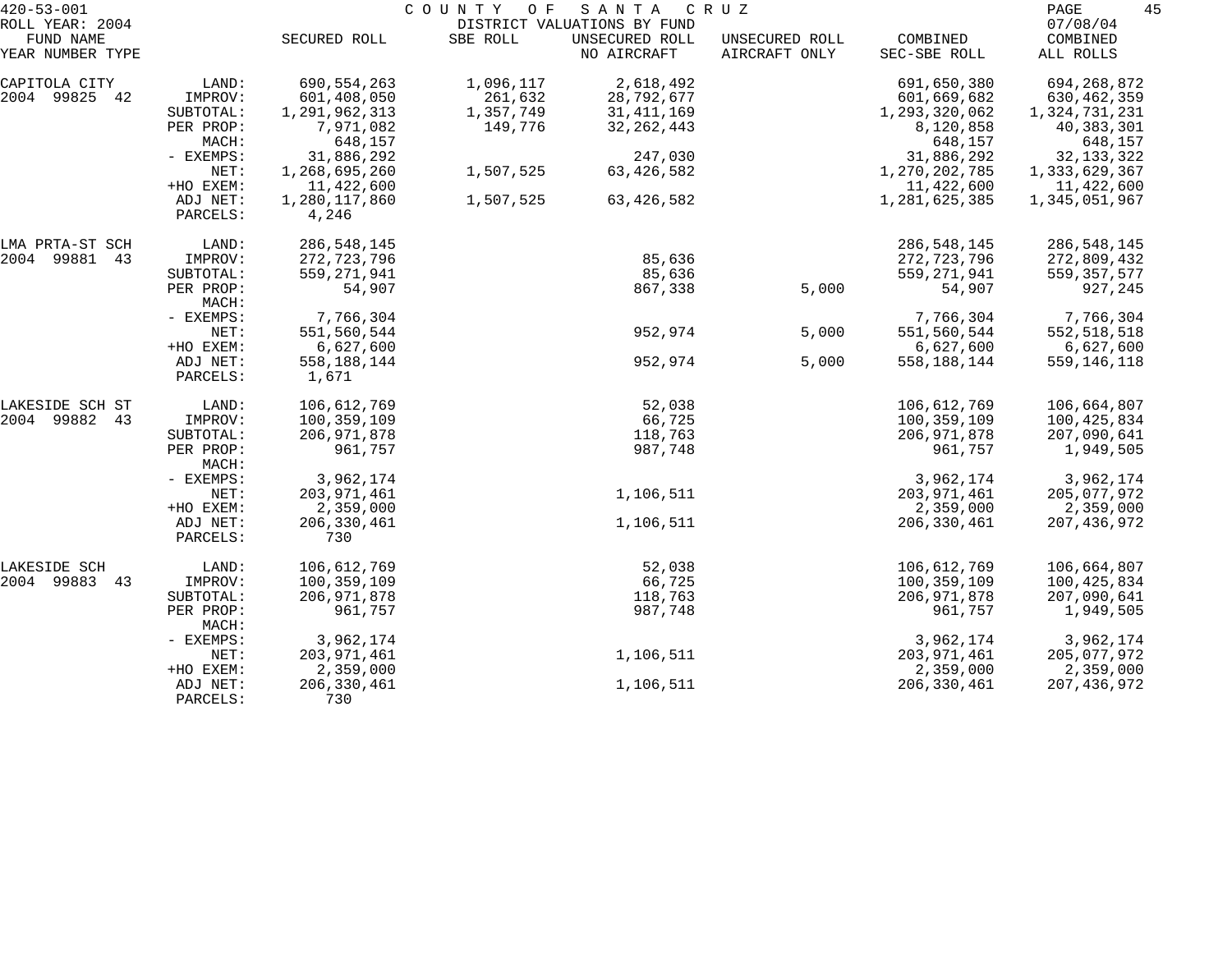420-53-001 COUNTY OF SANTA CRUZ
ROLL YEAR: 2004 DISTRICT VALUATIONS BY FUND 07/08/04

| FUND NAME YEAR NUMBER TYPE | | SECURED ROLL | SBE ROLL | UNSECURED ROLL NO AIRCRAFT | UNSECURED ROLL AIRCRAFT ONLY | COMBINED SEC-SBE ROLL | COMBINED ALL ROLLS |
|---|---|---|---|---|---|---|---|
| CAPITOLA CITY | LAND: | 690,554,263 | 1,096,117 | 2,618,492 | | 691,650,380 | 694,268,872 |
| 2004 99825 42 | IMPROV: | 601,408,050 | 261,632 | 28,792,677 | | 601,669,682 | 630,462,359 |
| | SUBTOTAL: | 1,291,962,313 | 1,357,749 | 31,411,169 | | 1,293,320,062 | 1,324,731,231 |
| | PER PROP: | 7,971,082 | 149,776 | 32,262,443 | | 8,120,858 | 40,383,301 |
| | MACH: | 648,157 | | | | 648,157 | 648,157 |
| | - EXEMPS: | 31,886,292 | | 247,030 | | 31,886,292 | 32,133,322 |
| | NET: | 1,268,695,260 | 1,507,525 | 63,426,582 | | 1,270,202,785 | 1,333,629,367 |
| | +HO EXEM: | 11,422,600 | | | | 11,422,600 | 11,422,600 |
| | ADJ NET: | 1,280,117,860 | 1,507,525 | 63,426,582 | | 1,281,625,385 | 1,345,051,967 |
| | PARCELS: | 4,246 | | | | | |
| LMA PRTA-ST SCH | LAND: | 286,548,145 | | | | 286,548,145 | 286,548,145 |
| 2004 99881 43 | IMPROV: | 272,723,796 | | 85,636 | | 272,723,796 | 272,809,432 |
| | SUBTOTAL: | 559,271,941 | | 85,636 | | 559,271,941 | 559,357,577 |
| | PER PROP: | 54,907 | | 867,338 | 5,000 | 54,907 | 927,245 |
| | MACH: | | | | | | |
| | - EXEMPS: | 7,766,304 | | | | 7,766,304 | 7,766,304 |
| | NET: | 551,560,544 | | 952,974 | 5,000 | 551,560,544 | 552,518,518 |
| | +HO EXEM: | 6,627,600 | | | | 6,627,600 | 6,627,600 |
| | ADJ NET: | 558,188,144 | | 952,974 | 5,000 | 558,188,144 | 559,146,118 |
| | PARCELS: | 1,671 | | | | | |
| LAKESIDE SCH ST | LAND: | 106,612,769 | | 52,038 | | 106,612,769 | 106,664,807 |
| 2004 99882 43 | IMPROV: | 100,359,109 | | 66,725 | | 100,359,109 | 100,425,834 |
| | SUBTOTAL: | 206,971,878 | | 118,763 | | 206,971,878 | 207,090,641 |
| | PER PROP: | 961,757 | | 987,748 | | 961,757 | 1,949,505 |
| | MACH: | | | | | | |
| | - EXEMPS: | 3,962,174 | | | | 3,962,174 | 3,962,174 |
| | NET: | 203,971,461 | | 1,106,511 | | 203,971,461 | 205,077,972 |
| | +HO EXEM: | 2,359,000 | | | | 2,359,000 | 2,359,000 |
| | ADJ NET: | 206,330,461 | | 1,106,511 | | 206,330,461 | 207,436,972 |
| | PARCELS: | 730 | | | | | |
| LAKESIDE SCH | LAND: | 106,612,769 | | 52,038 | | 106,612,769 | 106,664,807 |
| 2004 99883 43 | IMPROV: | 100,359,109 | | 66,725 | | 100,359,109 | 100,425,834 |
| | SUBTOTAL: | 206,971,878 | | 118,763 | | 206,971,878 | 207,090,641 |
| | PER PROP: | 961,757 | | 987,748 | | 961,757 | 1,949,505 |
| | MACH: | | | | | | |
| | - EXEMPS: | 3,962,174 | | | | 3,962,174 | 3,962,174 |
| | NET: | 203,971,461 | | 1,106,511 | | 203,971,461 | 205,077,972 |
| | +HO EXEM: | 2,359,000 | | | | 2,359,000 | 2,359,000 |
| | ADJ NET: | 206,330,461 | | 1,106,511 | | 206,330,461 | 207,436,972 |
| | PARCELS: | 730 | | | | | |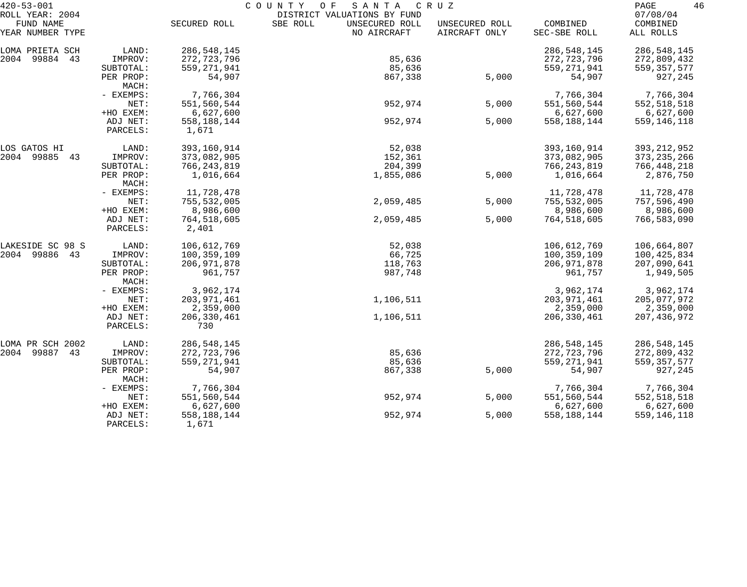420-53-001 COUNTY OF SANTA CRUZ

ROLL YEAR: 2004 DISTRICT VALUATIONS BY FUND 07/08/04

| FUND NAME<br>YEAR NUMBER TYPE | | SECURED ROLL | SBE ROLL | UNSECURED ROLL<br>NO AIRCRAFT | UNSECURED ROLL<br>AIRCRAFT ONLY | COMBINED<br>SEC-SBE ROLL | COMBINED<br>ALL ROLLS |
|---|---|---|---|---|---|---|---|
| LOMA PRIETA SCH | LAND: | 286,548,145 | | | | 286,548,145 | 286,548,145 |
| 2004 99884 43 | IMPROV: | 272,723,796 | | 85,636 | | 272,723,796 | 272,809,432 |
| | SUBTOTAL: | 559,271,941 | | 85,636 | | 559,271,941 | 559,357,577 |
| | PER PROP: | 54,907 | | 867,338 | 5,000 | 54,907 | 927,245 |
| | MACH: | | | | | | |
| | - EXEMPS: | 7,766,304 | | | | 7,766,304 | 7,766,304 |
| | NET: | 551,560,544 | | 952,974 | 5,000 | 551,560,544 | 552,518,518 |
| | +HO EXEM: | 6,627,600 | | | | 6,627,600 | 6,627,600 |
| | ADJ NET: | 558,188,144 | | 952,974 | 5,000 | 558,188,144 | 559,146,118 |
| | PARCELS: | 1,671 | | | | | |
| LOS GATOS HI | LAND: | 393,160,914 | | 52,038 | | 393,160,914 | 393,212,952 |
| 2004 99885 43 | IMPROV: | 373,082,905 | | 152,361 | | 373,082,905 | 373,235,266 |
| | SUBTOTAL: | 766,243,819 | | 204,399 | | 766,243,819 | 766,448,218 |
| | PER PROP: | 1,016,664 | | 1,855,086 | 5,000 | 1,016,664 | 2,876,750 |
| | MACH: | | | | | | |
| | - EXEMPS: | 11,728,478 | | | | 11,728,478 | 11,728,478 |
| | NET: | 755,532,005 | | 2,059,485 | 5,000 | 755,532,005 | 757,596,490 |
| | +HO EXEM: | 8,986,600 | | | | 8,986,600 | 8,986,600 |
| | ADJ NET: | 764,518,605 | | 2,059,485 | 5,000 | 764,518,605 | 766,583,090 |
| | PARCELS: | 2,401 | | | | | |
| LAKESIDE SC 98 S | LAND: | 106,612,769 | | 52,038 | | 106,612,769 | 106,664,807 |
| 2004 99886 43 | IMPROV: | 100,359,109 | | 66,725 | | 100,359,109 | 100,425,834 |
| | SUBTOTAL: | 206,971,878 | | 118,763 | | 206,971,878 | 207,090,641 |
| | PER PROP: | 961,757 | | 987,748 | | 961,757 | 1,949,505 |
| | MACH: | | | | | | |
| | - EXEMPS: | 3,962,174 | | | | 3,962,174 | 3,962,174 |
| | NET: | 203,971,461 | | 1,106,511 | | 203,971,461 | 205,077,972 |
| | +HO EXEM: | 2,359,000 | | | | 2,359,000 | 2,359,000 |
| | ADJ NET: | 206,330,461 | | 1,106,511 | | 206,330,461 | 207,436,972 |
| | PARCELS: | 730 | | | | | |
| LOMA PR SCH 2002 | LAND: | 286,548,145 | | | | 286,548,145 | 286,548,145 |
| 2004 99887 43 | IMPROV: | 272,723,796 | | 85,636 | | 272,723,796 | 272,809,432 |
| | SUBTOTAL: | 559,271,941 | | 85,636 | | 559,271,941 | 559,357,577 |
| | PER PROP: | 54,907 | | 867,338 | 5,000 | 54,907 | 927,245 |
| | MACH: | | | | | | |
| | - EXEMPS: | 7,766,304 | | | | 7,766,304 | 7,766,304 |
| | NET: | 551,560,544 | | 952,974 | 5,000 | 551,560,544 | 552,518,518 |
| | +HO EXEM: | 6,627,600 | | | | 6,627,600 | 6,627,600 |
| | ADJ NET: | 558,188,144 | | 952,974 | 5,000 | 558,188,144 | 559,146,118 |
| | PARCELS: | 1,671 | | | | | |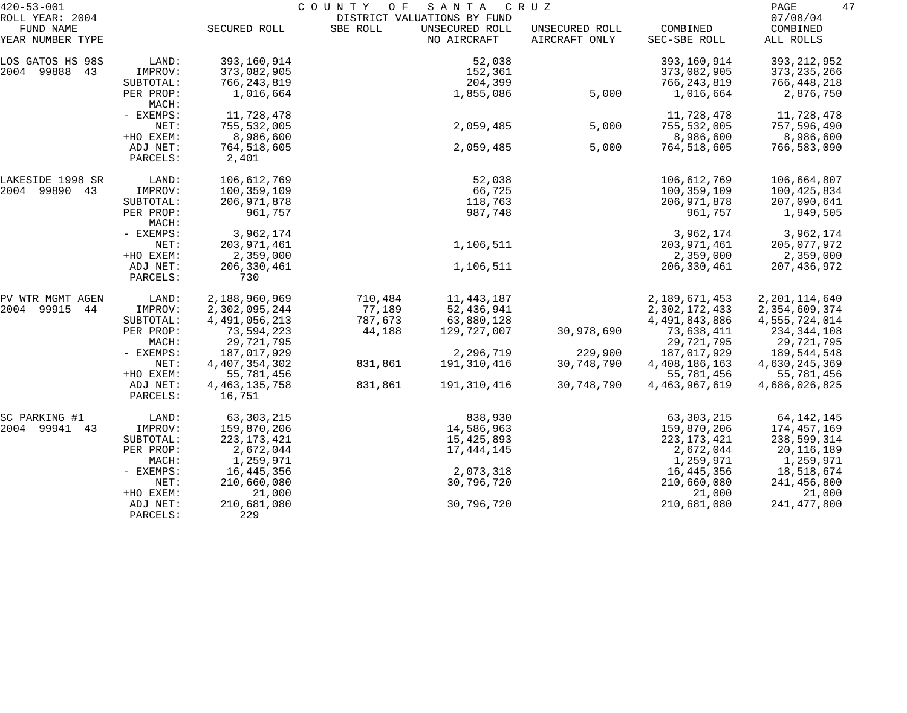420-53-001 — COUNTY OF SANTA CRUZ — DISTRICT VALUATIONS BY FUND — ROLL YEAR: 2004 — 07/08/04

| FUND NAME YEAR NUMBER TYPE | | SECURED ROLL | SBE ROLL | UNSECURED ROLL NO AIRCRAFT | UNSECURED ROLL AIRCRAFT ONLY | COMBINED SEC-SBE ROLL | COMBINED ALL ROLLS |
|---|---|---|---|---|---|---|---|
| LOS GATOS HS 98S | LAND: | 393,160,914 | | 52,038 | | 393,160,914 | 393,212,952 |
| 2004 99888 43 | IMPROV: | 373,082,905 | | 152,361 | | 373,082,905 | 373,235,266 |
| | SUBTOTAL: | 766,243,819 | | 204,399 | | 766,243,819 | 766,448,218 |
| | PER PROP: | 1,016,664 | | 1,855,086 | 5,000 | 1,016,664 | 2,876,750 |
| | MACH: | | | | | | |
| | - EXEMPS: | 11,728,478 | | | | 11,728,478 | 11,728,478 |
| | NET: | 755,532,005 | | 2,059,485 | 5,000 | 755,532,005 | 757,596,490 |
| | +HO EXEM: | 8,986,600 | | | | 8,986,600 | 8,986,600 |
| | ADJ NET: | 764,518,605 | | 2,059,485 | 5,000 | 764,518,605 | 766,583,090 |
| | PARCELS: | 2,401 | | | | | |
| LAKESIDE 1998 SR | LAND: | 106,612,769 | | 52,038 | | 106,612,769 | 106,664,807 |
| 2004 99890 43 | IMPROV: | 100,359,109 | | 66,725 | | 100,359,109 | 100,425,834 |
| | SUBTOTAL: | 206,971,878 | | 118,763 | | 206,971,878 | 207,090,641 |
| | PER PROP: | 961,757 | | 987,748 | | 961,757 | 1,949,505 |
| | MACH: | | | | | | |
| | - EXEMPS: | 3,962,174 | | | | 3,962,174 | 3,962,174 |
| | NET: | 203,971,461 | | 1,106,511 | | 203,971,461 | 205,077,972 |
| | +HO EXEM: | 2,359,000 | | | | 2,359,000 | 2,359,000 |
| | ADJ NET: | 206,330,461 | | 1,106,511 | | 206,330,461 | 207,436,972 |
| | PARCELS: | 730 | | | | | |
| PV WTR MGMT AGEN | LAND: | 2,188,960,969 | 710,484 | 11,443,187 | | 2,189,671,453 | 2,201,114,640 |
| 2004 99915 44 | IMPROV: | 2,302,095,244 | 77,189 | 52,436,941 | | 2,302,172,433 | 2,354,609,374 |
| | SUBTOTAL: | 4,491,056,213 | 787,673 | 63,880,128 | | 4,491,843,886 | 4,555,724,014 |
| | PER PROP: | 73,594,223 | 44,188 | 129,727,007 | 30,978,690 | 73,638,411 | 234,344,108 |
| | MACH: | 29,721,795 | | | | 29,721,795 | 29,721,795 |
| | - EXEMPS: | 187,017,929 | | 2,296,719 | 229,900 | 187,017,929 | 189,544,548 |
| | NET: | 4,407,354,302 | 831,861 | 191,310,416 | 30,748,790 | 4,408,186,163 | 4,630,245,369 |
| | +HO EXEM: | 55,781,456 | | | | 55,781,456 | 55,781,456 |
| | ADJ NET: | 4,463,135,758 | 831,861 | 191,310,416 | 30,748,790 | 4,463,967,619 | 4,686,026,825 |
| | PARCELS: | 16,751 | | | | | |
| SC PARKING #1 | LAND: | 63,303,215 | | 838,930 | | 63,303,215 | 64,142,145 |
| 2004 99941 43 | IMPROV: | 159,870,206 | | 14,586,963 | | 159,870,206 | 174,457,169 |
| | SUBTOTAL: | 223,173,421 | | 15,425,893 | | 223,173,421 | 238,599,314 |
| | PER PROP: | 2,672,044 | | 17,444,145 | | 2,672,044 | 20,116,189 |
| | MACH: | 1,259,971 | | | | 1,259,971 | 1,259,971 |
| | - EXEMPS: | 16,445,356 | | 2,073,318 | | 16,445,356 | 18,518,674 |
| | NET: | 210,660,080 | | 30,796,720 | | 210,660,080 | 241,456,800 |
| | +HO EXEM: | 21,000 | | | | 21,000 | 21,000 |
| | ADJ NET: | 210,681,080 | | 30,796,720 | | 210,681,080 | 241,477,800 |
| | PARCELS: | 229 | | | | | |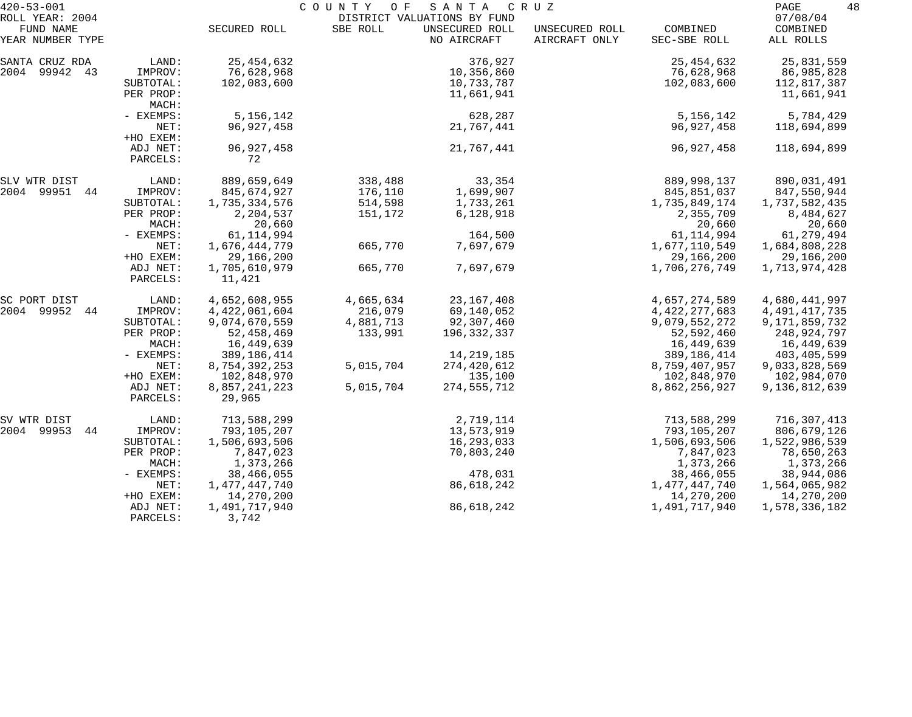| FUND NAME YEAR NUMBER TYPE | | SECURED ROLL | SBE ROLL | UNSECURED ROLL NO AIRCRAFT | UNSECURED ROLL AIRCRAFT ONLY | COMBINED SEC-SBE ROLL | COMBINED ALL ROLLS |
|---|---|---|---|---|---|---|---|
| SANTA CRUZ RDA | LAND: | 25,454,632 | | 376,927 | | 25,454,632 | 25,831,559 |
| 2004 99942 43 | IMPROV: | 76,628,968 | | 10,356,860 | | 76,628,968 | 86,985,828 |
| | SUBTOTAL: | 102,083,600 | | 10,733,787 | | 102,083,600 | 112,817,387 |
| | PER PROP: | | | 11,661,941 | | | 11,661,941 |
| | MACH: | | | | | | |
| | - EXEMPS: | 5,156,142 | | 628,287 | | 5,156,142 | 5,784,429 |
| | NET: | 96,927,458 | | 21,767,441 | | 96,927,458 | 118,694,899 |
| | +HO EXEM: | | | | | | |
| | ADJ NET: | 96,927,458 | | 21,767,441 | | 96,927,458 | 118,694,899 |
| | PARCELS: | 72 | | | | | |
| SLV WTR DIST | LAND: | 889,659,649 | 338,488 | 33,354 | | 889,998,137 | 890,031,491 |
| 2004 99951 44 | IMPROV: | 845,674,927 | 176,110 | 1,699,907 | | 845,851,037 | 847,550,944 |
| | SUBTOTAL: | 1,735,334,576 | 514,598 | 1,733,261 | | 1,735,849,174 | 1,737,582,435 |
| | PER PROP: | 2,204,537 | 151,172 | 6,128,918 | | 2,355,709 | 8,484,627 |
| | MACH: | 20,660 | | | | 20,660 | 20,660 |
| | - EXEMPS: | 61,114,994 | | 164,500 | | 61,114,994 | 61,279,494 |
| | NET: | 1,676,444,779 | 665,770 | 7,697,679 | | 1,677,110,549 | 1,684,808,228 |
| | +HO EXEM: | 29,166,200 | | | | 29,166,200 | 29,166,200 |
| | ADJ NET: | 1,705,610,979 | 665,770 | 7,697,679 | | 1,706,276,749 | 1,713,974,428 |
| | PARCELS: | 11,421 | | | | | |
| SC PORT DIST | LAND: | 4,652,608,955 | 4,665,634 | 23,167,408 | | 4,657,274,589 | 4,680,441,997 |
| 2004 99952 44 | IMPROV: | 4,422,061,604 | 216,079 | 69,140,052 | | 4,422,277,683 | 4,491,417,735 |
| | SUBTOTAL: | 9,074,670,559 | 4,881,713 | 92,307,460 | | 9,079,552,272 | 9,171,859,732 |
| | PER PROP: | 52,458,469 | 133,991 | 196,332,337 | | 52,592,460 | 248,924,797 |
| | MACH: | 16,449,639 | | | | 16,449,639 | 16,449,639 |
| | - EXEMPS: | 389,186,414 | | 14,219,185 | | 389,186,414 | 403,405,599 |
| | NET: | 8,754,392,253 | 5,015,704 | 274,420,612 | | 8,759,407,957 | 9,033,828,569 |
| | +HO EXEM: | 102,848,970 | | 135,100 | | 102,848,970 | 102,984,070 |
| | ADJ NET: | 8,857,241,223 | 5,015,704 | 274,555,712 | | 8,862,256,927 | 9,136,812,639 |
| | PARCELS: | 29,965 | | | | | |
| SV WTR DIST | LAND: | 713,588,299 | | 2,719,114 | | 713,588,299 | 716,307,413 |
| 2004 99953 44 | IMPROV: | 793,105,207 | | 13,573,919 | | 793,105,207 | 806,679,126 |
| | SUBTOTAL: | 1,506,693,506 | | 16,293,033 | | 1,506,693,506 | 1,522,986,539 |
| | PER PROP: | 7,847,023 | | 70,803,240 | | 7,847,023 | 78,650,263 |
| | MACH: | 1,373,266 | | | | 1,373,266 | 1,373,266 |
| | - EXEMPS: | 38,466,055 | | 478,031 | | 38,466,055 | 38,944,086 |
| | NET: | 1,477,447,740 | | 86,618,242 | | 1,477,447,740 | 1,564,065,982 |
| | +HO EXEM: | 14,270,200 | | | | 14,270,200 | 14,270,200 |
| | ADJ NET: | 1,491,717,940 | | 86,618,242 | | 1,491,717,940 | 1,578,336,182 |
| | PARCELS: | 3,742 | | | | | |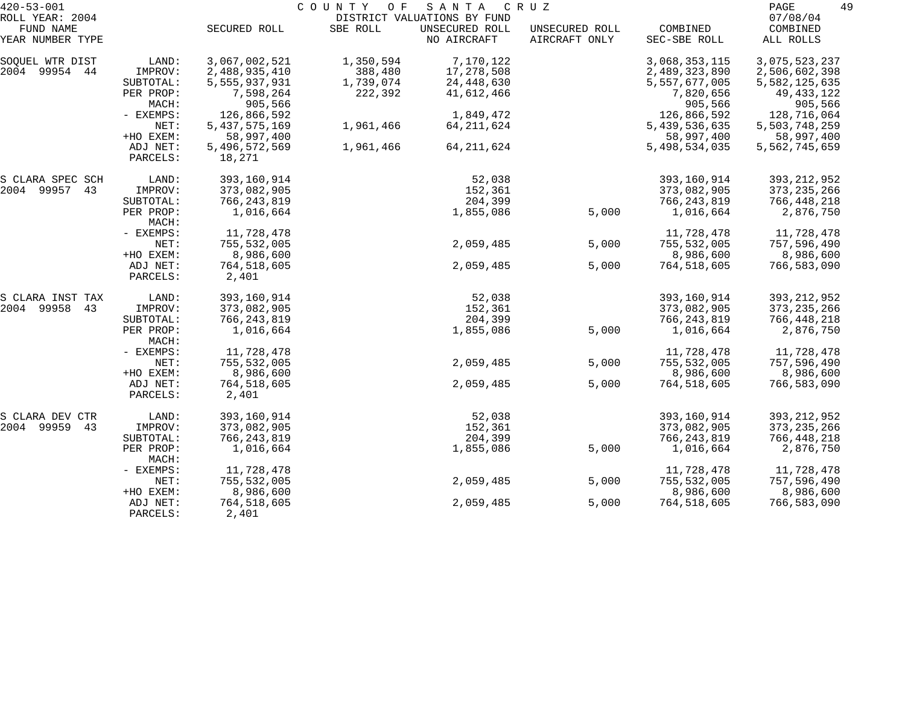420-53-001 COUNTY OF SANTA CRUZ
ROLL YEAR: 2004 DISTRICT VALUATIONS BY FUND 07/08/04

| FUND NAME YEAR NUMBER TYPE | | SECURED ROLL | SBE ROLL | UNSECURED ROLL NO AIRCRAFT | UNSECURED ROLL AIRCRAFT ONLY | COMBINED SEC-SBE ROLL | COMBINED ALL ROLLS |
|---|---|---|---|---|---|---|---|
| SOQUEL WTR DIST | LAND: | 3,067,002,521 | 1,350,594 | 7,170,122 | | 3,068,353,115 | 3,075,523,237 |
| 2004 99954 44 | IMPROV: | 2,488,935,410 | 388,480 | 17,278,508 | | 2,489,323,890 | 2,506,602,398 |
| | SUBTOTAL: | 5,555,937,931 | 1,739,074 | 24,448,630 | | 5,557,677,005 | 5,582,125,635 |
| | PER PROP: | 7,598,264 | 222,392 | 41,612,466 | | 7,820,656 | 49,433,122 |
| | MACH: | 905,566 | | | | 905,566 | 905,566 |
| | - EXEMPS: | 126,866,592 | | 1,849,472 | | 126,866,592 | 128,716,064 |
| | NET: | 5,437,575,169 | 1,961,466 | 64,211,624 | | 5,439,536,635 | 5,503,748,259 |
| | +HO EXEM: | 58,997,400 | | | | 58,997,400 | 58,997,400 |
| | ADJ NET: | 5,496,572,569 | 1,961,466 | 64,211,624 | | 5,498,534,035 | 5,562,745,659 |
| | PARCELS: | 18,271 | | | | | |
| S CLARA SPEC SCH | LAND: | 393,160,914 | | 52,038 | | 393,160,914 | 393,212,952 |
| 2004 99957 43 | IMPROV: | 373,082,905 | | 152,361 | | 373,082,905 | 373,235,266 |
| | SUBTOTAL: | 766,243,819 | | 204,399 | | 766,243,819 | 766,448,218 |
| | PER PROP: | 1,016,664 | | 1,855,086 | 5,000 | 1,016,664 | 2,876,750 |
| | MACH: | | | | | | |
| | - EXEMPS: | 11,728,478 | | | | 11,728,478 | 11,728,478 |
| | NET: | 755,532,005 | | 2,059,485 | 5,000 | 755,532,005 | 757,596,490 |
| | +HO EXEM: | 8,986,600 | | | | 8,986,600 | 8,986,600 |
| | ADJ NET: | 764,518,605 | | 2,059,485 | 5,000 | 764,518,605 | 766,583,090 |
| | PARCELS: | 2,401 | | | | | |
| S CLARA INST TAX | LAND: | 393,160,914 | | 52,038 | | 393,160,914 | 393,212,952 |
| 2004 99958 43 | IMPROV: | 373,082,905 | | 152,361 | | 373,082,905 | 373,235,266 |
| | SUBTOTAL: | 766,243,819 | | 204,399 | | 766,243,819 | 766,448,218 |
| | PER PROP: | 1,016,664 | | 1,855,086 | 5,000 | 1,016,664 | 2,876,750 |
| | MACH: | | | | | | |
| | - EXEMPS: | 11,728,478 | | | | 11,728,478 | 11,728,478 |
| | NET: | 755,532,005 | | 2,059,485 | 5,000 | 755,532,005 | 757,596,490 |
| | +HO EXEM: | 8,986,600 | | | | 8,986,600 | 8,986,600 |
| | ADJ NET: | 764,518,605 | | 2,059,485 | 5,000 | 764,518,605 | 766,583,090 |
| | PARCELS: | 2,401 | | | | | |
| S CLARA DEV CTR | LAND: | 393,160,914 | | 52,038 | | 393,160,914 | 393,212,952 |
| 2004 99959 43 | IMPROV: | 373,082,905 | | 152,361 | | 373,082,905 | 373,235,266 |
| | SUBTOTAL: | 766,243,819 | | 204,399 | | 766,243,819 | 766,448,218 |
| | PER PROP: | 1,016,664 | | 1,855,086 | 5,000 | 1,016,664 | 2,876,750 |
| | MACH: | | | | | | |
| | - EXEMPS: | 11,728,478 | | | | 11,728,478 | 11,728,478 |
| | NET: | 755,532,005 | | 2,059,485 | 5,000 | 755,532,005 | 757,596,490 |
| | +HO EXEM: | 8,986,600 | | | | 8,986,600 | 8,986,600 |
| | ADJ NET: | 764,518,605 | | 2,059,485 | 5,000 | 764,518,605 | 766,583,090 |
| | PARCELS: | 2,401 | | | | | |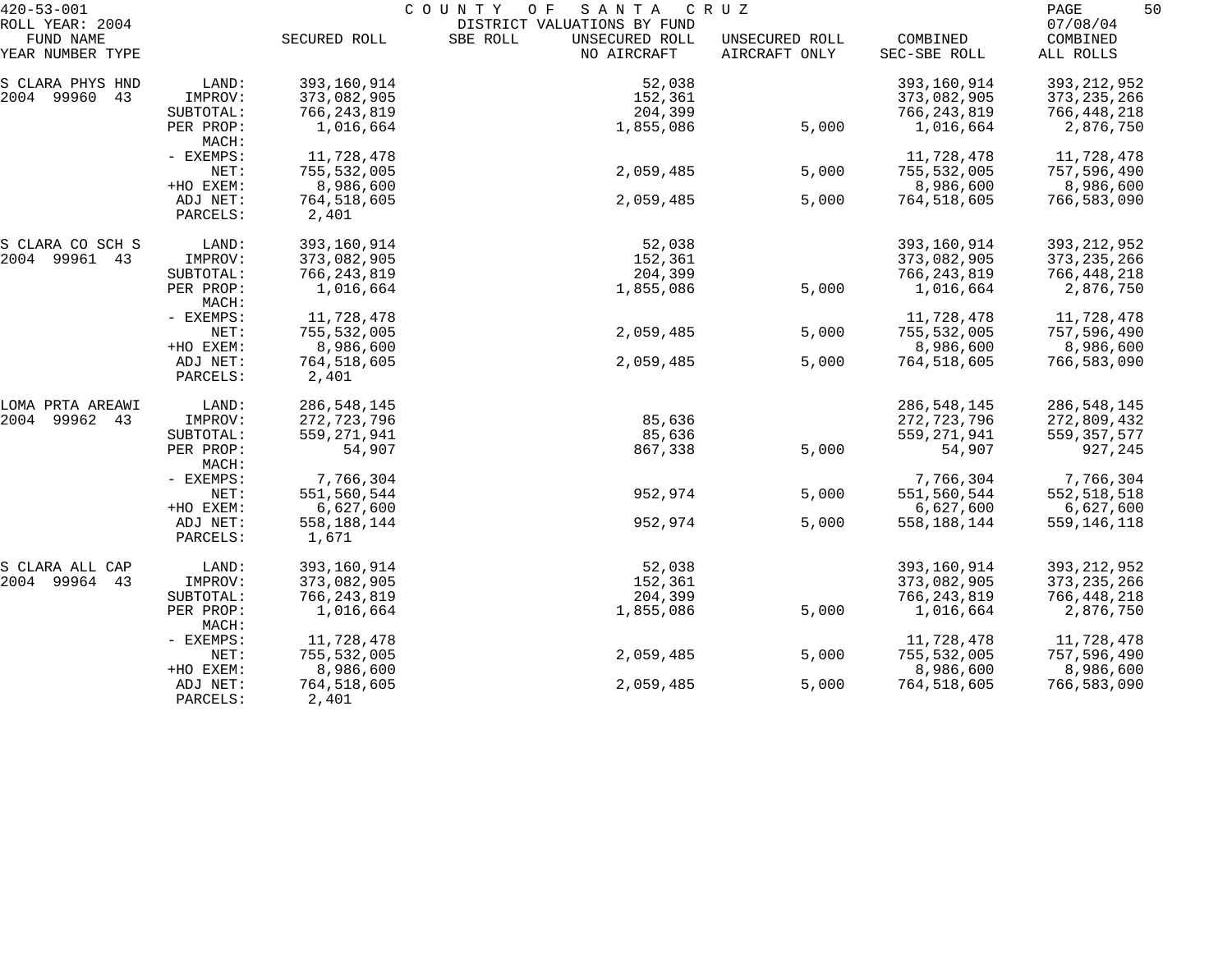420-53-001 COUNTY OF SANTA CRUZ

ROLL YEAR: 2004 DISTRICT VALUATIONS BY FUND 07/08/04

| FUND NAME YEAR NUMBER TYPE | | SECURED ROLL | SBE ROLL | UNSECURED ROLL NO AIRCRAFT | UNSECURED ROLL AIRCRAFT ONLY | COMBINED SEC-SBE ROLL | COMBINED ALL ROLLS |
|---|---|---|---|---|---|---|---|
| S CLARA PHYS HND | LAND: | 393,160,914 | | 52,038 | | 393,160,914 | 393,212,952 |
| 2004 99960 43 | IMPROV: | 373,082,905 | | 152,361 | | 373,082,905 | 373,235,266 |
| | SUBTOTAL: | 766,243,819 | | 204,399 | | 766,243,819 | 766,448,218 |
| | PER PROP: | 1,016,664 | | 1,855,086 | 5,000 | 1,016,664 | 2,876,750 |
| | MACH: | | | | | | |
| | - EXEMPS: | 11,728,478 | | | | 11,728,478 | 11,728,478 |
| | NET: | 755,532,005 | | 2,059,485 | 5,000 | 755,532,005 | 757,596,490 |
| | +HO EXEM: | 8,986,600 | | | | 8,986,600 | 8,986,600 |
| | ADJ NET: | 764,518,605 | | 2,059,485 | 5,000 | 764,518,605 | 766,583,090 |
| | PARCELS: | 2,401 | | | | | |
| S CLARA CO SCH S | LAND: | 393,160,914 | | 52,038 | | 393,160,914 | 393,212,952 |
| 2004 99961 43 | IMPROV: | 373,082,905 | | 152,361 | | 373,082,905 | 373,235,266 |
| | SUBTOTAL: | 766,243,819 | | 204,399 | | 766,243,819 | 766,448,218 |
| | PER PROP: | 1,016,664 | | 1,855,086 | 5,000 | 1,016,664 | 2,876,750 |
| | MACH: | | | | | | |
| | - EXEMPS: | 11,728,478 | | | | 11,728,478 | 11,728,478 |
| | NET: | 755,532,005 | | 2,059,485 | 5,000 | 755,532,005 | 757,596,490 |
| | +HO EXEM: | 8,986,600 | | | | 8,986,600 | 8,986,600 |
| | ADJ NET: | 764,518,605 | | 2,059,485 | 5,000 | 764,518,605 | 766,583,090 |
| | PARCELS: | 2,401 | | | | | |
| LOMA PRTA AREAWI | LAND: | 286,548,145 | | | | 286,548,145 | 286,548,145 |
| 2004 99962 43 | IMPROV: | 272,723,796 | | 85,636 | | 272,723,796 | 272,809,432 |
| | SUBTOTAL: | 559,271,941 | | 85,636 | | 559,271,941 | 559,357,577 |
| | PER PROP: | 54,907 | | 867,338 | 5,000 | 54,907 | 927,245 |
| | MACH: | | | | | | |
| | - EXEMPS: | 7,766,304 | | | | 7,766,304 | 7,766,304 |
| | NET: | 551,560,544 | | 952,974 | 5,000 | 551,560,544 | 552,518,518 |
| | +HO EXEM: | 6,627,600 | | | | 6,627,600 | 6,627,600 |
| | ADJ NET: | 558,188,144 | | 952,974 | 5,000 | 558,188,144 | 559,146,118 |
| | PARCELS: | 1,671 | | | | | |
| S CLARA ALL CAP | LAND: | 393,160,914 | | 52,038 | | 393,160,914 | 393,212,952 |
| 2004 99964 43 | IMPROV: | 373,082,905 | | 152,361 | | 373,082,905 | 373,235,266 |
| | SUBTOTAL: | 766,243,819 | | 204,399 | | 766,243,819 | 766,448,218 |
| | PER PROP: | 1,016,664 | | 1,855,086 | 5,000 | 1,016,664 | 2,876,750 |
| | MACH: | | | | | | |
| | - EXEMPS: | 11,728,478 | | | | 11,728,478 | 11,728,478 |
| | NET: | 755,532,005 | | 2,059,485 | 5,000 | 755,532,005 | 757,596,490 |
| | +HO EXEM: | 8,986,600 | | | | 8,986,600 | 8,986,600 |
| | ADJ NET: | 764,518,605 | | 2,059,485 | 5,000 | 764,518,605 | 766,583,090 |
| | PARCELS: | 2,401 | | | | | |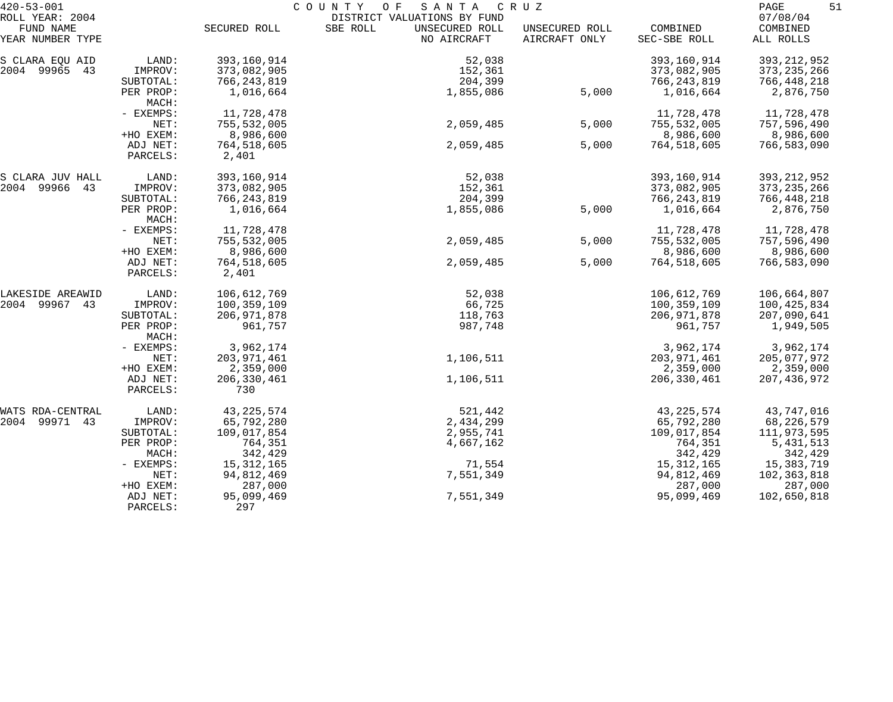420-53-001 COUNTY OF SANTA CRUZ
ROLL YEAR: 2004 DISTRICT VALUATIONS BY FUND 07/08/04

| FUND NAME YEAR NUMBER TYPE | | SECURED ROLL | SBE ROLL | UNSECURED ROLL NO AIRCRAFT | UNSECURED ROLL AIRCRAFT ONLY | COMBINED SEC-SBE ROLL | COMBINED ALL ROLLS |
|---|---|---|---|---|---|---|---|
| S CLARA EQU AID | LAND: | 393,160,914 | | 52,038 | | 393,160,914 | 393,212,952 |
| 2004 99965 43 | IMPROV: | 373,082,905 | | 152,361 | | 373,082,905 | 373,235,266 |
| | SUBTOTAL: | 766,243,819 | | 204,399 | | 766,243,819 | 766,448,218 |
| | PER PROP: | 1,016,664 | | 1,855,086 | 5,000 | 1,016,664 | 2,876,750 |
| | MACH: | | | | | | |
| | - EXEMPS: | 11,728,478 | | | | 11,728,478 | 11,728,478 |
| | NET: | 755,532,005 | | 2,059,485 | 5,000 | 755,532,005 | 757,596,490 |
| | +HO EXEM: | 8,986,600 | | | | 8,986,600 | 8,986,600 |
| | ADJ NET: | 764,518,605 | | 2,059,485 | 5,000 | 764,518,605 | 766,583,090 |
| | PARCELS: | 2,401 | | | | | |
| S CLARA JUV HALL | LAND: | 393,160,914 | | 52,038 | | 393,160,914 | 393,212,952 |
| 2004 99966 43 | IMPROV: | 373,082,905 | | 152,361 | | 373,082,905 | 373,235,266 |
| | SUBTOTAL: | 766,243,819 | | 204,399 | | 766,243,819 | 766,448,218 |
| | PER PROP: | 1,016,664 | | 1,855,086 | 5,000 | 1,016,664 | 2,876,750 |
| | MACH: | | | | | | |
| | - EXEMPS: | 11,728,478 | | | | 11,728,478 | 11,728,478 |
| | NET: | 755,532,005 | | 2,059,485 | 5,000 | 755,532,005 | 757,596,490 |
| | +HO EXEM: | 8,986,600 | | | | 8,986,600 | 8,986,600 |
| | ADJ NET: | 764,518,605 | | 2,059,485 | 5,000 | 764,518,605 | 766,583,090 |
| | PARCELS: | 2,401 | | | | | |
| LAKESIDE AREAWID | LAND: | 106,612,769 | | 52,038 | | 106,612,769 | 106,664,807 |
| 2004 99967 43 | IMPROV: | 100,359,109 | | 66,725 | | 100,359,109 | 100,425,834 |
| | SUBTOTAL: | 206,971,878 | | 118,763 | | 206,971,878 | 207,090,641 |
| | PER PROP: | 961,757 | | 987,748 | | 961,757 | 1,949,505 |
| | MACH: | | | | | | |
| | - EXEMPS: | 3,962,174 | | | | 3,962,174 | 3,962,174 |
| | NET: | 203,971,461 | | 1,106,511 | | 203,971,461 | 205,077,972 |
| | +HO EXEM: | 2,359,000 | | | | 2,359,000 | 2,359,000 |
| | ADJ NET: | 206,330,461 | | 1,106,511 | | 206,330,461 | 207,436,972 |
| | PARCELS: | 730 | | | | | |
| WATS RDA-CENTRAL | LAND: | 43,225,574 | | 521,442 | | 43,225,574 | 43,747,016 |
| 2004 99971 43 | IMPROV: | 65,792,280 | | 2,434,299 | | 65,792,280 | 68,226,579 |
| | SUBTOTAL: | 109,017,854 | | 2,955,741 | | 109,017,854 | 111,973,595 |
| | PER PROP: | 764,351 | | 4,667,162 | | 764,351 | 5,431,513 |
| | MACH: | 342,429 | | | | 342,429 | 342,429 |
| | - EXEMPS: | 15,312,165 | | 71,554 | | 15,312,165 | 15,383,719 |
| | NET: | 94,812,469 | | 7,551,349 | | 94,812,469 | 102,363,818 |
| | +HO EXEM: | 287,000 | | | | 287,000 | 287,000 |
| | ADJ NET: | 95,099,469 | | 7,551,349 | | 95,099,469 | 102,650,818 |
| | PARCELS: | 297 | | | | | |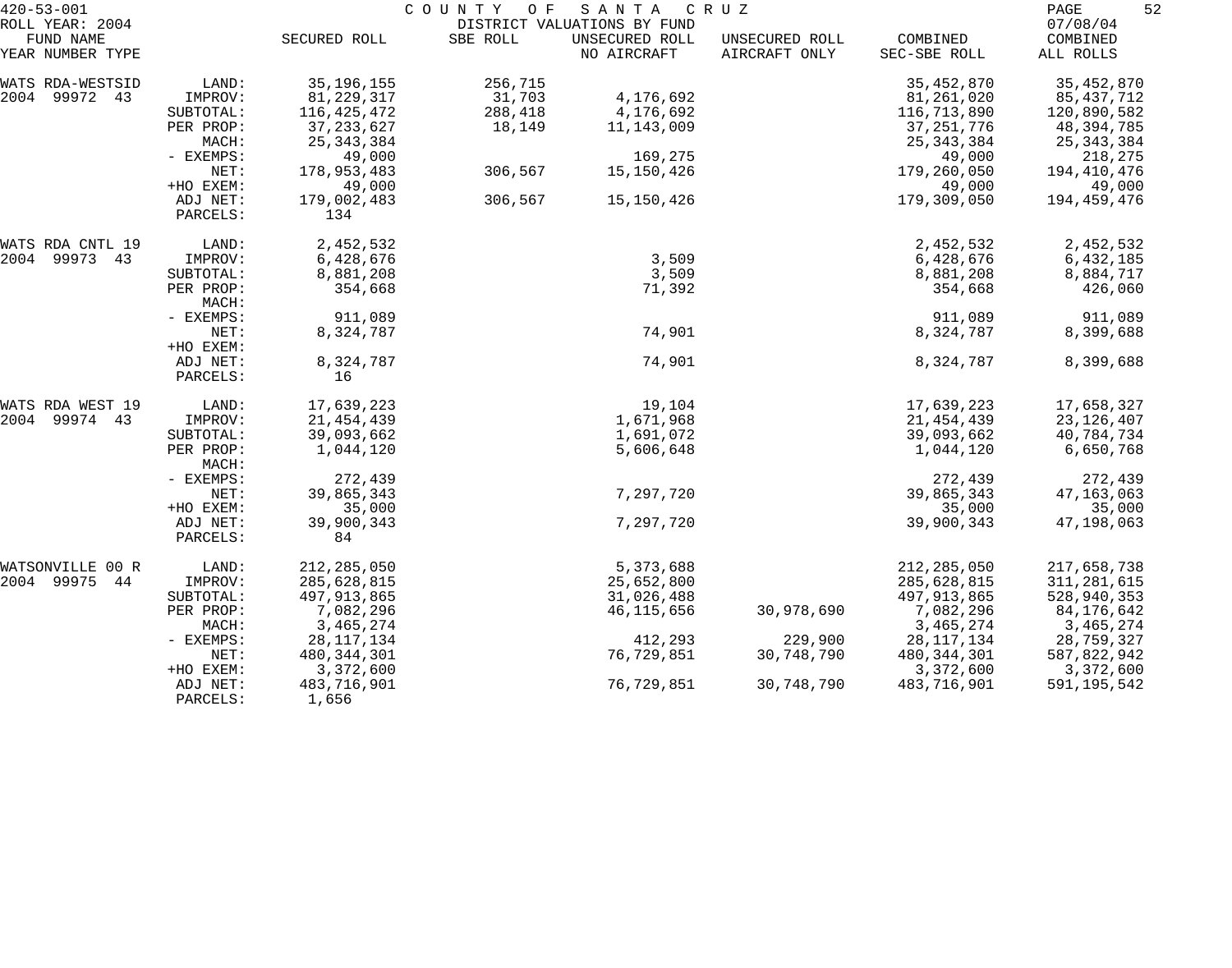420-53-001 COUNTY OF SANTA CRUZ
ROLL YEAR: 2004 DISTRICT VALUATIONS BY FUND 07/08/04

| FUND NAME YEAR NUMBER TYPE | | SECURED ROLL | SBE ROLL | UNSECURED ROLL NO AIRCRAFT | UNSECURED ROLL AIRCRAFT ONLY | COMBINED SEC-SBE ROLL | COMBINED ALL ROLLS |
|---|---|---|---|---|---|---|---|
| WATS RDA-WESTSID | LAND: | 35,196,155 | 256,715 | | | 35,452,870 | 35,452,870 |
| 2004 99972 43 | IMPROV: | 81,229,317 | 31,703 | 4,176,692 | | 81,261,020 | 85,437,712 |
| | SUBTOTAL: | 116,425,472 | 288,418 | 4,176,692 | | 116,713,890 | 120,890,582 |
| | PER PROP: | 37,233,627 | 18,149 | 11,143,009 | | 37,251,776 | 48,394,785 |
| | MACH: | 25,343,384 | | | | 25,343,384 | 25,343,384 |
| | - EXEMPS: | 49,000 | | 169,275 | | 49,000 | 218,275 |
| | NET: | 178,953,483 | 306,567 | 15,150,426 | | 179,260,050 | 194,410,476 |
| | +HO EXEM: | 49,000 | | | | 49,000 | 49,000 |
| | ADJ NET: | 179,002,483 | 306,567 | 15,150,426 | | 179,309,050 | 194,459,476 |
| | PARCELS: | 134 | | | | | |
| WATS RDA CNTL 19 | LAND: | 2,452,532 | | | | 2,452,532 | 2,452,532 |
| 2004 99973 43 | IMPROV: | 6,428,676 | | 3,509 | | 6,428,676 | 6,432,185 |
| | SUBTOTAL: | 8,881,208 | | 3,509 | | 8,881,208 | 8,884,717 |
| | PER PROP: | 354,668 | | 71,392 | | 354,668 | 426,060 |
| | MACH: | | | | | | |
| | - EXEMPS: | 911,089 | | | | 911,089 | 911,089 |
| | NET: | 8,324,787 | | 74,901 | | 8,324,787 | 8,399,688 |
| | +HO EXEM: | | | | | | |
| | ADJ NET: | 8,324,787 | | 74,901 | | 8,324,787 | 8,399,688 |
| | PARCELS: | 16 | | | | | |
| WATS RDA WEST 19 | LAND: | 17,639,223 | | 19,104 | | 17,639,223 | 17,658,327 |
| 2004 99974 43 | IMPROV: | 21,454,439 | | 1,671,968 | | 21,454,439 | 23,126,407 |
| | SUBTOTAL: | 39,093,662 | | 1,691,072 | | 39,093,662 | 40,784,734 |
| | PER PROP: | 1,044,120 | | 5,606,648 | | 1,044,120 | 6,650,768 |
| | MACH: | | | | | | |
| | - EXEMPS: | 272,439 | | | | 272,439 | 272,439 |
| | NET: | 39,865,343 | | 7,297,720 | | 39,865,343 | 47,163,063 |
| | +HO EXEM: | 35,000 | | | | 35,000 | 35,000 |
| | ADJ NET: | 39,900,343 | | 7,297,720 | | 39,900,343 | 47,198,063 |
| | PARCELS: | 84 | | | | | |
| WATSONVILLE 00 R | LAND: | 212,285,050 | | 5,373,688 | | 212,285,050 | 217,658,738 |
| 2004 99975 44 | IMPROV: | 285,628,815 | | 25,652,800 | | 285,628,815 | 311,281,615 |
| | SUBTOTAL: | 497,913,865 | | 31,026,488 | | 497,913,865 | 528,940,353 |
| | PER PROP: | 7,082,296 | | 46,115,656 | 30,978,690 | 7,082,296 | 84,176,642 |
| | MACH: | 3,465,274 | | | | 3,465,274 | 3,465,274 |
| | - EXEMPS: | 28,117,134 | | 412,293 | 229,900 | 28,117,134 | 28,759,327 |
| | NET: | 480,344,301 | | 76,729,851 | 30,748,790 | 480,344,301 | 587,822,942 |
| | +HO EXEM: | 3,372,600 | | | | 3,372,600 | 3,372,600 |
| | ADJ NET: | 483,716,901 | | 76,729,851 | 30,748,790 | 483,716,901 | 591,195,542 |
| | PARCELS: | 1,656 | | | | | |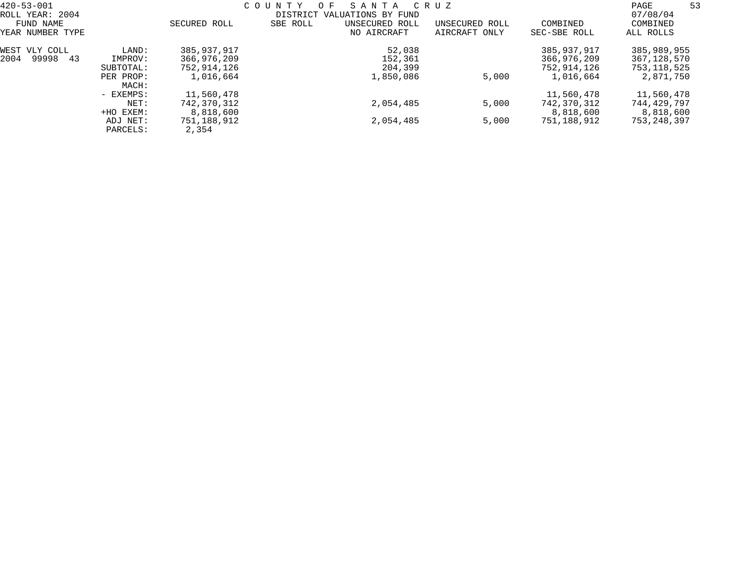420-53-001 COUNTY OF SANTA CRUZ

ROLL YEAR: 2004 DISTRICT VALUATIONS BY FUND 07/08/04

| FUND NAME YEAR NUMBER TYPE | | SECURED ROLL | SBE ROLL | UNSECURED ROLL NO AIRCRAFT | UNSECURED ROLL AIRCRAFT ONLY | COMBINED SEC-SBE ROLL | COMBINED ALL ROLLS |
|---|---|---|---|---|---|---|---|
| WEST VLY COLL | LAND: | 385,937,917 | | 52,038 | | 385,937,917 | 385,989,955 |
| 2004 99998 43 | IMPROV: | 366,976,209 | | 152,361 | | 366,976,209 | 367,128,570 |
| | SUBTOTAL: | 752,914,126 | | 204,399 | | 752,914,126 | 753,118,525 |
| | PER PROP: | 1,016,664 | | 1,850,086 | 5,000 | 1,016,664 | 2,871,750 |
| | MACH: | | | | | | |
| | - EXEMPS: | 11,560,478 | | | | 11,560,478 | 11,560,478 |
| | NET: | 742,370,312 | | 2,054,485 | 5,000 | 742,370,312 | 744,429,797 |
| | +HO EXEM: | 8,818,600 | | | | 8,818,600 | 8,818,600 |
| | ADJ NET: | 751,188,912 | | 2,054,485 | 5,000 | 751,188,912 | 753,248,397 |
| | PARCELS: | 2,354 | | | | | |